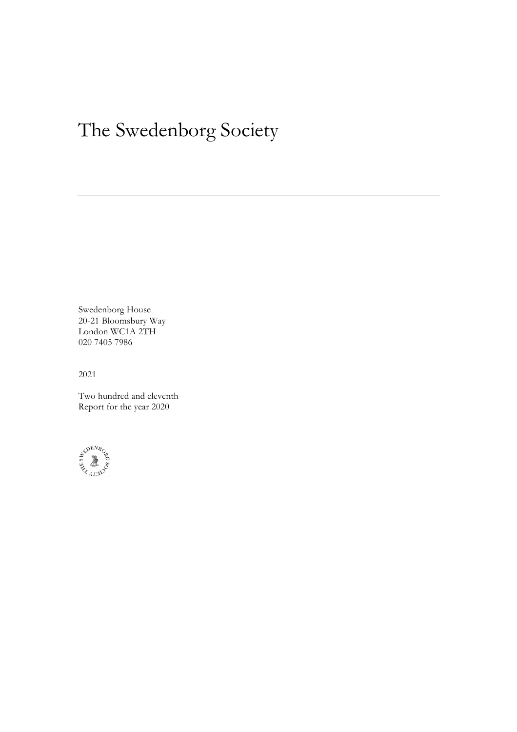# The Swedenborg Society

Swedenborg House
20-21 Bloomsbury Way
London WC1A 2TH
020 7405 7986

2021

Two hundred and eleventh
Report for the year 2020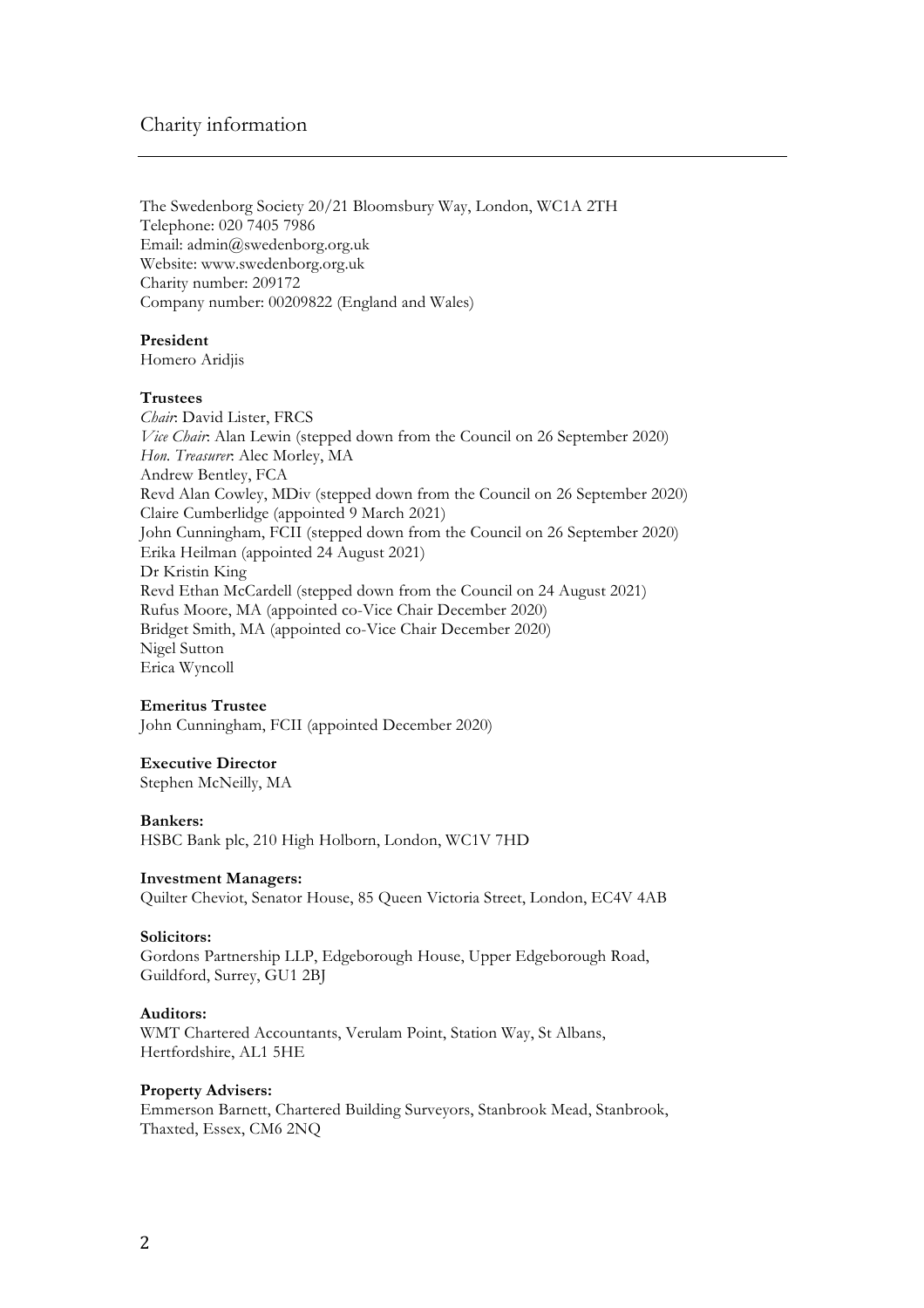# Charity information

The Swedenborg Society 20/21 Bloomsbury Way, London, WC1A 2TH
Telephone: 020 7405 7986
Email: admin@swedenborg.org.uk
Website: www.swedenborg.org.uk
Charity number: 209172
Company number: 00209822 (England and Wales)

**President**
Homero Aridjis

**Trustees**
*Chair*: David Lister, FRCS
*Vice Chair*: Alan Lewin (stepped down from the Council on 26 September 2020)
*Hon. Treasurer*: Alec Morley, MA
Andrew Bentley, FCA
Revd Alan Cowley, MDiv (stepped down from the Council on 26 September 2020)
Claire Cumberlidge (appointed 9 March 2021)
John Cunningham, FCII (stepped down from the Council on 26 September 2020)
Erika Heilman (appointed 24 August 2021)
Dr Kristin King
Revd Ethan McCardell (stepped down from the Council on 24 August 2021)
Rufus Moore, MA (appointed co-Vice Chair December 2020)
Bridget Smith, MA (appointed co-Vice Chair December 2020)
Nigel Sutton
Erica Wyncoll

**Emeritus Trustee**
John Cunningham, FCII (appointed December 2020)

**Executive Director**
Stephen McNeilly, MA

**Bankers:**
HSBC Bank plc, 210 High Holborn, London, WC1V 7HD

**Investment Managers:**
Quilter Cheviot, Senator House, 85 Queen Victoria Street, London, EC4V 4AB

**Solicitors:**
Gordons Partnership LLP, Edgeborough House, Upper Edgeborough Road, Guildford, Surrey, GU1 2BJ

**Auditors:**
WMT Chartered Accountants, Verulam Point, Station Way, St Albans, Hertfordshire, AL1 5HE

**Property Advisers:**
Emmerson Barnett, Chartered Building Surveyors, Stanbrook Mead, Stanbrook, Thaxted, Essex, CM6 2NQ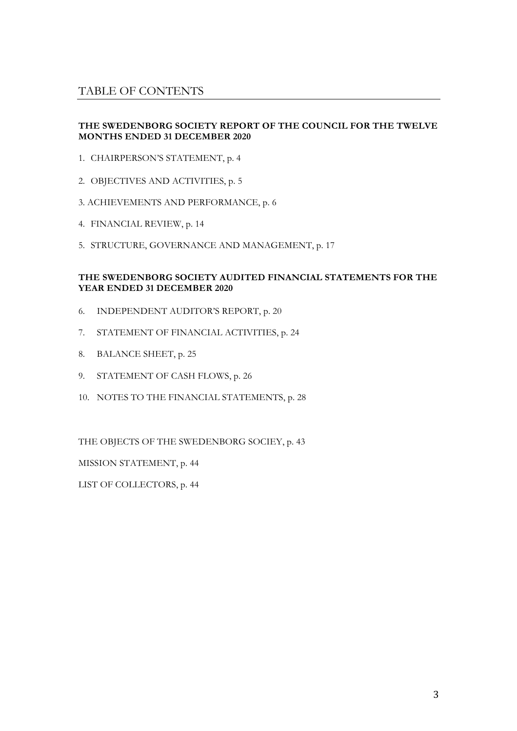# TABLE OF CONTENTS

**THE SWEDENBORG SOCIETY REPORT OF THE COUNCIL FOR THE TWELVE MONTHS ENDED 31 DECEMBER 2020**

1. CHAIRPERSON'S STATEMENT, p. 4
2. OBJECTIVES AND ACTIVITIES, p. 5
3. ACHIEVEMENTS AND PERFORMANCE, p. 6
4. FINANCIAL REVIEW, p. 14
5. STRUCTURE, GOVERNANCE AND MANAGEMENT, p. 17

**THE SWEDENBORG SOCIETY AUDITED FINANCIAL STATEMENTS FOR THE YEAR ENDED 31 DECEMBER 2020**

6. INDEPENDENT AUDITOR'S REPORT, p. 20
7. STATEMENT OF FINANCIAL ACTIVITIES, p. 24
8. BALANCE SHEET, p. 25
9. STATEMENT OF CASH FLOWS, p. 26
10. NOTES TO THE FINANCIAL STATEMENTS, p. 28

THE OBJECTS OF THE SWEDENBORG SOCIEY, p. 43

MISSION STATEMENT, p. 44

LIST OF COLLECTORS, p. 44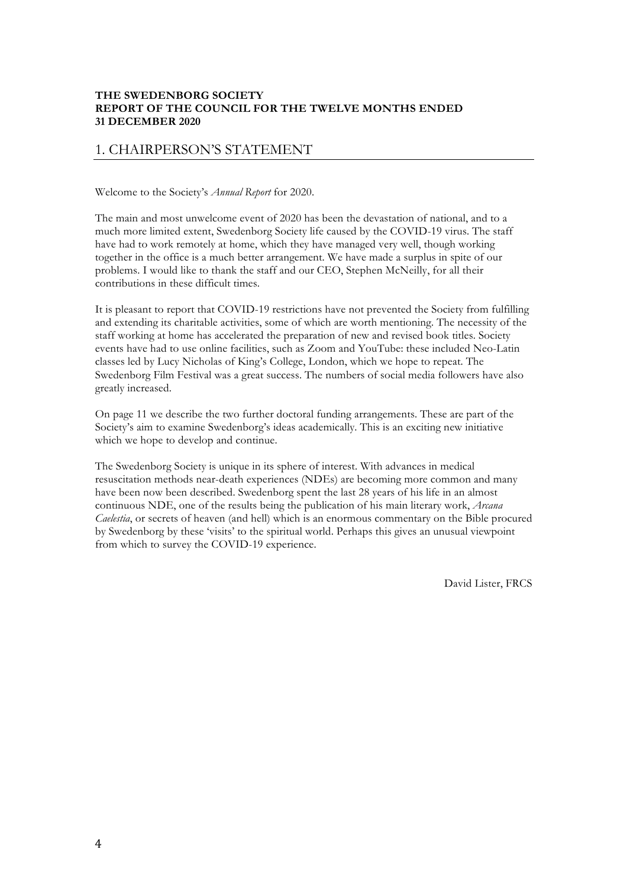**THE SWEDENBORG SOCIETY**
**REPORT OF THE COUNCIL FOR THE TWELVE MONTHS ENDED**
**31 DECEMBER 2020**

## 1. CHAIRPERSON'S STATEMENT

Welcome to the Society's *Annual Report* for 2020.

The main and most unwelcome event of 2020 has been the devastation of national, and to a much more limited extent, Swedenborg Society life caused by the COVID-19 virus. The staff have had to work remotely at home, which they have managed very well, though working together in the office is a much better arrangement. We have made a surplus in spite of our problems. I would like to thank the staff and our CEO, Stephen McNeilly, for all their contributions in these difficult times.

It is pleasant to report that COVID-19 restrictions have not prevented the Society from fulfilling and extending its charitable activities, some of which are worth mentioning. The necessity of the staff working at home has accelerated the preparation of new and revised book titles. Society events have had to use online facilities, such as Zoom and YouTube: these included Neo-Latin classes led by Lucy Nicholas of King's College, London, which we hope to repeat. The Swedenborg Film Festival was a great success. The numbers of social media followers have also greatly increased.

On page 11 we describe the two further doctoral funding arrangements. These are part of the Society's aim to examine Swedenborg's ideas academically. This is an exciting new initiative which we hope to develop and continue.

The Swedenborg Society is unique in its sphere of interest. With advances in medical resuscitation methods near-death experiences (NDEs) are becoming more common and many have been now been described. Swedenborg spent the last 28 years of his life in an almost continuous NDE, one of the results being the publication of his main literary work, *Arcana Caelestia*, or secrets of heaven (and hell) which is an enormous commentary on the Bible procured by Swedenborg by these 'visits' to the spiritual world. Perhaps this gives an unusual viewpoint from which to survey the COVID-19 experience.

David Lister, FRCS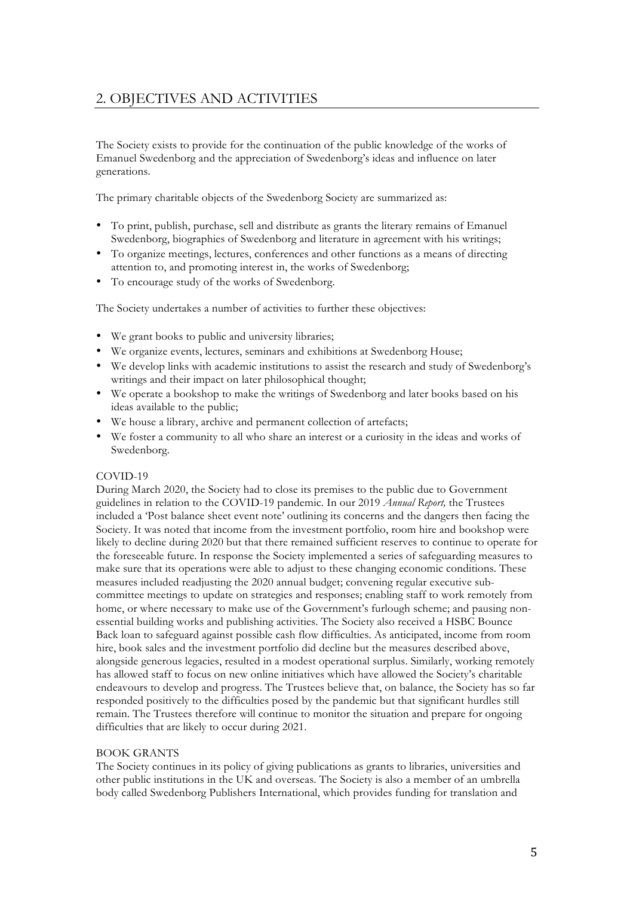## 2. OBJECTIVES AND ACTIVITIES

The Society exists to provide for the continuation of the public knowledge of the works of Emanuel Swedenborg and the appreciation of Swedenborg's ideas and influence on later generations.

The primary charitable objects of the Swedenborg Society are summarized as:

- To print, publish, purchase, sell and distribute as grants the literary remains of Emanuel Swedenborg, biographies of Swedenborg and literature in agreement with his writings;
- To organize meetings, lectures, conferences and other functions as a means of directing attention to, and promoting interest in, the works of Swedenborg;
- To encourage study of the works of Swedenborg.

The Society undertakes a number of activities to further these objectives:

- We grant books to public and university libraries;
- We organize events, lectures, seminars and exhibitions at Swedenborg House;
- We develop links with academic institutions to assist the research and study of Swedenborg's writings and their impact on later philosophical thought;
- We operate a bookshop to make the writings of Swedenborg and later books based on his ideas available to the public;
- We house a library, archive and permanent collection of artefacts;
- We foster a community to all who share an interest or a curiosity in the ideas and works of Swedenborg.

COVID-19

During March 2020, the Society had to close its premises to the public due to Government guidelines in relation to the COVID-19 pandemic. In our 2019 *Annual Report,* the Trustees included a 'Post balance sheet event note' outlining its concerns and the dangers then facing the Society. It was noted that income from the investment portfolio, room hire and bookshop were likely to decline during 2020 but that there remained sufficient reserves to continue to operate for the foreseeable future. In response the Society implemented a series of safeguarding measures to make sure that its operations were able to adjust to these changing economic conditions. These measures included readjusting the 2020 annual budget; convening regular executive sub-committee meetings to update on strategies and responses; enabling staff to work remotely from home, or where necessary to make use of the Government's furlough scheme; and pausing non-essential building works and publishing activities. The Society also received a HSBC Bounce Back loan to safeguard against possible cash flow difficulties. As anticipated, income from room hire, book sales and the investment portfolio did decline but the measures described above, alongside generous legacies, resulted in a modest operational surplus. Similarly, working remotely has allowed staff to focus on new online initiatives which have allowed the Society's charitable endeavours to develop and progress. The Trustees believe that, on balance, the Society has so far responded positively to the difficulties posed by the pandemic but that significant hurdles still remain. The Trustees therefore will continue to monitor the situation and prepare for ongoing difficulties that are likely to occur during 2021.

BOOK GRANTS

The Society continues in its policy of giving publications as grants to libraries, universities and other public institutions in the UK and overseas. The Society is also a member of an umbrella body called Swedenborg Publishers International, which provides funding for translation and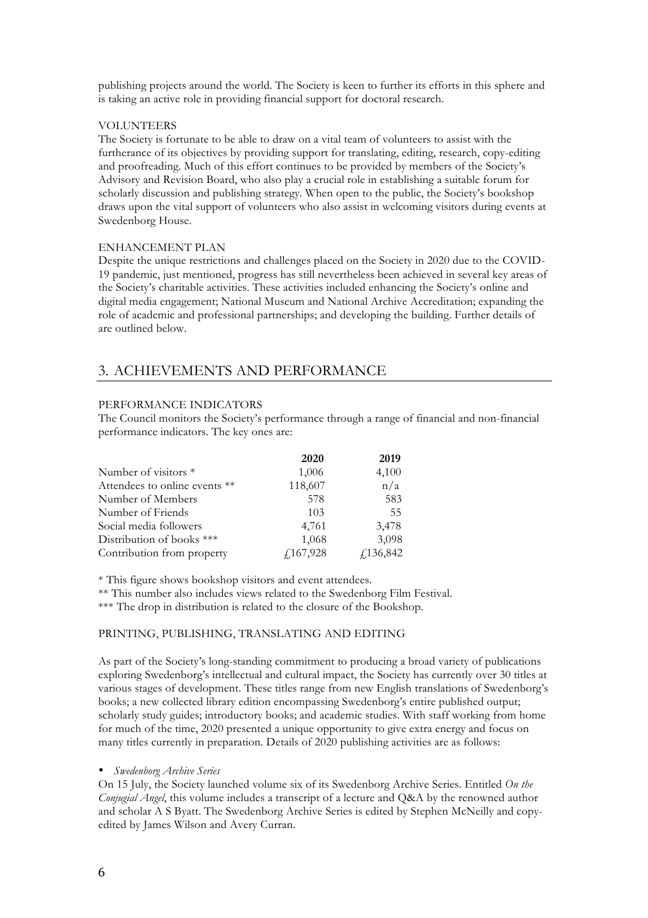publishing projects around the world. The Society is keen to further its efforts in this sphere and is taking an active role in providing financial support for doctoral research.

VOLUNTEERS

The Society is fortunate to be able to draw on a vital team of volunteers to assist with the furtherance of its objectives by providing support for translating, editing, research, copy-editing and proofreading. Much of this effort continues to be provided by members of the Society's Advisory and Revision Board, who also play a crucial role in establishing a suitable forum for scholarly discussion and publishing strategy. When open to the public, the Society's bookshop draws upon the vital support of volunteers who also assist in welcoming visitors during events at Swedenborg House.

ENHANCEMENT PLAN

Despite the unique restrictions and challenges placed on the Society in 2020 due to the COVID-19 pandemic, just mentioned, progress has still nevertheless been achieved in several key areas of the Society's charitable activities. These activities included enhancing the Society's online and digital media engagement; National Museum and National Archive Accreditation; expanding the role of academic and professional partnerships; and developing the building. Further details of are outlined below.

## 3. ACHIEVEMENTS AND PERFORMANCE

PERFORMANCE INDICATORS

The Council monitors the Society's performance through a range of financial and non-financial performance indicators. The key ones are:

| | **2020** | **2019** |
|---|---|---|
| Number of visitors * | 1,006 | 4,100 |
| Attendees to online events ** | 118,607 | n/a |
| Number of Members | 578 | 583 |
| Number of Friends | 103 | 55 |
| Social media followers | 4,761 | 3,478 |
| Distribution of books *** | 1,068 | 3,098 |
| Contribution from property | £167,928 | £136,842 |

* This figure shows bookshop visitors and event attendees.

** This number also includes views related to the Swedenborg Film Festival.

*** The drop in distribution is related to the closure of the Bookshop.

PRINTING, PUBLISHING, TRANSLATING AND EDITING

As part of the Society's long-standing commitment to producing a broad variety of publications exploring Swedenborg's intellectual and cultural impact, the Society has currently over 30 titles at various stages of development. These titles range from new English translations of Swedenborg's books; a new collected library edition encompassing Swedenborg's entire published output; scholarly study guides; introductory books; and academic studies. With staff working from home for much of the time, 2020 presented a unique opportunity to give extra energy and focus on many titles currently in preparation. Details of 2020 publishing activities are as follows:

- *Swedenborg Archive Series*

On 15 July, the Society launched volume six of its Swedenborg Archive Series. Entitled *On the Conjugial Angel*, this volume includes a transcript of a lecture and Q&A by the renowned author and scholar A S Byatt. The Swedenborg Archive Series is edited by Stephen McNeilly and copy-edited by James Wilson and Avery Curran.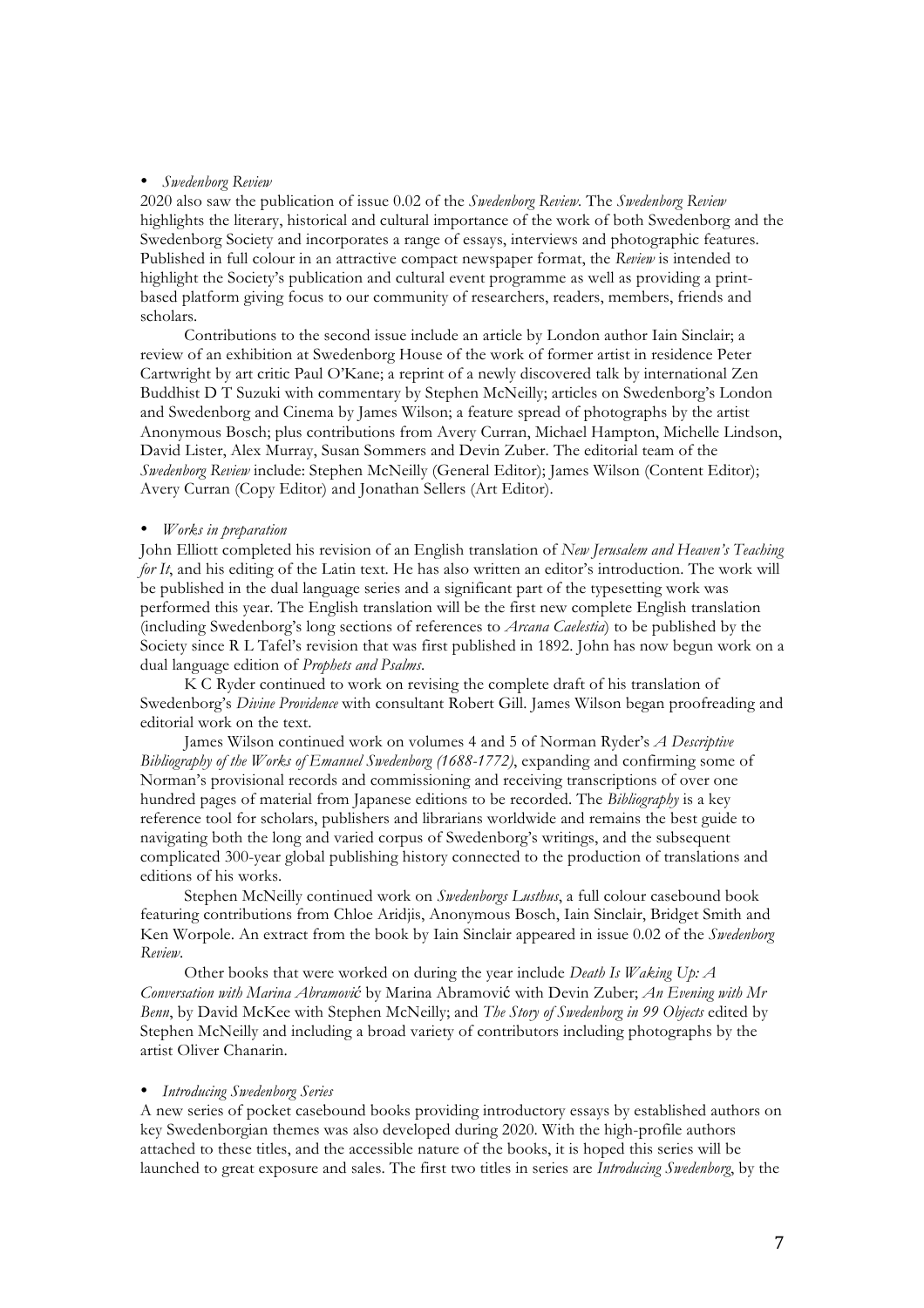- *Swedenborg Review*

2020 also saw the publication of issue 0.02 of the *Swedenborg Review*. The *Swedenborg Review* highlights the literary, historical and cultural importance of the work of both Swedenborg and the Swedenborg Society and incorporates a range of essays, interviews and photographic features. Published in full colour in an attractive compact newspaper format, the *Review* is intended to highlight the Society's publication and cultural event programme as well as providing a print-based platform giving focus to our community of researchers, readers, members, friends and scholars.

Contributions to the second issue include an article by London author Iain Sinclair; a review of an exhibition at Swedenborg House of the work of former artist in residence Peter Cartwright by art critic Paul O'Kane; a reprint of a newly discovered talk by international Zen Buddhist D T Suzuki with commentary by Stephen McNeilly; articles on Swedenborg's London and Swedenborg and Cinema by James Wilson; a feature spread of photographs by the artist Anonymous Bosch; plus contributions from Avery Curran, Michael Hampton, Michelle Lindson, David Lister, Alex Murray, Susan Sommers and Devin Zuber. The editorial team of the *Swedenborg Review* include: Stephen McNeilly (General Editor); James Wilson (Content Editor); Avery Curran (Copy Editor) and Jonathan Sellers (Art Editor).

- *Works in preparation*

John Elliott completed his revision of an English translation of *New Jerusalem and Heaven's Teaching for It*, and his editing of the Latin text. He has also written an editor's introduction. The work will be published in the dual language series and a significant part of the typesetting work was performed this year. The English translation will be the first new complete English translation (including Swedenborg's long sections of references to *Arcana Caelestia*) to be published by the Society since R L Tafel's revision that was first published in 1892. John has now begun work on a dual language edition of *Prophets and Psalms*.

K C Ryder continued to work on revising the complete draft of his translation of Swedenborg's *Divine Providence* with consultant Robert Gill. James Wilson began proofreading and editorial work on the text.

James Wilson continued work on volumes 4 and 5 of Norman Ryder's *A Descriptive Bibliography of the Works of Emanuel Swedenborg (1688-1772)*, expanding and confirming some of Norman's provisional records and commissioning and receiving transcriptions of over one hundred pages of material from Japanese editions to be recorded. The *Bibliography* is a key reference tool for scholars, publishers and librarians worldwide and remains the best guide to navigating both the long and varied corpus of Swedenborg's writings, and the subsequent complicated 300-year global publishing history connected to the production of translations and editions of his works.

Stephen McNeilly continued work on *Swedenborgs Lusthus*, a full colour casebound book featuring contributions from Chloe Aridjis, Anonymous Bosch, Iain Sinclair, Bridget Smith and Ken Worpole. An extract from the book by Iain Sinclair appeared in issue 0.02 of the *Swedenborg Review*.

Other books that were worked on during the year include *Death Is Waking Up: A Conversation with Marina Abramović* by Marina Abramović with Devin Zuber; *An Evening with Mr Benn*, by David McKee with Stephen McNeilly; and *The Story of Swedenborg in 99 Objects* edited by Stephen McNeilly and including a broad variety of contributors including photographs by the artist Oliver Chanarin.

- *Introducing Swedenborg Series*

A new series of pocket casebound books providing introductory essays by established authors on key Swedenborgian themes was also developed during 2020. With the high-profile authors attached to these titles, and the accessible nature of the books, it is hoped this series will be launched to great exposure and sales. The first two titles in series are *Introducing Swedenborg*, by the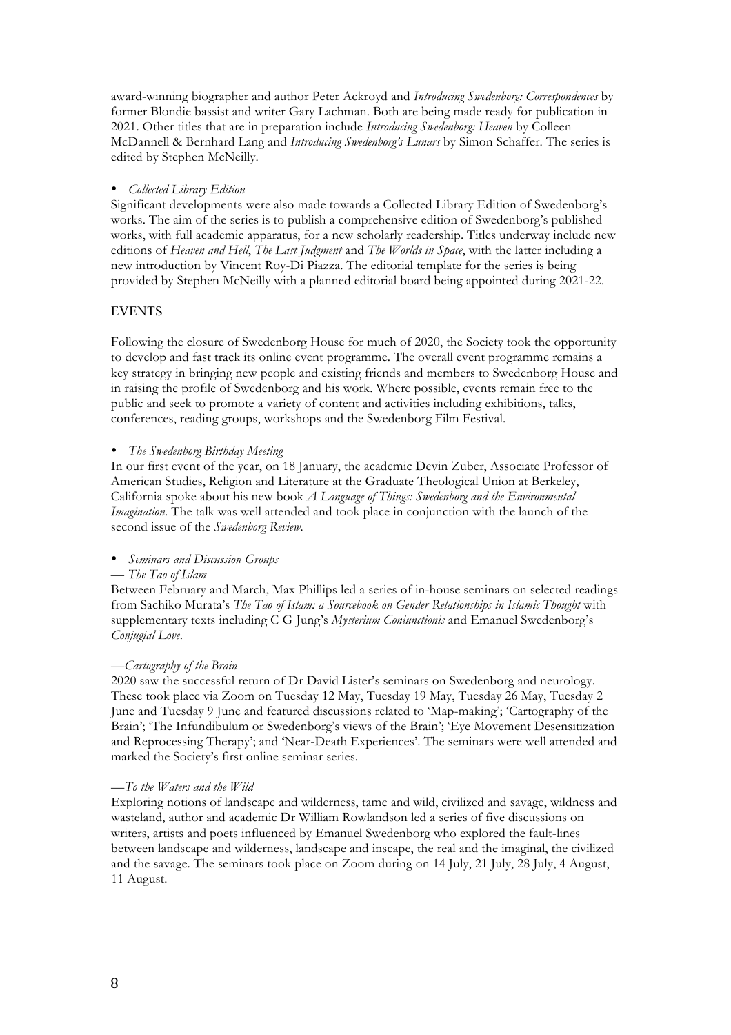award-winning biographer and author Peter Ackroyd and *Introducing Swedenborg: Correspondences* by former Blondie bassist and writer Gary Lachman. Both are being made ready for publication in 2021. Other titles that are in preparation include *Introducing Swedenborg: Heaven* by Colleen McDannell & Bernhard Lang and *Introducing Swedenborg's Lunars* by Simon Schaffer. The series is edited by Stephen McNeilly.

- *Collected Library Edition*

Significant developments were also made towards a Collected Library Edition of Swedenborg's works. The aim of the series is to publish a comprehensive edition of Swedenborg's published works, with full academic apparatus, for a new scholarly readership. Titles underway include new editions of *Heaven and Hell*, *The Last Judgment* and *The Worlds in Space*, with the latter including a new introduction by Vincent Roy-Di Piazza. The editorial template for the series is being provided by Stephen McNeilly with a planned editorial board being appointed during 2021-22.

## EVENTS

Following the closure of Swedenborg House for much of 2020, the Society took the opportunity to develop and fast track its online event programme. The overall event programme remains a key strategy in bringing new people and existing friends and members to Swedenborg House and in raising the profile of Swedenborg and his work. Where possible, events remain free to the public and seek to promote a variety of content and activities including exhibitions, talks, conferences, reading groups, workshops and the Swedenborg Film Festival.

- *The Swedenborg Birthday Meeting*

In our first event of the year, on 18 January, the academic Devin Zuber, Associate Professor of American Studies, Religion and Literature at the Graduate Theological Union at Berkeley, California spoke about his new book *A Language of Things: Swedenborg and the Environmental Imagination*. The talk was well attended and took place in conjunction with the launch of the second issue of the *Swedenborg Review*.

- *Seminars and Discussion Groups*

— *The Tao of Islam*

Between February and March, Max Phillips led a series of in-house seminars on selected readings from Sachiko Murata's *The Tao of Islam: a Sourcebook on Gender Relationships in Islamic Thought* with supplementary texts including C G Jung's *Mysterium Coniunctionis* and Emanuel Swedenborg's *Conjugial Love*.

—*Cartography of the Brain*

2020 saw the successful return of Dr David Lister's seminars on Swedenborg and neurology. These took place via Zoom on Tuesday 12 May, Tuesday 19 May, Tuesday 26 May, Tuesday 2 June and Tuesday 9 June and featured discussions related to 'Map-making'; 'Cartography of the Brain'; 'The Infundibulum or Swedenborg's views of the Brain'; 'Eye Movement Desensitization and Reprocessing Therapy'; and 'Near-Death Experiences'. The seminars were well attended and marked the Society's first online seminar series.

—*To the Waters and the Wild*

Exploring notions of landscape and wilderness, tame and wild, civilized and savage, wildness and wasteland, author and academic Dr William Rowlandson led a series of five discussions on writers, artists and poets influenced by Emanuel Swedenborg who explored the fault-lines between landscape and wilderness, landscape and inscape, the real and the imaginal, the civilized and the savage. The seminars took place on Zoom during on 14 July, 21 July, 28 July, 4 August, 11 August.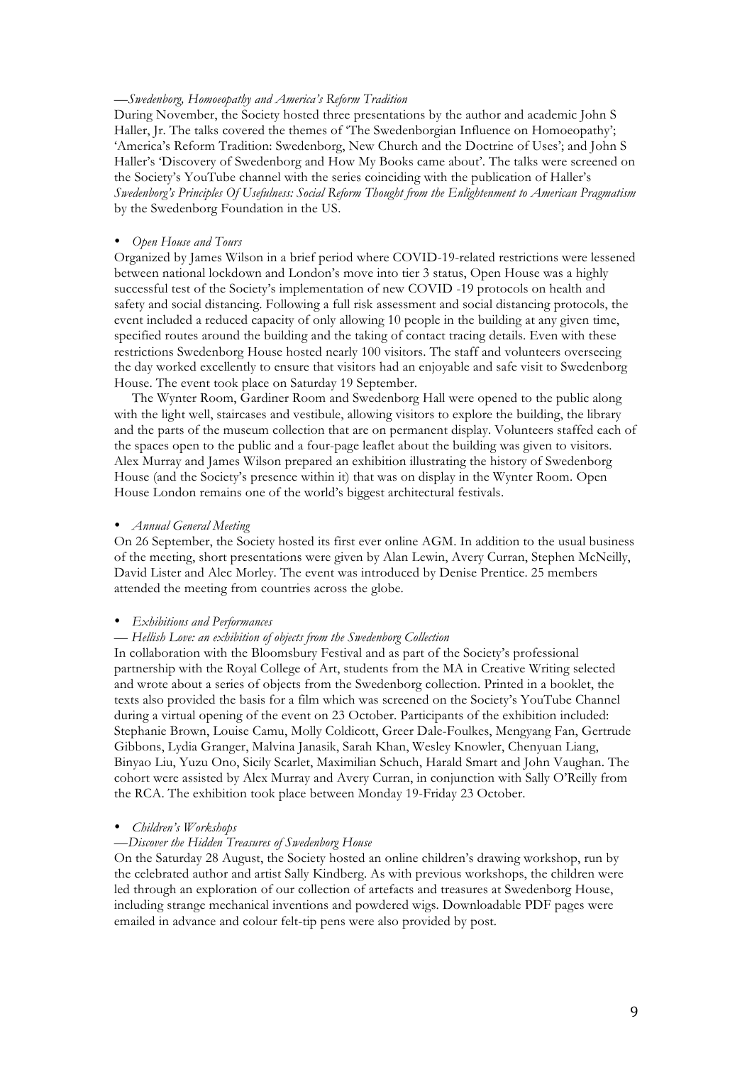*—Swedenborg, Homoeopathy and America's Reform Tradition*

During November, the Society hosted three presentations by the author and academic John S Haller, Jr. The talks covered the themes of 'The Swedenborgian Influence on Homoeopathy'; 'America's Reform Tradition: Swedenborg, New Church and the Doctrine of Uses'; and John S Haller's 'Discovery of Swedenborg and How My Books came about'. The talks were screened on the Society's YouTube channel with the series coinciding with the publication of Haller's *Swedenborg's Principles Of Usefulness: Social Reform Thought from the Enlightenment to American Pragmatism* by the Swedenborg Foundation in the US.

- *Open House and Tours*

Organized by James Wilson in a brief period where COVID-19-related restrictions were lessened between national lockdown and London's move into tier 3 status, Open House was a highly successful test of the Society's implementation of new COVID -19 protocols on health and safety and social distancing. Following a full risk assessment and social distancing protocols, the event included a reduced capacity of only allowing 10 people in the building at any given time, specified routes around the building and the taking of contact tracing details. Even with these restrictions Swedenborg House hosted nearly 100 visitors. The staff and volunteers overseeing the day worked excellently to ensure that visitors had an enjoyable and safe visit to Swedenborg House. The event took place on Saturday 19 September.

The Wynter Room, Gardiner Room and Swedenborg Hall were opened to the public along with the light well, staircases and vestibule, allowing visitors to explore the building, the library and the parts of the museum collection that are on permanent display. Volunteers staffed each of the spaces open to the public and a four-page leaflet about the building was given to visitors. Alex Murray and James Wilson prepared an exhibition illustrating the history of Swedenborg House (and the Society's presence within it) that was on display in the Wynter Room. Open House London remains one of the world's biggest architectural festivals.

- *Annual General Meeting*

On 26 September, the Society hosted its first ever online AGM. In addition to the usual business of the meeting, short presentations were given by Alan Lewin, Avery Curran, Stephen McNeilly, David Lister and Alec Morley. The event was introduced by Denise Prentice. 25 members attended the meeting from countries across the globe.

- *Exhibitions and Performances*

*— Hellish Love: an exhibition of objects from the Swedenborg Collection*

In collaboration with the Bloomsbury Festival and as part of the Society's professional partnership with the Royal College of Art, students from the MA in Creative Writing selected and wrote about a series of objects from the Swedenborg collection. Printed in a booklet, the texts also provided the basis for a film which was screened on the Society's YouTube Channel during a virtual opening of the event on 23 October. Participants of the exhibition included: Stephanie Brown, Louise Camu, Molly Coldicott, Greer Dale-Foulkes, Mengyang Fan, Gertrude Gibbons, Lydia Granger, Malvina Janasik, Sarah Khan, Wesley Knowler, Chenyuan Liang, Binyao Liu, Yuzu Ono, Sicily Scarlet, Maximilian Schuch, Harald Smart and John Vaughan. The cohort were assisted by Alex Murray and Avery Curran, in conjunction with Sally O'Reilly from the RCA. The exhibition took place between Monday 19-Friday 23 October.

- *Children's Workshops*

*—Discover the Hidden Treasures of Swedenborg House*

On the Saturday 28 August, the Society hosted an online children's drawing workshop, run by the celebrated author and artist Sally Kindberg. As with previous workshops, the children were led through an exploration of our collection of artefacts and treasures at Swedenborg House, including strange mechanical inventions and powdered wigs. Downloadable PDF pages were emailed in advance and colour felt-tip pens were also provided by post.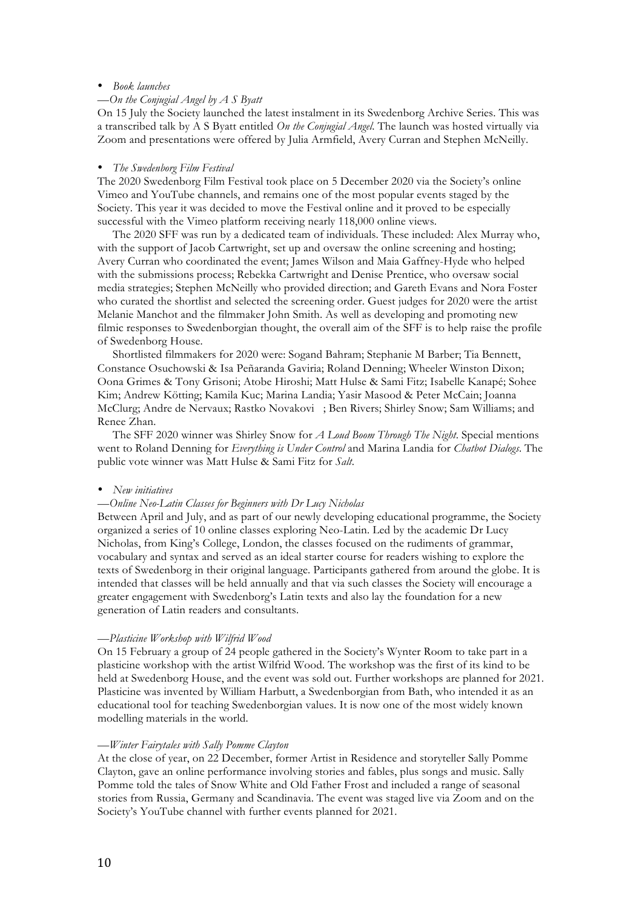- *Book launches*

*—On the Conjugial Angel by A S Byatt*

On 15 July the Society launched the latest instalment in its Swedenborg Archive Series. This was a transcribed talk by A S Byatt entitled *On the Conjugial Angel*. The launch was hosted virtually via Zoom and presentations were offered by Julia Armfield, Avery Curran and Stephen McNeilly.

- *The Swedenborg Film Festival*

The 2020 Swedenborg Film Festival took place on 5 December 2020 via the Society's online Vimeo and YouTube channels, and remains one of the most popular events staged by the Society. This year it was decided to move the Festival online and it proved to be especially successful with the Vimeo platform receiving nearly 118,000 online views.

The 2020 SFF was run by a dedicated team of individuals. These included: Alex Murray who, with the support of Jacob Cartwright, set up and oversaw the online screening and hosting; Avery Curran who coordinated the event; James Wilson and Maia Gaffney-Hyde who helped with the submissions process; Rebekka Cartwright and Denise Prentice, who oversaw social media strategies; Stephen McNeilly who provided direction; and Gareth Evans and Nora Foster who curated the shortlist and selected the screening order. Guest judges for 2020 were the artist Melanie Manchot and the filmmaker John Smith. As well as developing and promoting new filmic responses to Swedenborgian thought, the overall aim of the SFF is to help raise the profile of Swedenborg House.

Shortlisted filmmakers for 2020 were: Sogand Bahram; Stephanie M Barber; Tia Bennett, Constance Osuchowski & Isa Peñaranda Gaviria; Roland Denning; Wheeler Winston Dixon; Oona Grimes & Tony Grisoni; Atobe Hiroshi; Matt Hulse & Sami Fitz; Isabelle Kanapé; Sohee Kim; Andrew Kötting; Kamila Kuc; Marina Landia; Yasir Masood & Peter McCain; Joanna McClurg; Andre de Nervaux; Rastko Novakovi ; Ben Rivers; Shirley Snow; Sam Williams; and Renee Zhan.

The SFF 2020 winner was Shirley Snow for *A Loud Boom Through The Night*. Special mentions went to Roland Denning for *Everything is Under Control* and Marina Landia for *Chatbot Dialogs*. The public vote winner was Matt Hulse & Sami Fitz for *Salt*.

- *New initiatives*

*—Online Neo-Latin Classes for Beginners with Dr Lucy Nicholas*

Between April and July, and as part of our newly developing educational programme, the Society organized a series of 10 online classes exploring Neo-Latin. Led by the academic Dr Lucy Nicholas, from King's College, London, the classes focused on the rudiments of grammar, vocabulary and syntax and served as an ideal starter course for readers wishing to explore the texts of Swedenborg in their original language. Participants gathered from around the globe. It is intended that classes will be held annually and that via such classes the Society will encourage a greater engagement with Swedenborg's Latin texts and also lay the foundation for a new generation of Latin readers and consultants.

*—Plasticine Workshop with Wilfrid Wood*

On 15 February a group of 24 people gathered in the Society's Wynter Room to take part in a plasticine workshop with the artist Wilfrid Wood. The workshop was the first of its kind to be held at Swedenborg House, and the event was sold out. Further workshops are planned for 2021. Plasticine was invented by William Harbutt, a Swedenborgian from Bath, who intended it as an educational tool for teaching Swedenborgian values. It is now one of the most widely known modelling materials in the world.

*—Winter Fairytales with Sally Pomme Clayton*

At the close of year, on 22 December, former Artist in Residence and storyteller Sally Pomme Clayton, gave an online performance involving stories and fables, plus songs and music. Sally Pomme told the tales of Snow White and Old Father Frost and included a range of seasonal stories from Russia, Germany and Scandinavia. The event was staged live via Zoom and on the Society's YouTube channel with further events planned for 2021.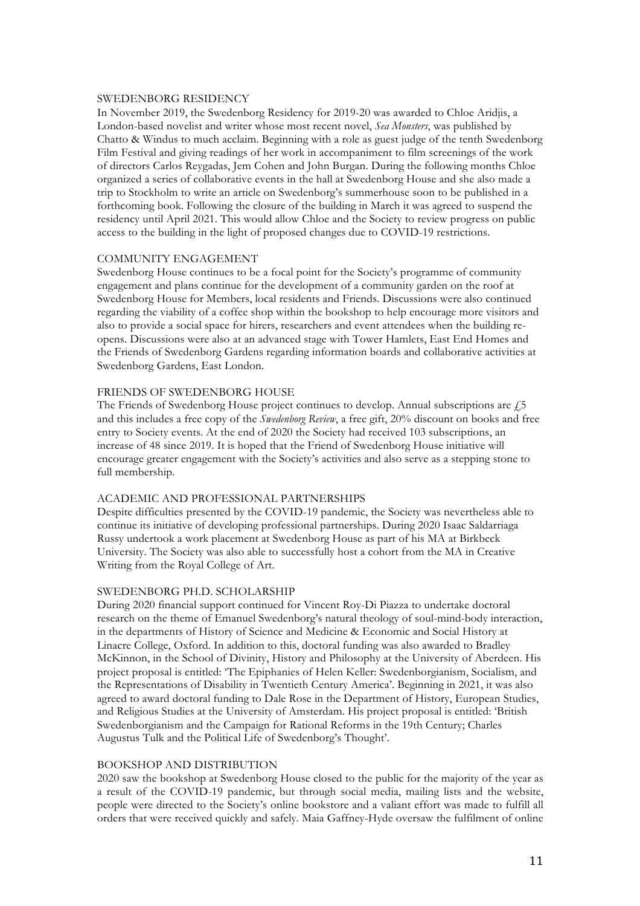## SWEDENBORG RESIDENCY

In November 2019, the Swedenborg Residency for 2019-20 was awarded to Chloe Aridjis, a London-based novelist and writer whose most recent novel, *Sea Monsters*, was published by Chatto & Windus to much acclaim. Beginning with a role as guest judge of the tenth Swedenborg Film Festival and giving readings of her work in accompaniment to film screenings of the work of directors Carlos Reygadas, Jem Cohen and John Burgan. During the following months Chloe organized a series of collaborative events in the hall at Swedenborg House and she also made a trip to Stockholm to write an article on Swedenborg's summerhouse soon to be published in a forthcoming book. Following the closure of the building in March it was agreed to suspend the residency until April 2021. This would allow Chloe and the Society to review progress on public access to the building in the light of proposed changes due to COVID-19 restrictions.

## COMMUNITY ENGAGEMENT

Swedenborg House continues to be a focal point for the Society's programme of community engagement and plans continue for the development of a community garden on the roof at Swedenborg House for Members, local residents and Friends. Discussions were also continued regarding the viability of a coffee shop within the bookshop to help encourage more visitors and also to provide a social space for hirers, researchers and event attendees when the building re-opens. Discussions were also at an advanced stage with Tower Hamlets, East End Homes and the Friends of Swedenborg Gardens regarding information boards and collaborative activities at Swedenborg Gardens, East London.

## FRIENDS OF SWEDENBORG HOUSE

The Friends of Swedenborg House project continues to develop. Annual subscriptions are £5 and this includes a free copy of the *Swedenborg Review*, a free gift, 20% discount on books and free entry to Society events. At the end of 2020 the Society had received 103 subscriptions, an increase of 48 since 2019. It is hoped that the Friend of Swedenborg House initiative will encourage greater engagement with the Society's activities and also serve as a stepping stone to full membership.

## ACADEMIC AND PROFESSIONAL PARTNERSHIPS

Despite difficulties presented by the COVID-19 pandemic, the Society was nevertheless able to continue its initiative of developing professional partnerships. During 2020 Isaac Saldarriaga Russy undertook a work placement at Swedenborg House as part of his MA at Birkbeck University. The Society was also able to successfully host a cohort from the MA in Creative Writing from the Royal College of Art.

## SWEDENBORG PH.D. SCHOLARSHIP

During 2020 financial support continued for Vincent Roy-Di Piazza to undertake doctoral research on the theme of Emanuel Swedenborg's natural theology of soul-mind-body interaction, in the departments of History of Science and Medicine & Economic and Social History at Linacre College, Oxford. In addition to this, doctoral funding was also awarded to Bradley McKinnon, in the School of Divinity, History and Philosophy at the University of Aberdeen. His project proposal is entitled: 'The Epiphanies of Helen Keller: Swedenborgianism, Socialism, and the Representations of Disability in Twentieth Century America'. Beginning in 2021, it was also agreed to award doctoral funding to Dale Rose in the Department of History, European Studies, and Religious Studies at the University of Amsterdam. His project proposal is entitled: 'British Swedenborgianism and the Campaign for Rational Reforms in the 19th Century; Charles Augustus Tulk and the Political Life of Swedenborg's Thought'.

## BOOKSHOP AND DISTRIBUTION

2020 saw the bookshop at Swedenborg House closed to the public for the majority of the year as a result of the COVID-19 pandemic, but through social media, mailing lists and the website, people were directed to the Society's online bookstore and a valiant effort was made to fulfill all orders that were received quickly and safely. Maia Gaffney-Hyde oversaw the fulfilment of online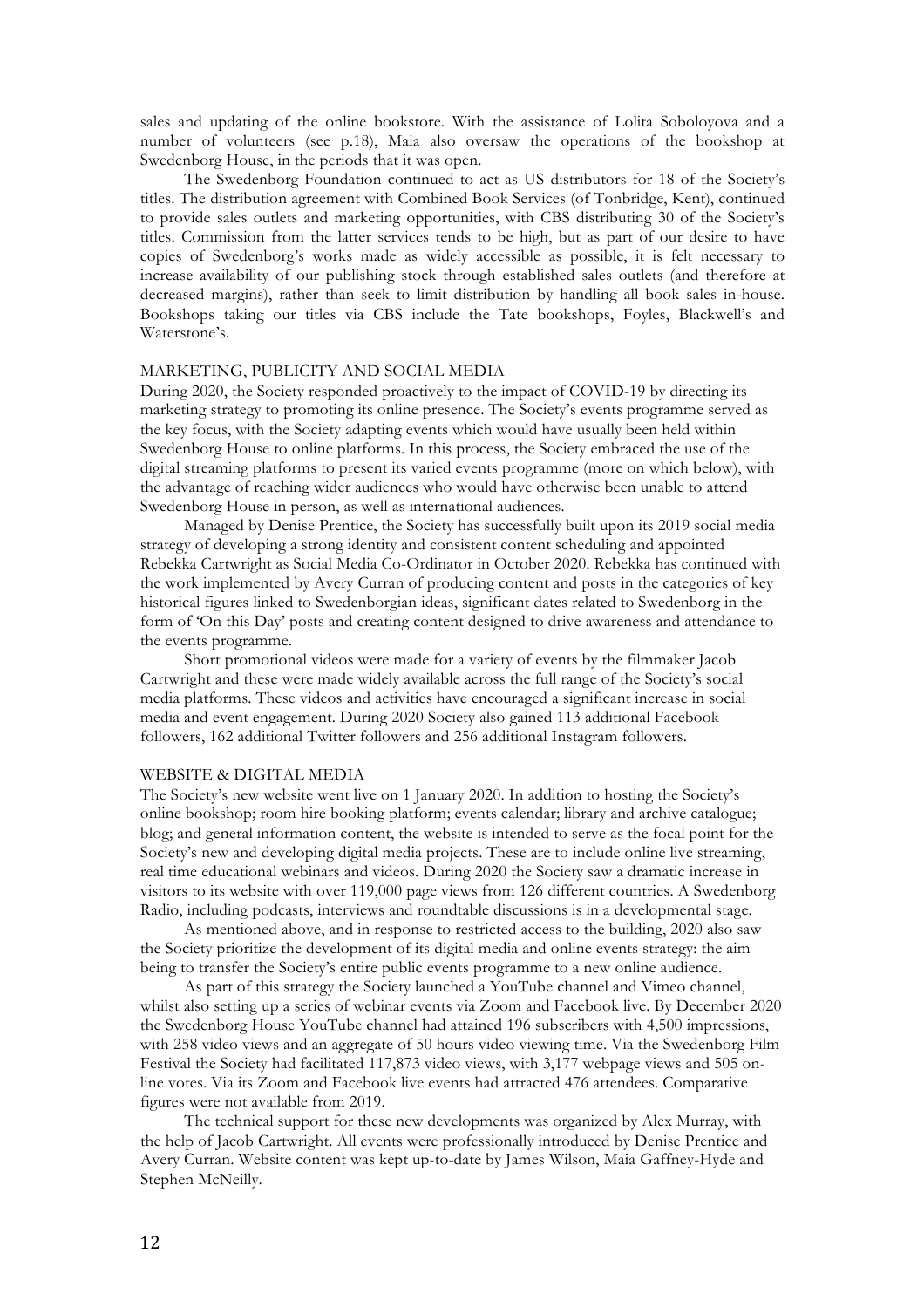sales and updating of the online bookstore. With the assistance of Lolita Soboloyova and a number of volunteers (see p.18), Maia also oversaw the operations of the bookshop at Swedenborg House, in the periods that it was open.

The Swedenborg Foundation continued to act as US distributors for 18 of the Society's titles. The distribution agreement with Combined Book Services (of Tonbridge, Kent), continued to provide sales outlets and marketing opportunities, with CBS distributing 30 of the Society's titles. Commission from the latter services tends to be high, but as part of our desire to have copies of Swedenborg's works made as widely accessible as possible, it is felt necessary to increase availability of our publishing stock through established sales outlets (and therefore at decreased margins), rather than seek to limit distribution by handling all book sales in-house. Bookshops taking our titles via CBS include the Tate bookshops, Foyles, Blackwell's and Waterstone's.

## MARKETING, PUBLICITY AND SOCIAL MEDIA

During 2020, the Society responded proactively to the impact of COVID-19 by directing its marketing strategy to promoting its online presence. The Society's events programme served as the key focus, with the Society adapting events which would have usually been held within Swedenborg House to online platforms. In this process, the Society embraced the use of the digital streaming platforms to present its varied events programme (more on which below), with the advantage of reaching wider audiences who would have otherwise been unable to attend Swedenborg House in person, as well as international audiences.

Managed by Denise Prentice, the Society has successfully built upon its 2019 social media strategy of developing a strong identity and consistent content scheduling and appointed Rebekka Cartwright as Social Media Co-Ordinator in October 2020. Rebekka has continued with the work implemented by Avery Curran of producing content and posts in the categories of key historical figures linked to Swedenborgian ideas, significant dates related to Swedenborg in the form of 'On this Day' posts and creating content designed to drive awareness and attendance to the events programme.

Short promotional videos were made for a variety of events by the filmmaker Jacob Cartwright and these were made widely available across the full range of the Society's social media platforms. These videos and activities have encouraged a significant increase in social media and event engagement. During 2020 Society also gained 113 additional Facebook followers, 162 additional Twitter followers and 256 additional Instagram followers.

## WEBSITE & DIGITAL MEDIA

The Society's new website went live on 1 January 2020. In addition to hosting the Society's online bookshop; room hire booking platform; events calendar; library and archive catalogue; blog; and general information content, the website is intended to serve as the focal point for the Society's new and developing digital media projects. These are to include online live streaming, real time educational webinars and videos. During 2020 the Society saw a dramatic increase in visitors to its website with over 119,000 page views from 126 different countries. A Swedenborg Radio, including podcasts, interviews and roundtable discussions is in a developmental stage.

As mentioned above, and in response to restricted access to the building, 2020 also saw the Society prioritize the development of its digital media and online events strategy: the aim being to transfer the Society's entire public events programme to a new online audience.

As part of this strategy the Society launched a YouTube channel and Vimeo channel, whilst also setting up a series of webinar events via Zoom and Facebook live. By December 2020 the Swedenborg House YouTube channel had attained 196 subscribers with 4,500 impressions, with 258 video views and an aggregate of 50 hours video viewing time. Via the Swedenborg Film Festival the Society had facilitated 117,873 video views, with 3,177 webpage views and 505 on-line votes. Via its Zoom and Facebook live events had attracted 476 attendees. Comparative figures were not available from 2019.

The technical support for these new developments was organized by Alex Murray, with the help of Jacob Cartwright. All events were professionally introduced by Denise Prentice and Avery Curran. Website content was kept up-to-date by James Wilson, Maia Gaffney-Hyde and Stephen McNeilly.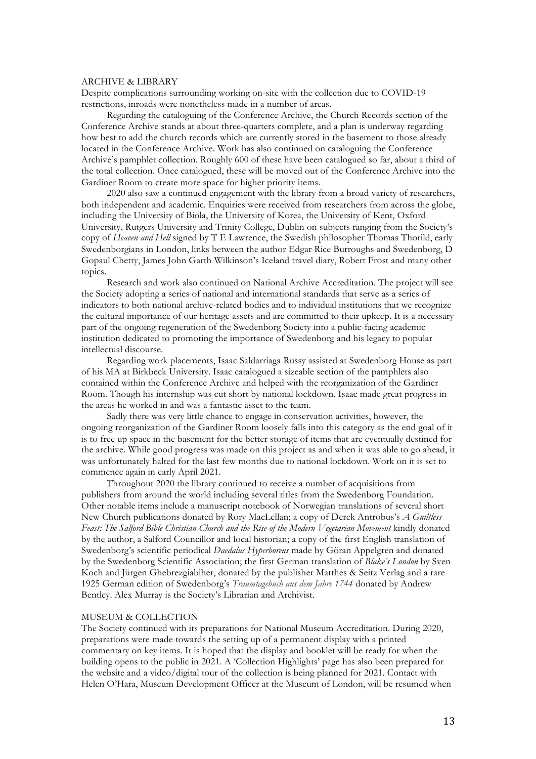## ARCHIVE & LIBRARY

Despite complications surrounding working on-site with the collection due to COVID-19 restrictions, inroads were nonetheless made in a number of areas.

Regarding the cataloguing of the Conference Archive, the Church Records section of the Conference Archive stands at about three-quarters complete, and a plan is underway regarding how best to add the church records which are currently stored in the basement to those already located in the Conference Archive. Work has also continued on cataloguing the Conference Archive's pamphlet collection. Roughly 600 of these have been catalogued so far, about a third of the total collection. Once catalogued, these will be moved out of the Conference Archive into the Gardiner Room to create more space for higher priority items.

2020 also saw a continued engagement with the library from a broad variety of researchers, both independent and academic. Enquiries were received from researchers from across the globe, including the University of Biola, the University of Korea, the University of Kent, Oxford University, Rutgers University and Trinity College, Dublin on subjects ranging from the Society's copy of *Heaven and Hell* signed by T E Lawrence, the Swedish philosopher Thomas Thorild, early Swedenborgians in London, links between the author Edgar Rice Burroughs and Swedenborg, D Gopaul Chetty, James John Garth Wilkinson's Iceland travel diary, Robert Frost and many other topics.

Research and work also continued on National Archive Accreditation. The project will see the Society adopting a series of national and international standards that serve as a series of indicators to both national archive-related bodies and to individual institutions that we recognize the cultural importance of our heritage assets and are committed to their upkeep. It is a necessary part of the ongoing regeneration of the Swedenborg Society into a public-facing academic institution dedicated to promoting the importance of Swedenborg and his legacy to popular intellectual discourse.

Regarding work placements, Isaac Saldarriaga Russy assisted at Swedenborg House as part of his MA at Birkbeck University. Isaac catalogued a sizeable section of the pamphlets also contained within the Conference Archive and helped with the reorganization of the Gardiner Room. Though his internship was cut short by national lockdown, Isaac made great progress in the areas he worked in and was a fantastic asset to the team.

Sadly there was very little chance to engage in conservation activities, however, the ongoing reorganization of the Gardiner Room loosely falls into this category as the end goal of it is to free up space in the basement for the better storage of items that are eventually destined for the archive. While good progress was made on this project as and when it was able to go ahead, it was unfortunately halted for the last few months due to national lockdown. Work on it is set to commence again in early April 2021.

Throughout 2020 the library continued to receive a number of acquisitions from publishers from around the world including several titles from the Swedenborg Foundation. Other notable items include a manuscript notebook of Norwegian translations of several short New Church publications donated by Rory MacLellan; a copy of Derek Antrobus's *A Guiltless Feast: The Salford Bible Christian Church and the Rise of the Modern Vegetarian Movement* kindly donated by the author, a Salford Councillor and local historian; a copy of the first English translation of Swedenborg's scientific periodical *Daedalus Hyperboreus* made by Göran Appelgren and donated by the Swedenborg Scientific Association; the first German translation of *Blake's London* by Sven Koch and Jürgen Ghebrezgiabiher, donated by the publisher Matthes & Seitz Verlag and a rare 1925 German edition of Swedenborg's *Traumtagebuch aus dem Jahre 1744* donated by Andrew Bentley. Alex Murray is the Society's Librarian and Archivist.

## MUSEUM & COLLECTION

The Society continued with its preparations for National Museum Accreditation. During 2020, preparations were made towards the setting up of a permanent display with a printed commentary on key items. It is hoped that the display and booklet will be ready for when the building opens to the public in 2021. A 'Collection Highlights' page has also been prepared for the website and a video/digital tour of the collection is being planned for 2021. Contact with Helen O'Hara, Museum Development Officer at the Museum of London, will be resumed when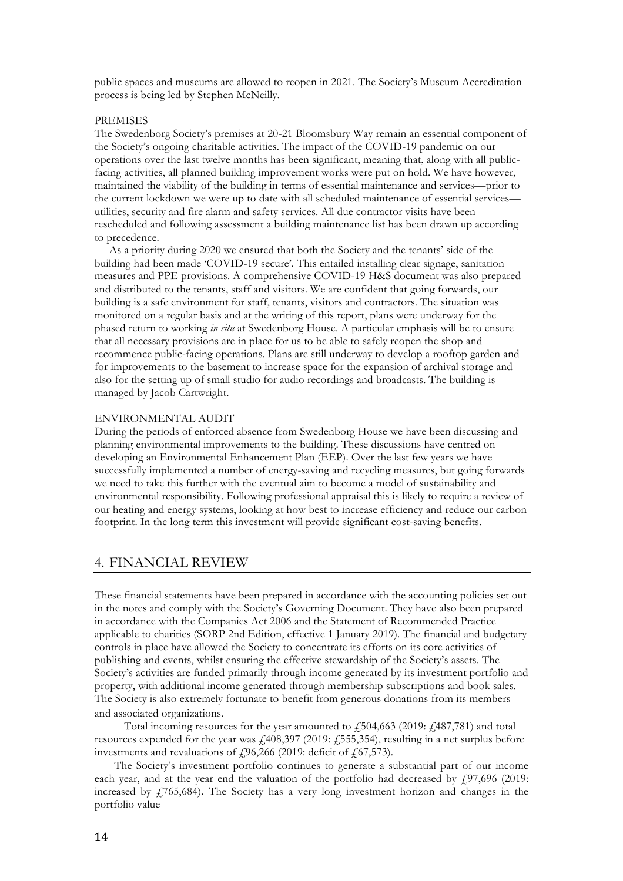public spaces and museums are allowed to reopen in 2021. The Society's Museum Accreditation process is being led by Stephen McNeilly.

### PREMISES

The Swedenborg Society's premises at 20-21 Bloomsbury Way remain an essential component of the Society's ongoing charitable activities. The impact of the COVID-19 pandemic on our operations over the last twelve months has been significant, meaning that, along with all public-facing activities, all planned building improvement works were put on hold. We have however, maintained the viability of the building in terms of essential maintenance and services—prior to the current lockdown we were up to date with all scheduled maintenance of essential services—utilities, security and fire alarm and safety services. All due contractor visits have been rescheduled and following assessment a building maintenance list has been drawn up according to precedence.

As a priority during 2020 we ensured that both the Society and the tenants' side of the building had been made 'COVID-19 secure'. This entailed installing clear signage, sanitation measures and PPE provisions. A comprehensive COVID-19 H&S document was also prepared and distributed to the tenants, staff and visitors. We are confident that going forwards, our building is a safe environment for staff, tenants, visitors and contractors. The situation was monitored on a regular basis and at the writing of this report, plans were underway for the phased return to working *in situ* at Swedenborg House. A particular emphasis will be to ensure that all necessary provisions are in place for us to be able to safely reopen the shop and recommence public-facing operations. Plans are still underway to develop a rooftop garden and for improvements to the basement to increase space for the expansion of archival storage and also for the setting up of small studio for audio recordings and broadcasts. The building is managed by Jacob Cartwright.

### ENVIRONMENTAL AUDIT

During the periods of enforced absence from Swedenborg House we have been discussing and planning environmental improvements to the building. These discussions have centred on developing an Environmental Enhancement Plan (EEP). Over the last few years we have successfully implemented a number of energy-saving and recycling measures, but going forwards we need to take this further with the eventual aim to become a model of sustainability and environmental responsibility. Following professional appraisal this is likely to require a review of our heating and energy systems, looking at how best to increase efficiency and reduce our carbon footprint. In the long term this investment will provide significant cost-saving benefits.

## 4. FINANCIAL REVIEW

These financial statements have been prepared in accordance with the accounting policies set out in the notes and comply with the Society's Governing Document. They have also been prepared in accordance with the Companies Act 2006 and the Statement of Recommended Practice applicable to charities (SORP 2nd Edition, effective 1 January 2019). The financial and budgetary controls in place have allowed the Society to concentrate its efforts on its core activities of publishing and events, whilst ensuring the effective stewardship of the Society's assets. The Society's activities are funded primarily through income generated by its investment portfolio and property, with additional income generated through membership subscriptions and book sales. The Society is also extremely fortunate to benefit from generous donations from its members and associated organizations.

Total incoming resources for the year amounted to £504,663 (2019: £487,781) and total resources expended for the year was £408,397 (2019: £555,354), resulting in a net surplus before investments and revaluations of £96,266 (2019: deficit of £67,573).

The Society's investment portfolio continues to generate a substantial part of our income each year, and at the year end the valuation of the portfolio had decreased by £97,696 (2019: increased by £765,684). The Society has a very long investment horizon and changes in the portfolio value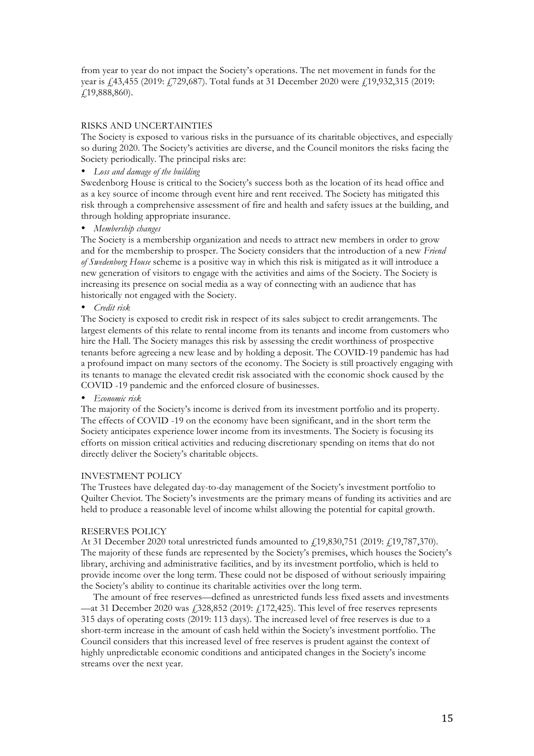from year to year do not impact the Society's operations. The net movement in funds for the year is £43,455 (2019: £729,687). Total funds at 31 December 2020 were £19,932,315 (2019: £19,888,860).

## RISKS AND UNCERTAINTIES

The Society is exposed to various risks in the pursuance of its charitable objectives, and especially so during 2020. The Society's activities are diverse, and the Council monitors the risks facing the Society periodically. The principal risks are:

- *Loss and damage of the building*

Swedenborg House is critical to the Society's success both as the location of its head office and as a key source of income through event hire and rent received. The Society has mitigated this risk through a comprehensive assessment of fire and health and safety issues at the building, and through holding appropriate insurance.

- *Membership changes*

The Society is a membership organization and needs to attract new members in order to grow and for the membership to prosper. The Society considers that the introduction of a new *Friend of Swedenborg House* scheme is a positive way in which this risk is mitigated as it will introduce a new generation of visitors to engage with the activities and aims of the Society. The Society is increasing its presence on social media as a way of connecting with an audience that has historically not engaged with the Society.

- *Credit risk*

The Society is exposed to credit risk in respect of its sales subject to credit arrangements. The largest elements of this relate to rental income from its tenants and income from customers who hire the Hall. The Society manages this risk by assessing the credit worthiness of prospective tenants before agreeing a new lease and by holding a deposit. The COVID-19 pandemic has had a profound impact on many sectors of the economy. The Society is still proactively engaging with its tenants to manage the elevated credit risk associated with the economic shock caused by the COVID -19 pandemic and the enforced closure of businesses.

- *Economic risk*

The majority of the Society's income is derived from its investment portfolio and its property. The effects of COVID -19 on the economy have been significant, and in the short term the Society anticipates experience lower income from its investments. The Society is focusing its efforts on mission critical activities and reducing discretionary spending on items that do not directly deliver the Society's charitable objects.

## INVESTMENT POLICY

The Trustees have delegated day-to-day management of the Society's investment portfolio to Quilter Cheviot. The Society's investments are the primary means of funding its activities and are held to produce a reasonable level of income whilst allowing the potential for capital growth.

## RESERVES POLICY

At 31 December 2020 total unrestricted funds amounted to £19,830,751 (2019: £19,787,370). The majority of these funds are represented by the Society's premises, which houses the Society's library, archiving and administrative facilities, and by its investment portfolio, which is held to provide income over the long term. These could not be disposed of without seriously impairing the Society's ability to continue its charitable activities over the long term.

The amount of free reserves—defined as unrestricted funds less fixed assets and investments—at 31 December 2020 was £328,852 (2019: £172,425). This level of free reserves represents 315 days of operating costs (2019: 113 days). The increased level of free reserves is due to a short-term increase in the amount of cash held within the Society's investment portfolio. The Council considers that this increased level of free reserves is prudent against the context of highly unpredictable economic conditions and anticipated changes in the Society's income streams over the next year.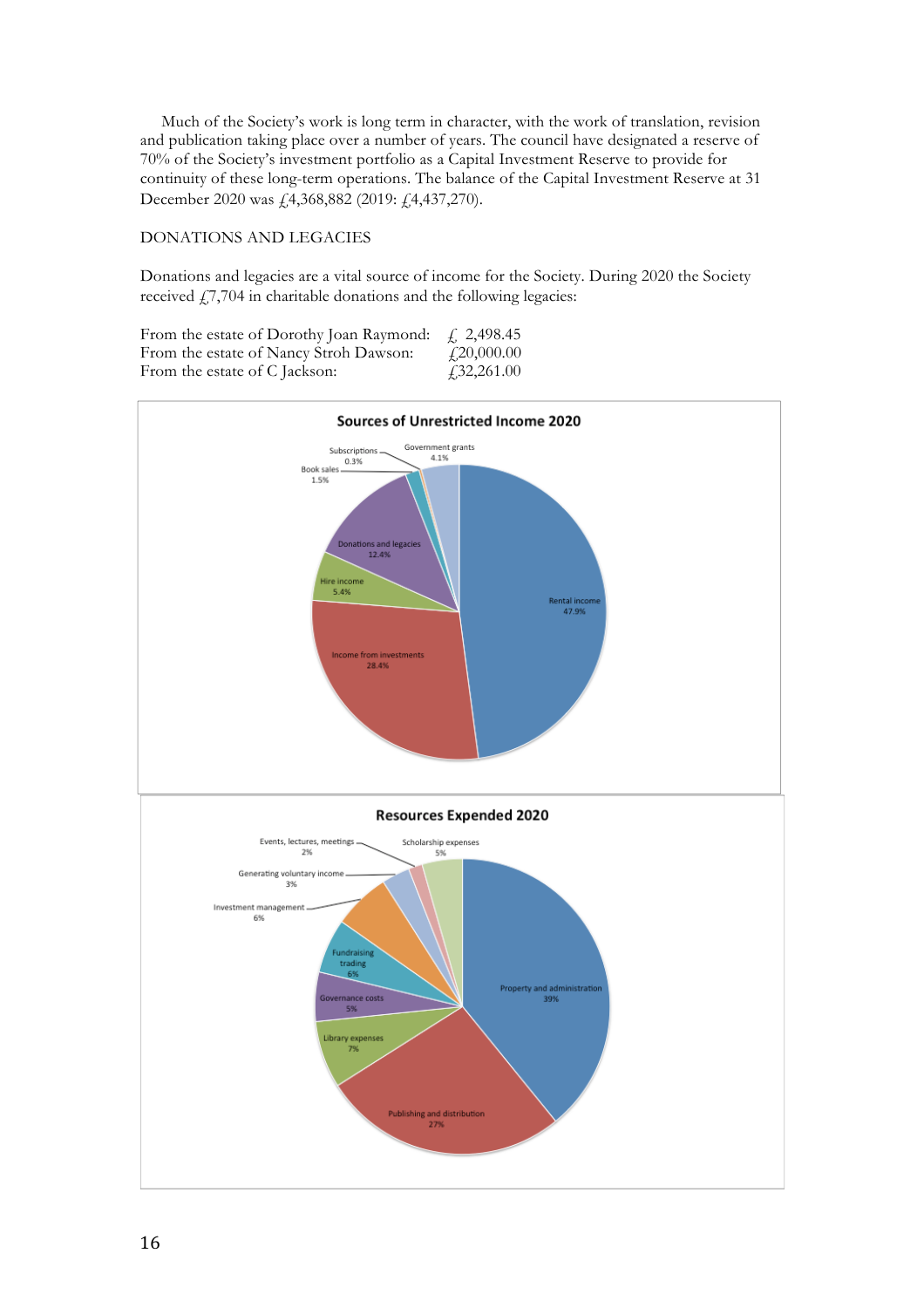Much of the Society's work is long term in character, with the work of translation, revision and publication taking place over a number of years. The council have designated a reserve of 70% of the Society's investment portfolio as a Capital Investment Reserve to provide for continuity of these long-term operations. The balance of the Capital Investment Reserve at 31 December 2020 was £4,368,882 (2019: £4,437,270).

## DONATIONS AND LEGACIES

Donations and legacies are a vital source of income for the Society. During 2020 the Society received £7,704 in charitable donations and the following legacies:

| | |
|---|---|
| From the estate of Dorothy Joan Raymond: | £ 2,498.45 |
| From the estate of Nancy Stroh Dawson: | £20,000.00 |
| From the estate of C Jackson: | £32,261.00 |

**Sources of Unrestricted Income 2020**

| Source | % |
|---|---|
| Rental income | 47.9% |
| Income from investments | 28.4% |
| Hire income | 5.4% |
| Donations and legacies | 12.4% |
| Book sales | 1.5% |
| Subscriptions | 0.3% |
| Government grants | 4.1% |

**Resources Expended 2020**

| Category | % |
|---|---|
| Property and administration | 39% |
| Publishing and distribution | 27% |
| Library expenses | 7% |
| Governance costs | 5% |
| Fundraising trading | 6% |
| Investment management | 6% |
| Generating voluntary income | 3% |
| Events, lectures, meetings | 2% |
| Scholarship expenses | 5% |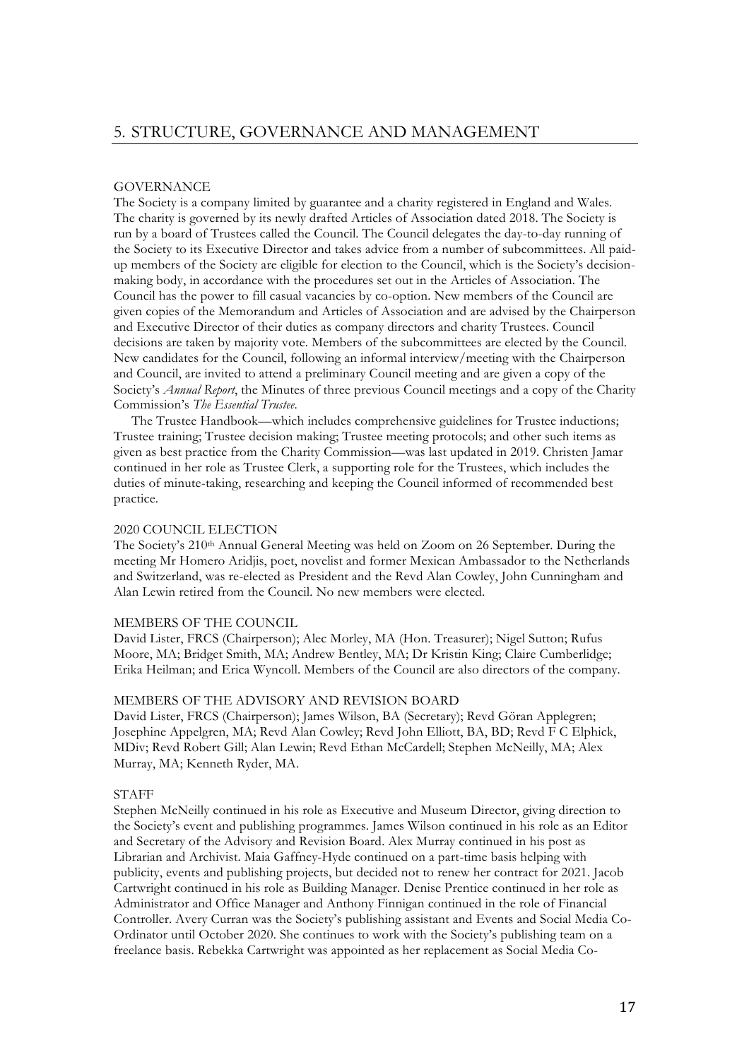## 5. STRUCTURE, GOVERNANCE AND MANAGEMENT

### GOVERNANCE

The Society is a company limited by guarantee and a charity registered in England and Wales. The charity is governed by its newly drafted Articles of Association dated 2018. The Society is run by a board of Trustees called the Council. The Council delegates the day-to-day running of the Society to its Executive Director and takes advice from a number of subcommittees. All paid-up members of the Society are eligible for election to the Council, which is the Society's decision-making body, in accordance with the procedures set out in the Articles of Association. The Council has the power to fill casual vacancies by co-option. New members of the Council are given copies of the Memorandum and Articles of Association and are advised by the Chairperson and Executive Director of their duties as company directors and charity Trustees. Council decisions are taken by majority vote. Members of the subcommittees are elected by the Council. New candidates for the Council, following an informal interview/meeting with the Chairperson and Council, are invited to attend a preliminary Council meeting and are given a copy of the Society's *Annual Report*, the Minutes of three previous Council meetings and a copy of the Charity Commission's *The Essential Trustee*.

The Trustee Handbook—which includes comprehensive guidelines for Trustee inductions; Trustee training; Trustee decision making; Trustee meeting protocols; and other such items as given as best practice from the Charity Commission—was last updated in 2019. Christen Jamar continued in her role as Trustee Clerk, a supporting role for the Trustees, which includes the duties of minute-taking, researching and keeping the Council informed of recommended best practice.

### 2020 COUNCIL ELECTION

The Society's 210th Annual General Meeting was held on Zoom on 26 September. During the meeting Mr Homero Aridjis, poet, novelist and former Mexican Ambassador to the Netherlands and Switzerland, was re-elected as President and the Revd Alan Cowley, John Cunningham and Alan Lewin retired from the Council. No new members were elected.

### MEMBERS OF THE COUNCIL

David Lister, FRCS (Chairperson); Alec Morley, MA (Hon. Treasurer); Nigel Sutton; Rufus Moore, MA; Bridget Smith, MA; Andrew Bentley, MA; Dr Kristin King; Claire Cumberlidge; Erika Heilman; and Erica Wyncoll. Members of the Council are also directors of the company.

### MEMBERS OF THE ADVISORY AND REVISION BOARD

David Lister, FRCS (Chairperson); James Wilson, BA (Secretary); Revd Göran Applegren; Josephine Appelgren, MA; Revd Alan Cowley; Revd John Elliott, BA, BD; Revd F C Elphick, MDiv; Revd Robert Gill; Alan Lewin; Revd Ethan McCardell; Stephen McNeilly, MA; Alex Murray, MA; Kenneth Ryder, MA.

### STAFF

Stephen McNeilly continued in his role as Executive and Museum Director, giving direction to the Society's event and publishing programmes. James Wilson continued in his role as an Editor and Secretary of the Advisory and Revision Board. Alex Murray continued in his post as Librarian and Archivist. Maia Gaffney-Hyde continued on a part-time basis helping with publicity, events and publishing projects, but decided not to renew her contract for 2021. Jacob Cartwright continued in his role as Building Manager. Denise Prentice continued in her role as Administrator and Office Manager and Anthony Finnigan continued in the role of Financial Controller. Avery Curran was the Society's publishing assistant and Events and Social Media Co-Ordinator until October 2020. She continues to work with the Society's publishing team on a freelance basis. Rebekka Cartwright was appointed as her replacement as Social Media Co-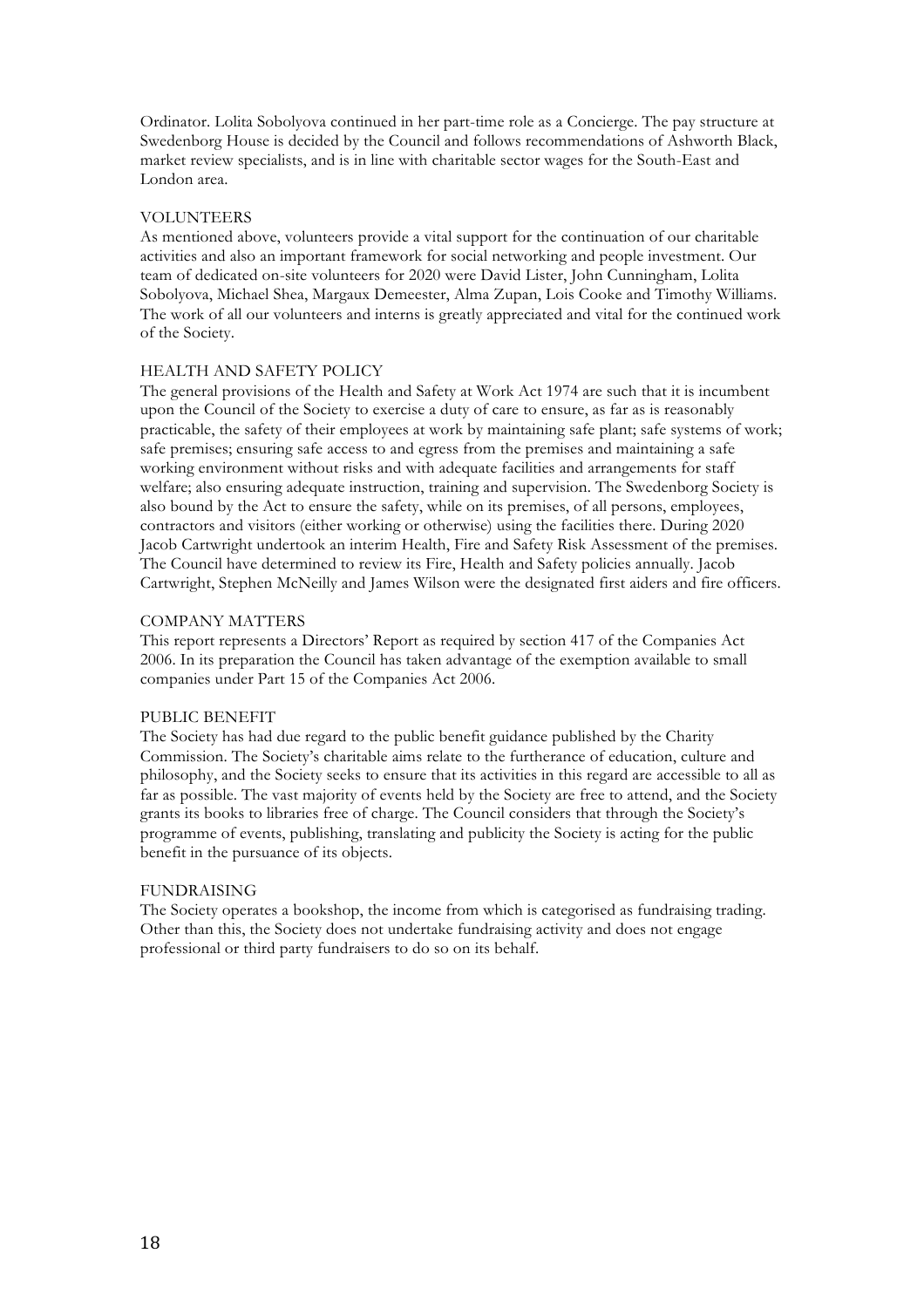Ordinator. Lolita Sobolyova continued in her part-time role as a Concierge. The pay structure at Swedenborg House is decided by the Council and follows recommendations of Ashworth Black, market review specialists, and is in line with charitable sector wages for the South-East and London area.

## VOLUNTEERS

As mentioned above, volunteers provide a vital support for the continuation of our charitable activities and also an important framework for social networking and people investment. Our team of dedicated on-site volunteers for 2020 were David Lister, John Cunningham, Lolita Sobolyova, Michael Shea, Margaux Demeester, Alma Zupan, Lois Cooke and Timothy Williams. The work of all our volunteers and interns is greatly appreciated and vital for the continued work of the Society.

## HEALTH AND SAFETY POLICY

The general provisions of the Health and Safety at Work Act 1974 are such that it is incumbent upon the Council of the Society to exercise a duty of care to ensure, as far as is reasonably practicable, the safety of their employees at work by maintaining safe plant; safe systems of work; safe premises; ensuring safe access to and egress from the premises and maintaining a safe working environment without risks and with adequate facilities and arrangements for staff welfare; also ensuring adequate instruction, training and supervision. The Swedenborg Society is also bound by the Act to ensure the safety, while on its premises, of all persons, employees, contractors and visitors (either working or otherwise) using the facilities there. During 2020 Jacob Cartwright undertook an interim Health, Fire and Safety Risk Assessment of the premises. The Council have determined to review its Fire, Health and Safety policies annually. Jacob Cartwright, Stephen McNeilly and James Wilson were the designated first aiders and fire officers.

## COMPANY MATTERS

This report represents a Directors' Report as required by section 417 of the Companies Act 2006. In its preparation the Council has taken advantage of the exemption available to small companies under Part 15 of the Companies Act 2006.

## PUBLIC BENEFIT

The Society has had due regard to the public benefit guidance published by the Charity Commission. The Society's charitable aims relate to the furtherance of education, culture and philosophy, and the Society seeks to ensure that its activities in this regard are accessible to all as far as possible. The vast majority of events held by the Society are free to attend, and the Society grants its books to libraries free of charge. The Council considers that through the Society's programme of events, publishing, translating and publicity the Society is acting for the public benefit in the pursuance of its objects.

## FUNDRAISING

The Society operates a bookshop, the income from which is categorised as fundraising trading. Other than this, the Society does not undertake fundraising activity and does not engage professional or third party fundraisers to do so on its behalf.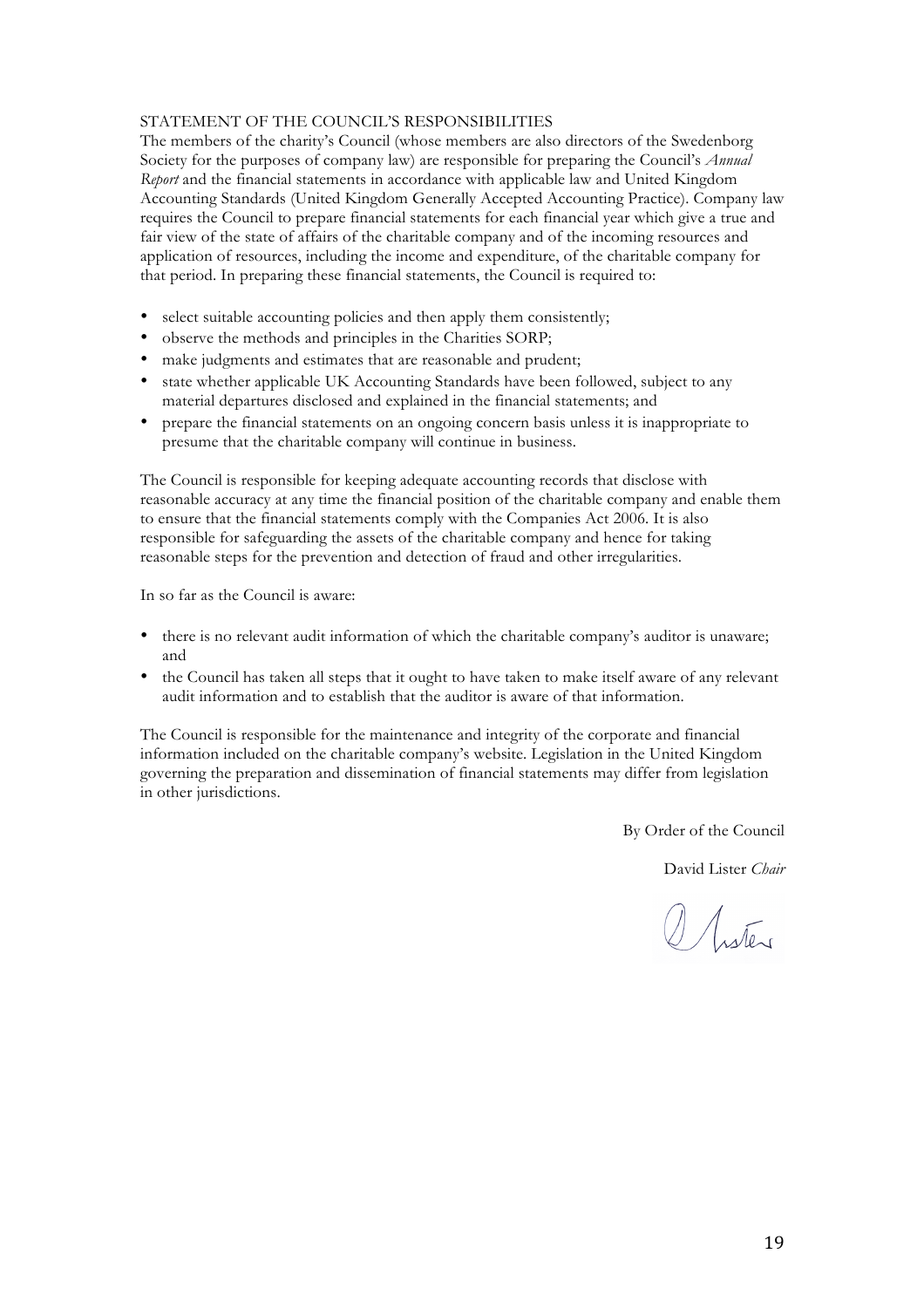## STATEMENT OF THE COUNCIL'S RESPONSIBILITIES

The members of the charity's Council (whose members are also directors of the Swedenborg Society for the purposes of company law) are responsible for preparing the Council's *Annual Report* and the financial statements in accordance with applicable law and United Kingdom Accounting Standards (United Kingdom Generally Accepted Accounting Practice). Company law requires the Council to prepare financial statements for each financial year which give a true and fair view of the state of affairs of the charitable company and of the incoming resources and application of resources, including the income and expenditure, of the charitable company for that period. In preparing these financial statements, the Council is required to:

- select suitable accounting policies and then apply them consistently;
- observe the methods and principles in the Charities SORP;
- make judgments and estimates that are reasonable and prudent;
- state whether applicable UK Accounting Standards have been followed, subject to any material departures disclosed and explained in the financial statements; and
- prepare the financial statements on an ongoing concern basis unless it is inappropriate to presume that the charitable company will continue in business.

The Council is responsible for keeping adequate accounting records that disclose with reasonable accuracy at any time the financial position of the charitable company and enable them to ensure that the financial statements comply with the Companies Act 2006. It is also responsible for safeguarding the assets of the charitable company and hence for taking reasonable steps for the prevention and detection of fraud and other irregularities.

In so far as the Council is aware:

- there is no relevant audit information of which the charitable company's auditor is unaware; and
- the Council has taken all steps that it ought to have taken to make itself aware of any relevant audit information and to establish that the auditor is aware of that information.

The Council is responsible for the maintenance and integrity of the corporate and financial information included on the charitable company's website. Legislation in the United Kingdom governing the preparation and dissemination of financial statements may differ from legislation in other jurisdictions.

By Order of the Council

David Lister *Chair*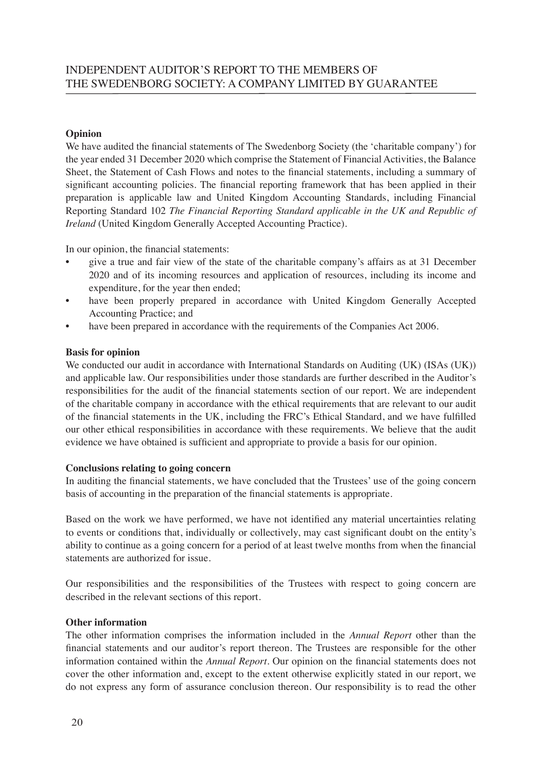# INDEPENDENT AUDITOR'S REPORT TO THE MEMBERS OF THE SWEDENBORG SOCIETY: A COMPANY LIMITED BY GUARANTEE

**Opinion**

We have audited the financial statements of The Swedenborg Society (the 'charitable company') for the year ended 31 December 2020 which comprise the Statement of Financial Activities, the Balance Sheet, the Statement of Cash Flows and notes to the financial statements, including a summary of significant accounting policies. The financial reporting framework that has been applied in their preparation is applicable law and United Kingdom Accounting Standards, including Financial Reporting Standard 102 *The Financial Reporting Standard applicable in the UK and Republic of Ireland* (United Kingdom Generally Accepted Accounting Practice).

In our opinion, the financial statements:

- give a true and fair view of the state of the charitable company's affairs as at 31 December 2020 and of its incoming resources and application of resources, including its income and expenditure, for the year then ended;
- have been properly prepared in accordance with United Kingdom Generally Accepted Accounting Practice; and
- have been prepared in accordance with the requirements of the Companies Act 2006.

**Basis for opinion**

We conducted our audit in accordance with International Standards on Auditing (UK) (ISAs (UK)) and applicable law. Our responsibilities under those standards are further described in the Auditor's responsibilities for the audit of the financial statements section of our report. We are independent of the charitable company in accordance with the ethical requirements that are relevant to our audit of the financial statements in the UK, including the FRC's Ethical Standard, and we have fulfilled our other ethical responsibilities in accordance with these requirements. We believe that the audit evidence we have obtained is sufficient and appropriate to provide a basis for our opinion.

**Conclusions relating to going concern**

In auditing the financial statements, we have concluded that the Trustees' use of the going concern basis of accounting in the preparation of the financial statements is appropriate.

Based on the work we have performed, we have not identified any material uncertainties relating to events or conditions that, individually or collectively, may cast significant doubt on the entity's ability to continue as a going concern for a period of at least twelve months from when the financial statements are authorized for issue.

Our responsibilities and the responsibilities of the Trustees with respect to going concern are described in the relevant sections of this report.

**Other information**

The other information comprises the information included in the *Annual Report* other than the financial statements and our auditor's report thereon. The Trustees are responsible for the other information contained within the *Annual Report*. Our opinion on the financial statements does not cover the other information and, except to the extent otherwise explicitly stated in our report, we do not express any form of assurance conclusion thereon. Our responsibility is to read the other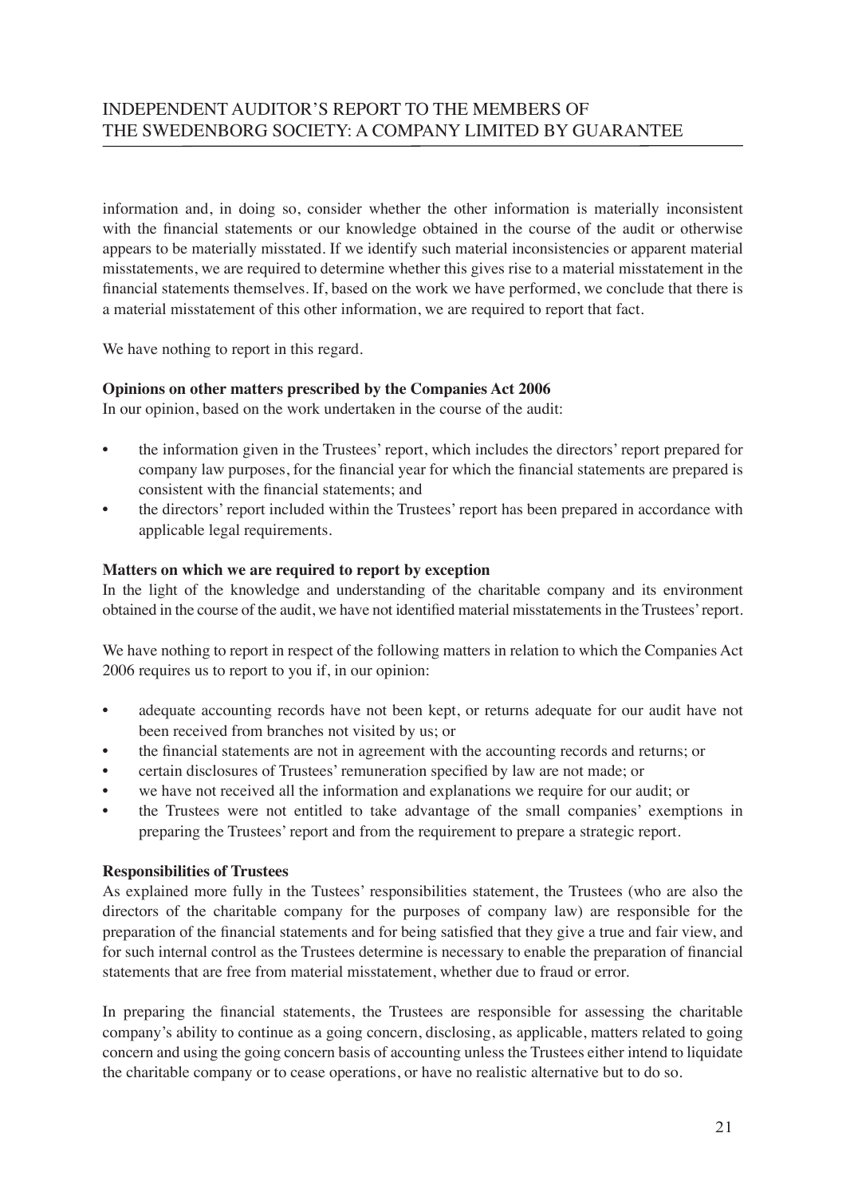information and, in doing so, consider whether the other information is materially inconsistent with the financial statements or our knowledge obtained in the course of the audit or otherwise appears to be materially misstated. If we identify such material inconsistencies or apparent material misstatements, we are required to determine whether this gives rise to a material misstatement in the financial statements themselves. If, based on the work we have performed, we conclude that there is a material misstatement of this other information, we are required to report that fact.

We have nothing to report in this regard.

**Opinions on other matters prescribed by the Companies Act 2006**

In our opinion, based on the work undertaken in the course of the audit:

- the information given in the Trustees' report, which includes the directors' report prepared for company law purposes, for the financial year for which the financial statements are prepared is consistent with the financial statements; and
- the directors' report included within the Trustees' report has been prepared in accordance with applicable legal requirements.

**Matters on which we are required to report by exception**

In the light of the knowledge and understanding of the charitable company and its environment obtained in the course of the audit, we have not identified material misstatements in the Trustees' report.

We have nothing to report in respect of the following matters in relation to which the Companies Act 2006 requires us to report to you if, in our opinion:

- adequate accounting records have not been kept, or returns adequate for our audit have not been received from branches not visited by us; or
- the financial statements are not in agreement with the accounting records and returns; or
- certain disclosures of Trustees' remuneration specified by law are not made; or
- we have not received all the information and explanations we require for our audit; or
- the Trustees were not entitled to take advantage of the small companies' exemptions in preparing the Trustees' report and from the requirement to prepare a strategic report.

**Responsibilities of Trustees**

As explained more fully in the Tustees' responsibilities statement, the Trustees (who are also the directors of the charitable company for the purposes of company law) are responsible for the preparation of the financial statements and for being satisfied that they give a true and fair view, and for such internal control as the Trustees determine is necessary to enable the preparation of financial statements that are free from material misstatement, whether due to fraud or error.

In preparing the financial statements, the Trustees are responsible for assessing the charitable company's ability to continue as a going concern, disclosing, as applicable, matters related to going concern and using the going concern basis of accounting unless the Trustees either intend to liquidate the charitable company or to cease operations, or have no realistic alternative but to do so.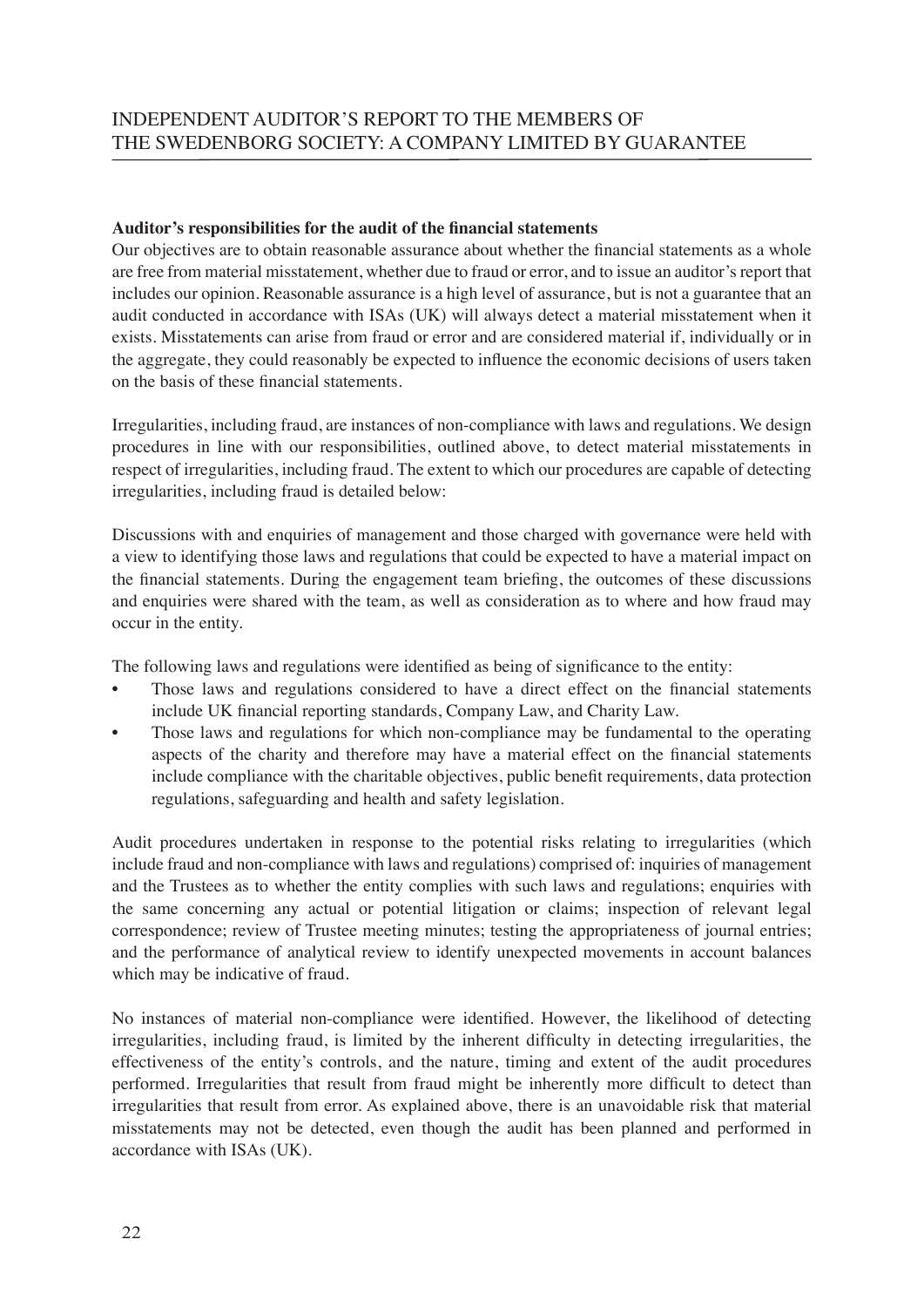**Auditor's responsibilities for the audit of the financial statements**

Our objectives are to obtain reasonable assurance about whether the financial statements as a whole are free from material misstatement, whether due to fraud or error, and to issue an auditor's report that includes our opinion. Reasonable assurance is a high level of assurance, but is not a guarantee that an audit conducted in accordance with ISAs (UK) will always detect a material misstatement when it exists. Misstatements can arise from fraud or error and are considered material if, individually or in the aggregate, they could reasonably be expected to influence the economic decisions of users taken on the basis of these financial statements.

Irregularities, including fraud, are instances of non-compliance with laws and regulations. We design procedures in line with our responsibilities, outlined above, to detect material misstatements in respect of irregularities, including fraud. The extent to which our procedures are capable of detecting irregularities, including fraud is detailed below:

Discussions with and enquiries of management and those charged with governance were held with a view to identifying those laws and regulations that could be expected to have a material impact on the financial statements. During the engagement team briefing, the outcomes of these discussions and enquiries were shared with the team, as well as consideration as to where and how fraud may occur in the entity.

The following laws and regulations were identified as being of significance to the entity:

- Those laws and regulations considered to have a direct effect on the financial statements include UK financial reporting standards, Company Law, and Charity Law.
- Those laws and regulations for which non-compliance may be fundamental to the operating aspects of the charity and therefore may have a material effect on the financial statements include compliance with the charitable objectives, public benefit requirements, data protection regulations, safeguarding and health and safety legislation.

Audit procedures undertaken in response to the potential risks relating to irregularities (which include fraud and non-compliance with laws and regulations) comprised of: inquiries of management and the Trustees as to whether the entity complies with such laws and regulations; enquiries with the same concerning any actual or potential litigation or claims; inspection of relevant legal correspondence; review of Trustee meeting minutes; testing the appropriateness of journal entries; and the performance of analytical review to identify unexpected movements in account balances which may be indicative of fraud.

No instances of material non-compliance were identified. However, the likelihood of detecting irregularities, including fraud, is limited by the inherent difficulty in detecting irregularities, the effectiveness of the entity's controls, and the nature, timing and extent of the audit procedures performed. Irregularities that result from fraud might be inherently more difficult to detect than irregularities that result from error. As explained above, there is an unavoidable risk that material misstatements may not be detected, even though the audit has been planned and performed in accordance with ISAs (UK).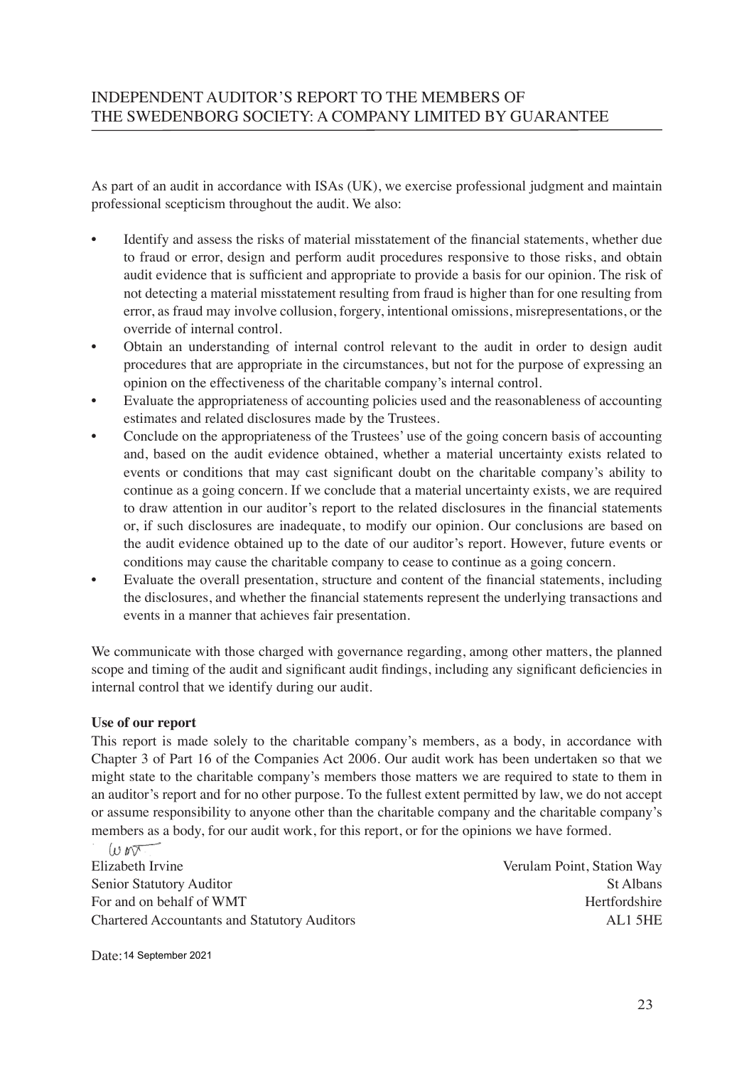# INDEPENDENT AUDITOR'S REPORT TO THE MEMBERS OF THE SWEDENBORG SOCIETY: A COMPANY LIMITED BY GUARANTEE

As part of an audit in accordance with ISAs (UK), we exercise professional judgment and maintain professional scepticism throughout the audit. We also:

- Identify and assess the risks of material misstatement of the financial statements, whether due to fraud or error, design and perform audit procedures responsive to those risks, and obtain audit evidence that is sufficient and appropriate to provide a basis for our opinion. The risk of not detecting a material misstatement resulting from fraud is higher than for one resulting from error, as fraud may involve collusion, forgery, intentional omissions, misrepresentations, or the override of internal control.
- Obtain an understanding of internal control relevant to the audit in order to design audit procedures that are appropriate in the circumstances, but not for the purpose of expressing an opinion on the effectiveness of the charitable company's internal control.
- Evaluate the appropriateness of accounting policies used and the reasonableness of accounting estimates and related disclosures made by the Trustees.
- Conclude on the appropriateness of the Trustees' use of the going concern basis of accounting and, based on the audit evidence obtained, whether a material uncertainty exists related to events or conditions that may cast significant doubt on the charitable company's ability to continue as a going concern. If we conclude that a material uncertainty exists, we are required to draw attention in our auditor's report to the related disclosures in the financial statements or, if such disclosures are inadequate, to modify our opinion. Our conclusions are based on the audit evidence obtained up to the date of our auditor's report. However, future events or conditions may cause the charitable company to cease to continue as a going concern.
- Evaluate the overall presentation, structure and content of the financial statements, including the disclosures, and whether the financial statements represent the underlying transactions and events in a manner that achieves fair presentation.

We communicate with those charged with governance regarding, among other matters, the planned scope and timing of the audit and significant audit findings, including any significant deficiencies in internal control that we identify during our audit.

**Use of our report**

This report is made solely to the charitable company's members, as a body, in accordance with Chapter 3 of Part 16 of the Companies Act 2006. Our audit work has been undertaken so that we might state to the charitable company's members those matters we are required to state to them in an auditor's report and for no other purpose. To the fullest extent permitted by law, we do not accept or assume responsibility to anyone other than the charitable company and the charitable company's members as a body, for our audit work, for this report, or for the opinions we have formed.

Elizabeth Irvine
Senior Statutory Auditor
For and on behalf of WMT
Chartered Accountants and Statutory Auditors

Verulam Point, Station Way
St Albans
Hertfordshire
AL1 5HE

Date: 14 September 2021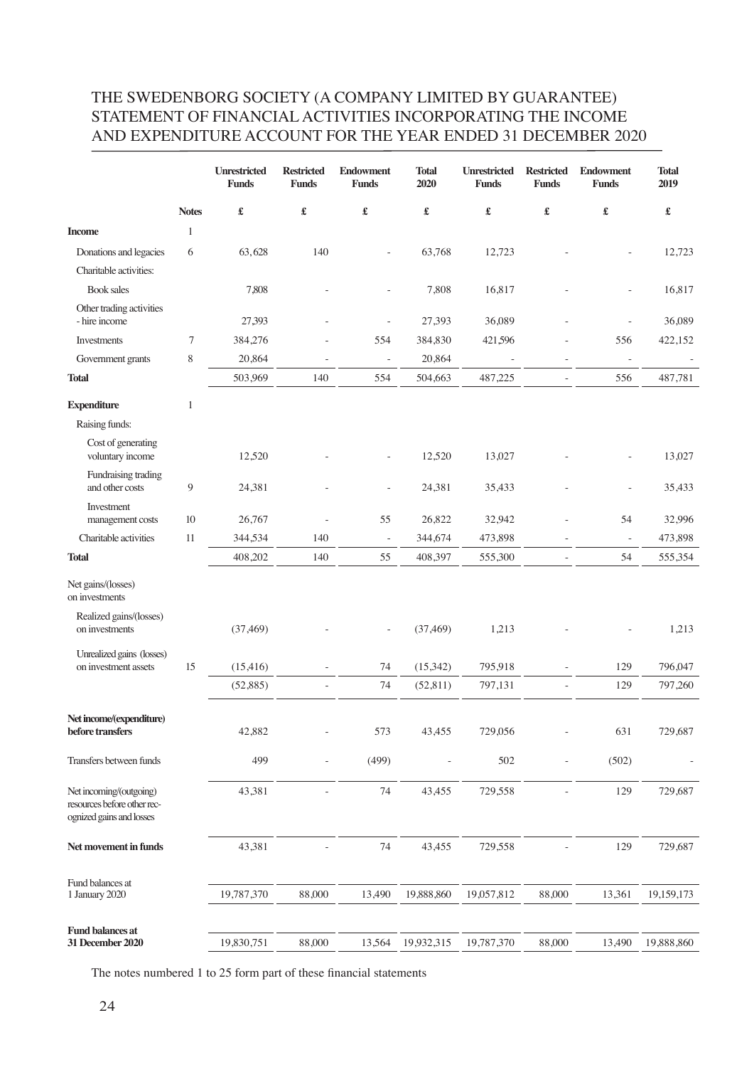# THE SWEDENBORG SOCIETY (A COMPANY LIMITED BY GUARANTEE) STATEMENT OF FINANCIAL ACTIVITIES INCORPORATING THE INCOME AND EXPENDITURE ACCOUNT FOR THE YEAR ENDED 31 DECEMBER 2020

| | Notes | Unrestricted Funds | Restricted Funds | Endowment Funds | Total 2020 | Unrestricted Funds | Restricted Funds | Endowment Funds | Total 2019 |
|---|---|---|---|---|---|---|---|---|---|
| | | £ | £ | £ | £ | £ | £ | £ | £ |
| **Income** | 1 | | | | | | | | |
| Donations and legacies | 6 | 63,628 | 140 | - | 63,768 | 12,723 | - | - | 12,723 |
| Charitable activities: | | | | | | | | | |
| Book sales | | 7,808 | - | - | 7,808 | 16,817 | - | - | 16,817 |
| Other trading activities - hire income | | 27,393 | - | - | 27,393 | 36,089 | - | - | 36,089 |
| Investments | 7 | 384,276 | - | 554 | 384,830 | 421,596 | - | 556 | 422,152 |
| Government grants | 8 | 20,864 | - | - | 20,864 | - | - | - | - |
| **Total** | | 503,969 | 140 | 554 | 504,663 | 487,225 | - | 556 | 487,781 |
| **Expenditure** | 1 | | | | | | | | |
| Raising funds: | | | | | | | | | |
| Cost of generating voluntary income | | 12,520 | - | - | 12,520 | 13,027 | - | - | 13,027 |
| Fundraising trading and other costs | 9 | 24,381 | - | - | 24,381 | 35,433 | - | - | 35,433 |
| Investment management costs | 10 | 26,767 | - | 55 | 26,822 | 32,942 | - | 54 | 32,996 |
| Charitable activities | 11 | 344,534 | 140 | - | 344,674 | 473,898 | - | - | 473,898 |
| **Total** | | 408,202 | 140 | 55 | 408,397 | 555,300 | - | 54 | 555,354 |
| Net gains/(losses) on investments | | | | | | | | | |
| Realized gains/(losses) on investments | | (37,469) | - | - | (37,469) | 1,213 | - | - | 1,213 |
| Unrealized gains (losses) on investment assets | 15 | (15,416) | - | 74 | (15,342) | 795,918 | - | 129 | 796,047 |
| | | (52,885) | - | 74 | (52,811) | 797,131 | - | 129 | 797,260 |
| **Net income/(expenditure) before transfers** | | 42,882 | - | 573 | 43,455 | 729,056 | - | 631 | 729,687 |
| Transfers between funds | | 499 | - | (499) | - | 502 | - | (502) | - |
| Net incoming/(outgoing) resources before other recognized gains and losses | | 43,381 | - | 74 | 43,455 | 729,558 | - | 129 | 729,687 |
| **Net movement in funds** | | 43,381 | - | 74 | 43,455 | 729,558 | - | 129 | 729,687 |
| Fund balances at 1 January 2020 | | 19,787,370 | 88,000 | 13,490 | 19,888,860 | 19,057,812 | 88,000 | 13,361 | 19,159,173 |
| **Fund balances at 31 December 2020** | | 19,830,751 | 88,000 | 13,564 | 19,932,315 | 19,787,370 | 88,000 | 13,490 | 19,888,860 |

The notes numbered 1 to 25 form part of these financial statements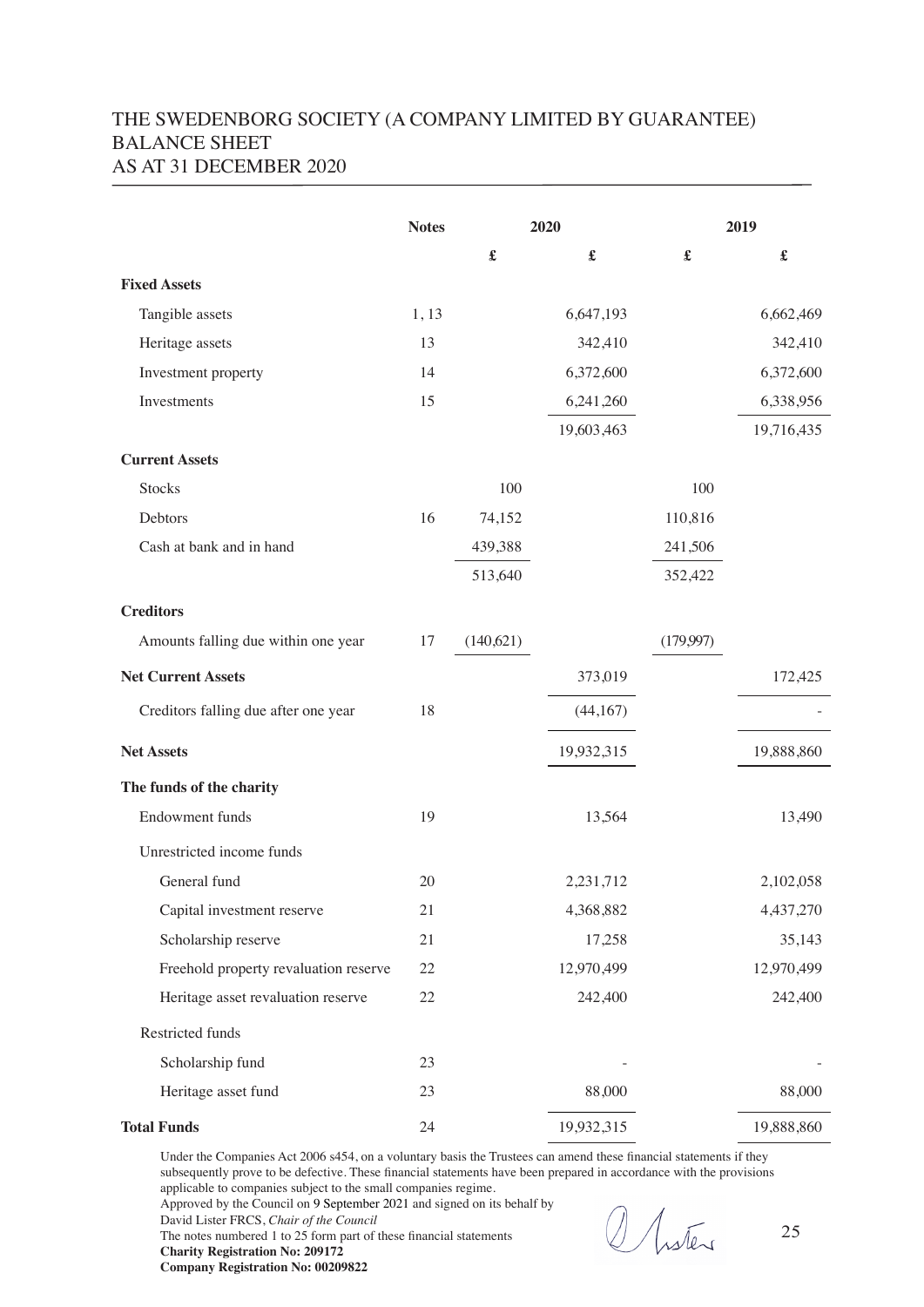# THE SWEDENBORG SOCIETY (A COMPANY LIMITED BY GUARANTEE)
# BALANCE SHEET
# AS AT 31 DECEMBER 2020

| | Notes | 2020 | | 2019 | |
|---|---|---|---|---|---|
| | | £ | £ | £ | £ |
| **Fixed Assets** | | | | | |
| Tangible assets | 1, 13 | | 6,647,193 | | 6,662,469 |
| Heritage assets | 13 | | 342,410 | | 342,410 |
| Investment property | 14 | | 6,372,600 | | 6,372,600 |
| Investments | 15 | | 6,241,260 | | 6,338,956 |
| | | | 19,603,463 | | 19,716,435 |
| **Current Assets** | | | | | |
| Stocks | | 100 | | 100 | |
| Debtors | 16 | 74,152 | | 110,816 | |
| Cash at bank and in hand | | 439,388 | | 241,506 | |
| | | 513,640 | | 352,422 | |
| **Creditors** | | | | | |
| Amounts falling due within one year | 17 | (140,621) | | (179,997) | |
| **Net Current Assets** | | | 373,019 | | 172,425 |
| Creditors falling due after one year | 18 | | (44,167) | | - |
| **Net Assets** | | | 19,932,315 | | 19,888,860 |
| **The funds of the charity** | | | | | |
| Endowment funds | 19 | | 13,564 | | 13,490 |
| Unrestricted income funds | | | | | |
| General fund | 20 | | 2,231,712 | | 2,102,058 |
| Capital investment reserve | 21 | | 4,368,882 | | 4,437,270 |
| Scholarship reserve | 21 | | 17,258 | | 35,143 |
| Freehold property revaluation reserve | 22 | | 12,970,499 | | 12,970,499 |
| Heritage asset revaluation reserve | 22 | | 242,400 | | 242,400 |
| Restricted funds | | | | | |
| Scholarship fund | 23 | | - | | - |
| Heritage asset fund | 23 | | 88,000 | | 88,000 |
| **Total Funds** | 24 | | 19,932,315 | | 19,888,860 |

Under the Companies Act 2006 s454, on a voluntary basis the Trustees can amend these financial statements if they subsequently prove to be defective. These financial statements have been prepared in accordance with the provisions applicable to companies subject to the small companies regime.

Approved by the Council on 9 September 2021 and signed on its behalf by

David Lister FRCS, *Chair of the Council*

The notes numbered 1 to 25 form part of these financial statements

**Charity Registration No: 209172**

**Company Registration No: 00209822**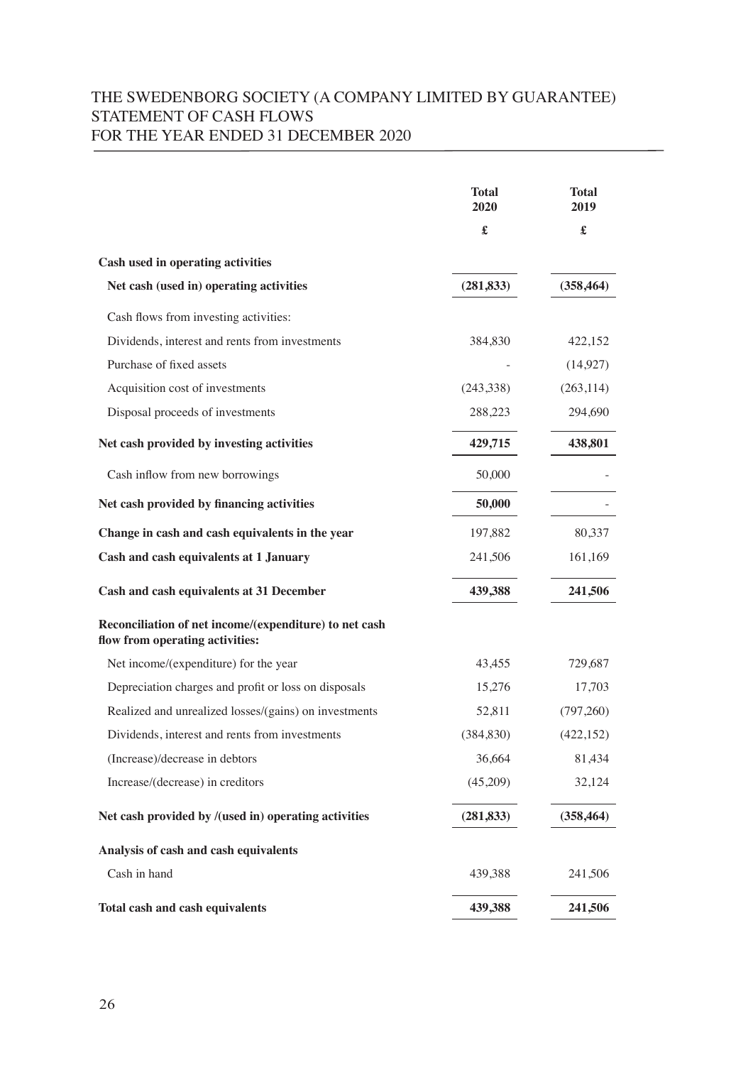# THE SWEDENBORG SOCIETY (A COMPANY LIMITED BY GUARANTEE)
## STATEMENT OF CASH FLOWS
## FOR THE YEAR ENDED 31 DECEMBER 2020

| | Total 2020 | Total 2019 |
|---|---|---|
| | £ | £ |
| **Cash used in operating activities** | | |
| **Net cash (used in) operating activities** | **(281,833)** | **(358,464)** |
| Cash flows from investing activities: | | |
| Dividends, interest and rents from investments | 384,830 | 422,152 |
| Purchase of fixed assets | - | (14,927) |
| Acquisition cost of investments | (243,338) | (263,114) |
| Disposal proceeds of investments | 288,223 | 294,690 |
| **Net cash provided by investing activities** | **429,715** | **438,801** |
| Cash inflow from new borrowings | 50,000 | - |
| **Net cash provided by financing activities** | **50,000** | - |
| **Change in cash and cash equivalents in the year** | 197,882 | 80,337 |
| **Cash and cash equivalents at 1 January** | 241,506 | 161,169 |
| **Cash and cash equivalents at 31 December** | **439,388** | **241,506** |
| **Reconciliation of net income/(expenditure) to net cash flow from operating activities:** | | |
| Net income/(expenditure) for the year | 43,455 | 729,687 |
| Depreciation charges and profit or loss on disposals | 15,276 | 17,703 |
| Realized and unrealized losses/(gains) on investments | 52,811 | (797,260) |
| Dividends, interest and rents from investments | (384,830) | (422,152) |
| (Increase)/decrease in debtors | 36,664 | 81,434 |
| Increase/(decrease) in creditors | (45,209) | 32,124 |
| **Net cash provided by /(used in) operating activities** | **(281,833)** | **(358,464)** |
| **Analysis of cash and cash equivalents** | | |
| Cash in hand | 439,388 | 241,506 |
| **Total cash and cash equivalents** | **439,388** | **241,506** |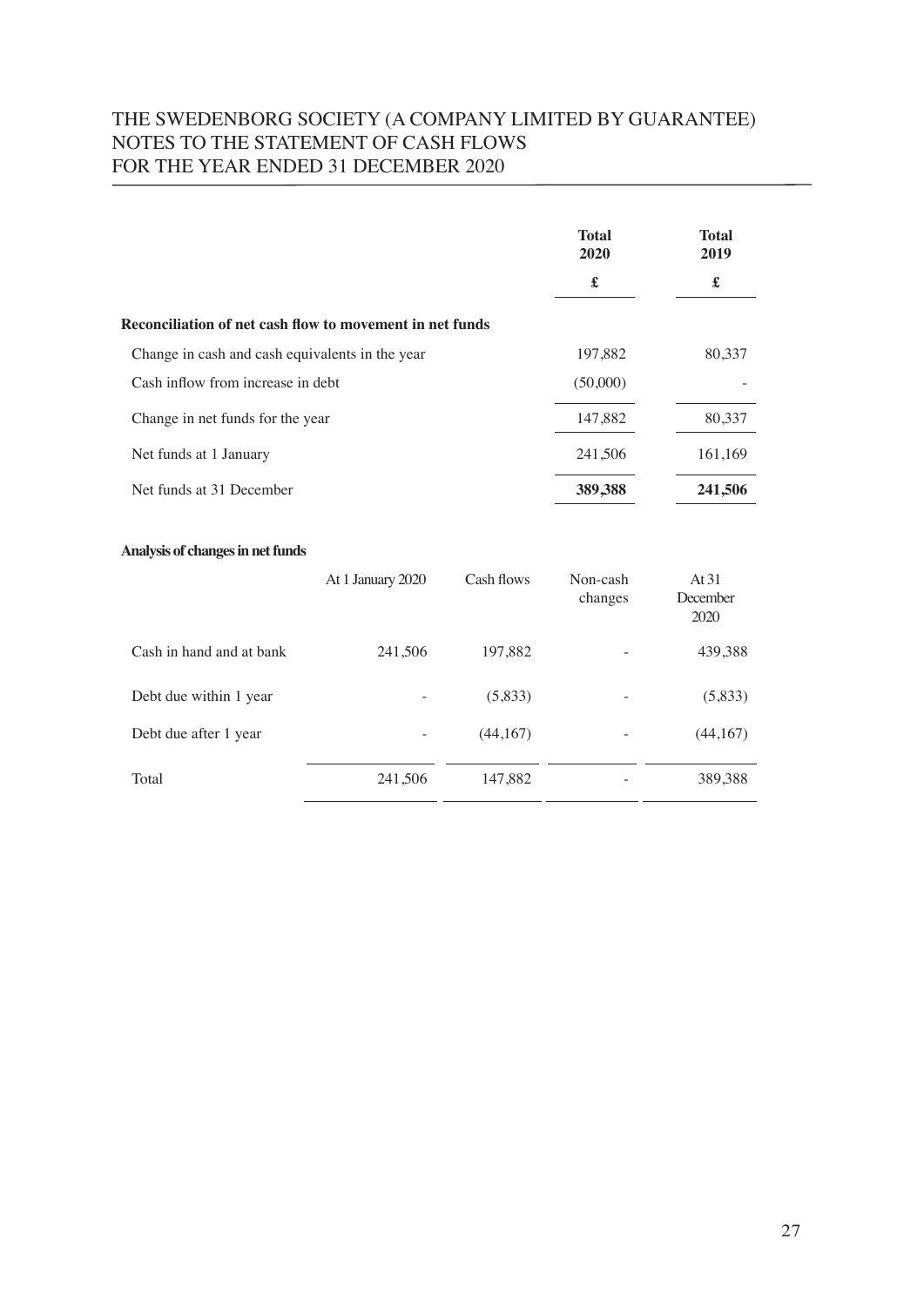# THE SWEDENBORG SOCIETY (A COMPANY LIMITED BY GUARANTEE)
## NOTES TO THE STATEMENT OF CASH FLOWS
## FOR THE YEAR ENDED 31 DECEMBER 2020

| | **Total 2020** | **Total 2019** |
|---|---|---|
| | **£** | **£** |
| **Reconciliation of net cash flow to movement in net funds** | | |
| Change in cash and cash equivalents in the year | 197,882 | 80,337 |
| Cash inflow from increase in debt | (50,000) | - |
| Change in net funds for the year | 147,882 | 80,337 |
| Net funds at 1 January | 241,506 | 161,169 |
| Net funds at 31 December | **389,388** | **241,506** |

**Analysis of changes in net funds**

| | At 1 January 2020 | Cash flows | Non-cash changes | At 31 December 2020 |
|---|---|---|---|---|
| Cash in hand and at bank | 241,506 | 197,882 | - | 439,388 |
| Debt due within 1 year | - | (5,833) | - | (5,833) |
| Debt due after 1 year | - | (44,167) | - | (44,167) |
| Total | 241,506 | 147,882 | - | 389,388 |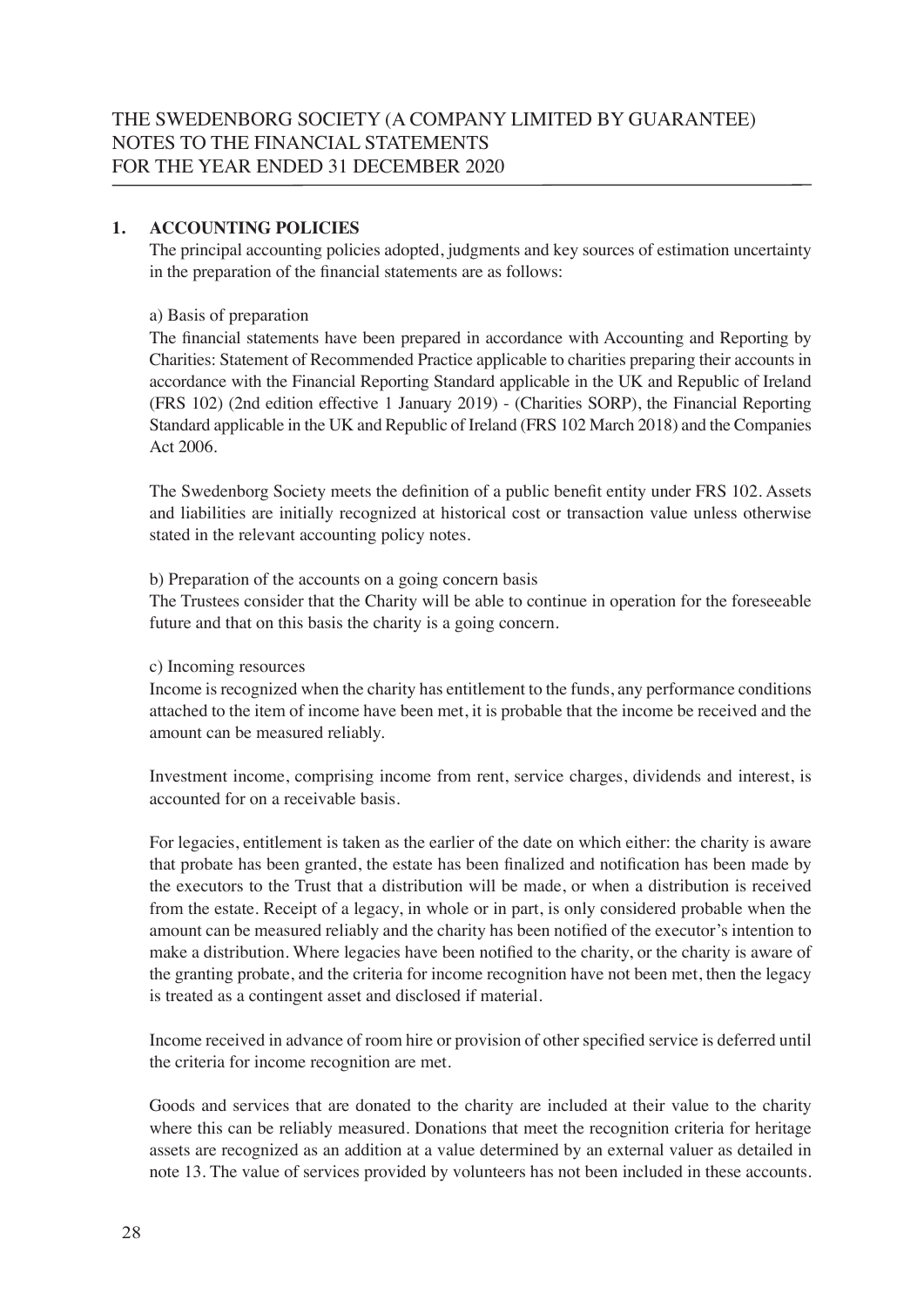# THE SWEDENBORG SOCIETY (A COMPANY LIMITED BY GUARANTEE) NOTES TO THE FINANCIAL STATEMENTS FOR THE YEAR ENDED 31 DECEMBER 2020

## 1. ACCOUNTING POLICIES

The principal accounting policies adopted, judgments and key sources of estimation uncertainty in the preparation of the financial statements are as follows:

a) Basis of preparation

The financial statements have been prepared in accordance with Accounting and Reporting by Charities: Statement of Recommended Practice applicable to charities preparing their accounts in accordance with the Financial Reporting Standard applicable in the UK and Republic of Ireland (FRS 102) (2nd edition effective 1 January 2019) - (Charities SORP), the Financial Reporting Standard applicable in the UK and Republic of Ireland (FRS 102 March 2018) and the Companies Act 2006.

The Swedenborg Society meets the definition of a public benefit entity under FRS 102. Assets and liabilities are initially recognized at historical cost or transaction value unless otherwise stated in the relevant accounting policy notes.

b) Preparation of the accounts on a going concern basis

The Trustees consider that the Charity will be able to continue in operation for the foreseeable future and that on this basis the charity is a going concern.

c) Incoming resources

Income is recognized when the charity has entitlement to the funds, any performance conditions attached to the item of income have been met, it is probable that the income be received and the amount can be measured reliably.

Investment income, comprising income from rent, service charges, dividends and interest, is accounted for on a receivable basis.

For legacies, entitlement is taken as the earlier of the date on which either: the charity is aware that probate has been granted, the estate has been finalized and notification has been made by the executors to the Trust that a distribution will be made, or when a distribution is received from the estate. Receipt of a legacy, in whole or in part, is only considered probable when the amount can be measured reliably and the charity has been notified of the executor's intention to make a distribution. Where legacies have been notified to the charity, or the charity is aware of the granting probate, and the criteria for income recognition have not been met, then the legacy is treated as a contingent asset and disclosed if material.

Income received in advance of room hire or provision of other specified service is deferred until the criteria for income recognition are met.

Goods and services that are donated to the charity are included at their value to the charity where this can be reliably measured. Donations that meet the recognition criteria for heritage assets are recognized as an addition at a value determined by an external valuer as detailed in note 13. The value of services provided by volunteers has not been included in these accounts.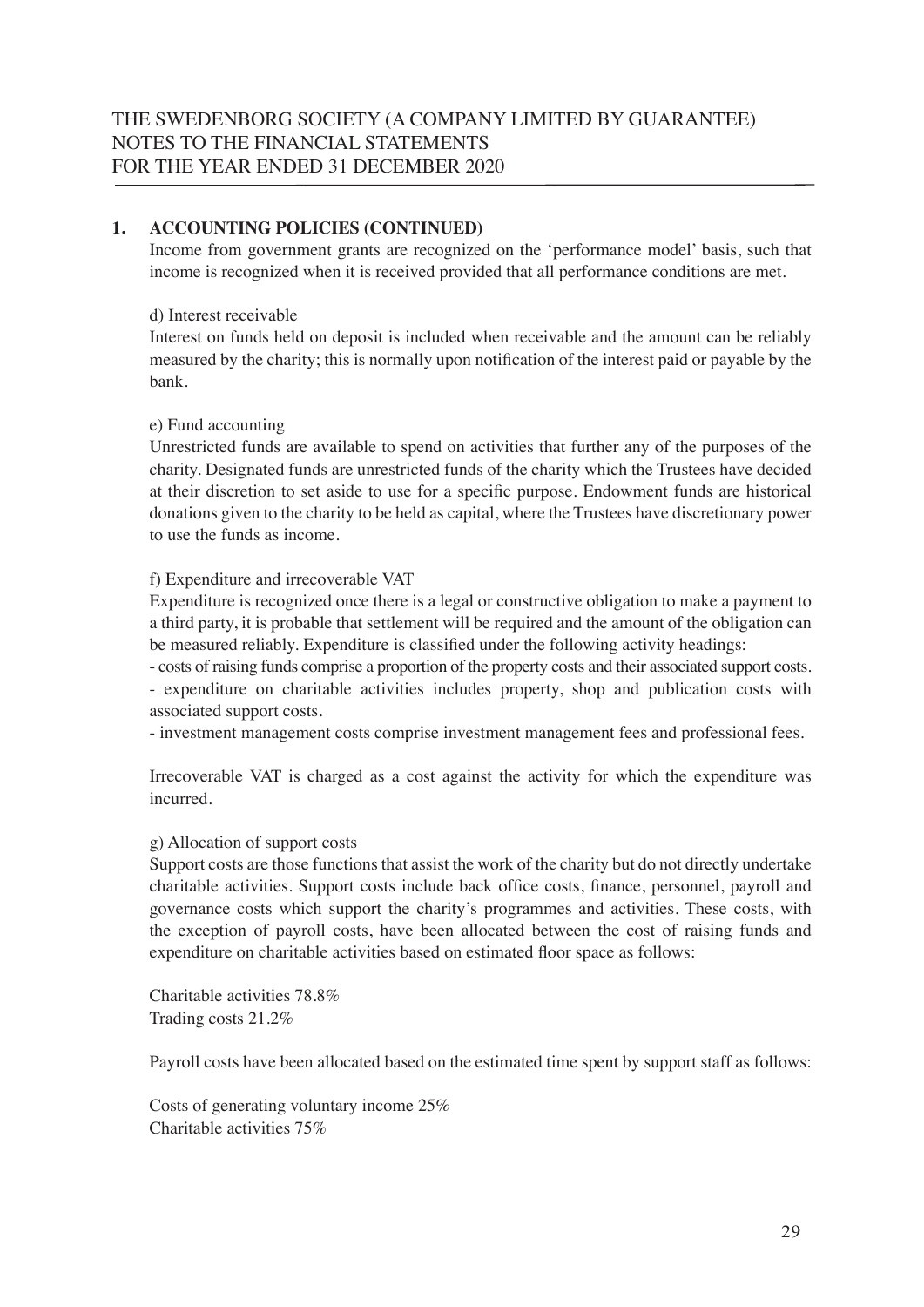# THE SWEDENBORG SOCIETY (A COMPANY LIMITED BY GUARANTEE) NOTES TO THE FINANCIAL STATEMENTS FOR THE YEAR ENDED 31 DECEMBER 2020

## 1. ACCOUNTING POLICIES (CONTINUED)

Income from government grants are recognized on the 'performance model' basis, such that income is recognized when it is received provided that all performance conditions are met.

d) Interest receivable

Interest on funds held on deposit is included when receivable and the amount can be reliably measured by the charity; this is normally upon notification of the interest paid or payable by the bank.

e) Fund accounting

Unrestricted funds are available to spend on activities that further any of the purposes of the charity. Designated funds are unrestricted funds of the charity which the Trustees have decided at their discretion to set aside to use for a specific purpose. Endowment funds are historical donations given to the charity to be held as capital, where the Trustees have discretionary power to use the funds as income.

f) Expenditure and irrecoverable VAT

Expenditure is recognized once there is a legal or constructive obligation to make a payment to a third party, it is probable that settlement will be required and the amount of the obligation can be measured reliably. Expenditure is classified under the following activity headings:

- costs of raising funds comprise a proportion of the property costs and their associated support costs.
- expenditure on charitable activities includes property, shop and publication costs with associated support costs.
- investment management costs comprise investment management fees and professional fees.

Irrecoverable VAT is charged as a cost against the activity for which the expenditure was incurred.

g) Allocation of support costs

Support costs are those functions that assist the work of the charity but do not directly undertake charitable activities. Support costs include back office costs, finance, personnel, payroll and governance costs which support the charity's programmes and activities. These costs, with the exception of payroll costs, have been allocated between the cost of raising funds and expenditure on charitable activities based on estimated floor space as follows:

Charitable activities 78.8%
Trading costs 21.2%

Payroll costs have been allocated based on the estimated time spent by support staff as follows:

Costs of generating voluntary income 25%
Charitable activities 75%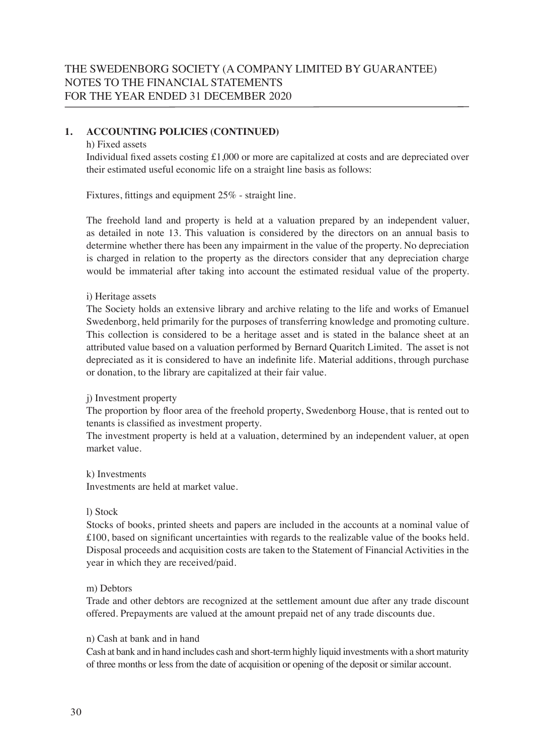# THE SWEDENBORG SOCIETY (A COMPANY LIMITED BY GUARANTEE)
# NOTES TO THE FINANCIAL STATEMENTS
# FOR THE YEAR ENDED 31 DECEMBER 2020

## 1. ACCOUNTING POLICIES (CONTINUED)

h) Fixed assets

Individual fixed assets costing £1,000 or more are capitalized at costs and are depreciated over their estimated useful economic life on a straight line basis as follows:

Fixtures, fittings and equipment 25% - straight line.

The freehold land and property is held at a valuation prepared by an independent valuer, as detailed in note 13. This valuation is considered by the directors on an annual basis to determine whether there has been any impairment in the value of the property. No depreciation is charged in relation to the property as the directors consider that any depreciation charge would be immaterial after taking into account the estimated residual value of the property.

i) Heritage assets

The Society holds an extensive library and archive relating to the life and works of Emanuel Swedenborg, held primarily for the purposes of transferring knowledge and promoting culture. This collection is considered to be a heritage asset and is stated in the balance sheet at an attributed value based on a valuation performed by Bernard Quaritch Limited. The asset is not depreciated as it is considered to have an indefinite life. Material additions, through purchase or donation, to the library are capitalized at their fair value.

j) Investment property

The proportion by floor area of the freehold property, Swedenborg House, that is rented out to tenants is classified as investment property.

The investment property is held at a valuation, determined by an independent valuer, at open market value.

k) Investments

Investments are held at market value.

l) Stock

Stocks of books, printed sheets and papers are included in the accounts at a nominal value of £100, based on significant uncertainties with regards to the realizable value of the books held. Disposal proceeds and acquisition costs are taken to the Statement of Financial Activities in the year in which they are received/paid.

m) Debtors

Trade and other debtors are recognized at the settlement amount due after any trade discount offered. Prepayments are valued at the amount prepaid net of any trade discounts due.

n) Cash at bank and in hand

Cash at bank and in hand includes cash and short-term highly liquid investments with a short maturity of three months or less from the date of acquisition or opening of the deposit or similar account.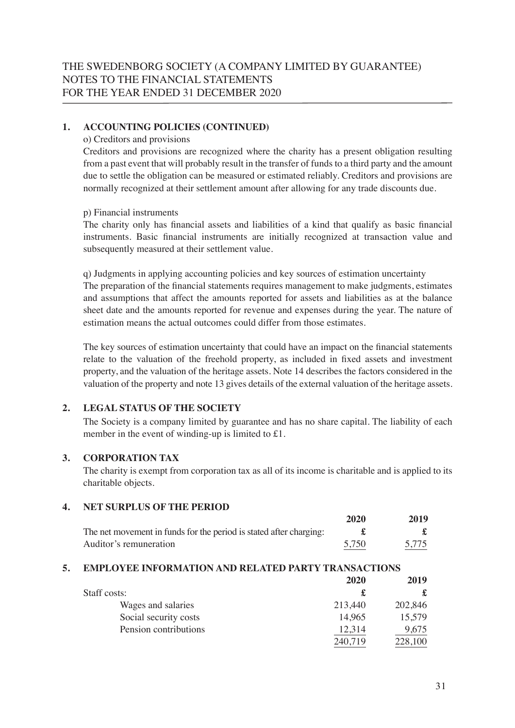## 1. ACCOUNTING POLICIES (CONTINUED)

o) Creditors and provisions

Creditors and provisions are recognized where the charity has a present obligation resulting from a past event that will probably result in the transfer of funds to a third party and the amount due to settle the obligation can be measured or estimated reliably. Creditors and provisions are normally recognized at their settlement amount after allowing for any trade discounts due.

p) Financial instruments

The charity only has financial assets and liabilities of a kind that qualify as basic financial instruments. Basic financial instruments are initially recognized at transaction value and subsequently measured at their settlement value.

q) Judgments in applying accounting policies and key sources of estimation uncertainty

The preparation of the financial statements requires management to make judgments, estimates and assumptions that affect the amounts reported for assets and liabilities as at the balance sheet date and the amounts reported for revenue and expenses during the year. The nature of estimation means the actual outcomes could differ from those estimates.

The key sources of estimation uncertainty that could have an impact on the financial statements relate to the valuation of the freehold property, as included in fixed assets and investment property, and the valuation of the heritage assets. Note 14 describes the factors considered in the valuation of the property and note 13 gives details of the external valuation of the heritage assets.

## 2. LEGAL STATUS OF THE SOCIETY

The Society is a company limited by guarantee and has no share capital. The liability of each member in the event of winding-up is limited to £1.

## 3. CORPORATION TAX

The charity is exempt from corporation tax as all of its income is charitable and is applied to its charitable objects.

## 4. NET SURPLUS OF THE PERIOD

| | 2020 | 2019 |
|---|---|---|
| The net movement in funds for the period is stated after charging: | £ | £ |
| Auditor's remuneration | 5,750 | 5,775 |

## 5. EMPLOYEE INFORMATION AND RELATED PARTY TRANSACTIONS

| | 2020 | 2019 |
|---|---|---|
| Staff costs: | £ | £ |
| Wages and salaries | 213,440 | 202,846 |
| Social security costs | 14,965 | 15,579 |
| Pension contributions | 12,314 | 9,675 |
| | 240,719 | 228,100 |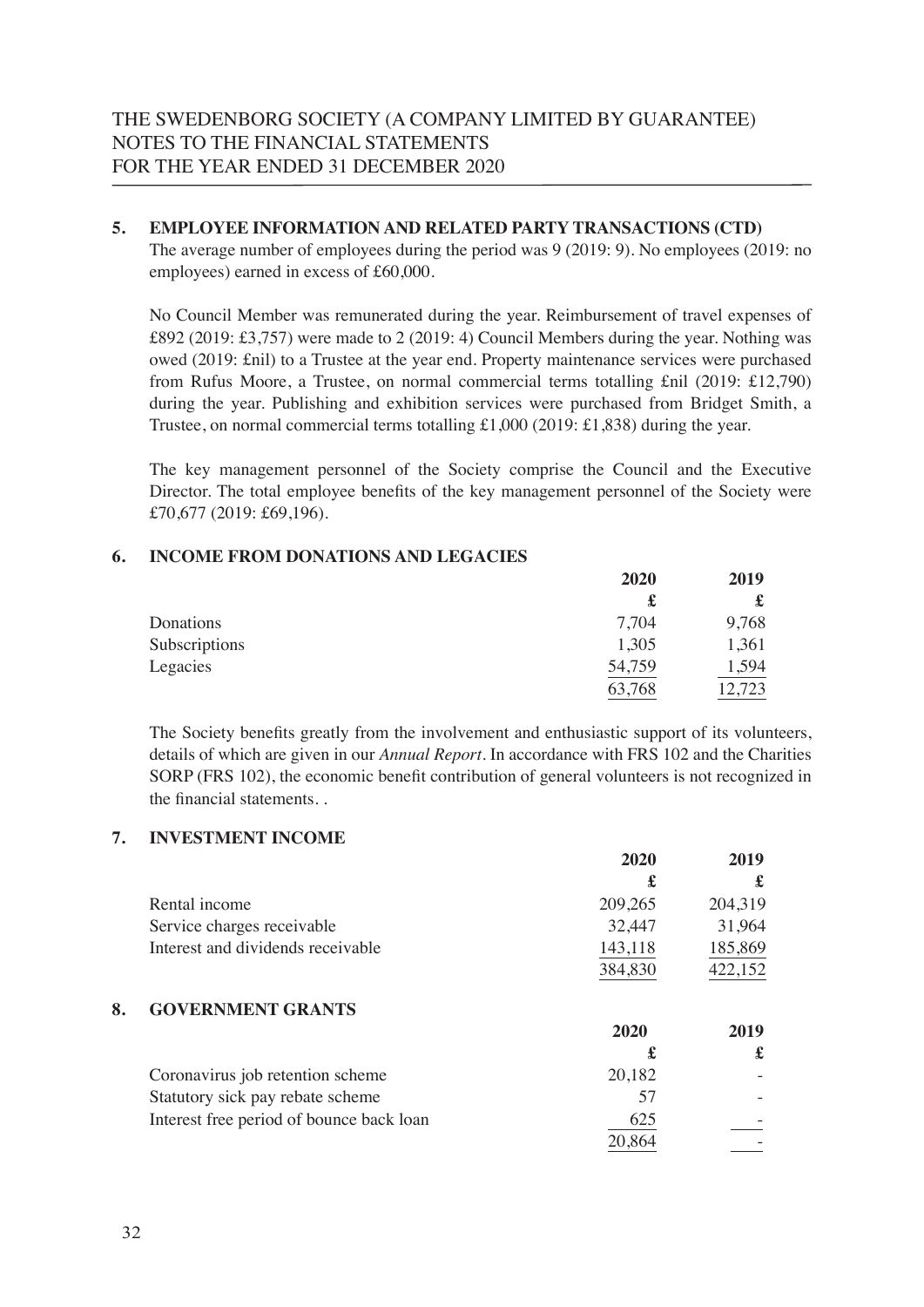THE SWEDENBORG SOCIETY (A COMPANY LIMITED BY GUARANTEE)
NOTES TO THE FINANCIAL STATEMENTS
FOR THE YEAR ENDED 31 DECEMBER 2020

## 5. EMPLOYEE INFORMATION AND RELATED PARTY TRANSACTIONS (CTD)

The average number of employees during the period was 9 (2019: 9). No employees (2019: no employees) earned in excess of £60,000.

No Council Member was remunerated during the year. Reimbursement of travel expenses of £892 (2019: £3,757) were made to 2 (2019: 4) Council Members during the year. Nothing was owed (2019: £nil) to a Trustee at the year end. Property maintenance services were purchased from Rufus Moore, a Trustee, on normal commercial terms totalling £nil (2019: £12,790) during the year. Publishing and exhibition services were purchased from Bridget Smith, a Trustee, on normal commercial terms totalling £1,000 (2019: £1,838) during the year.

The key management personnel of the Society comprise the Council and the Executive Director. The total employee benefits of the key management personnel of the Society were £70,677 (2019: £69,196).

## 6. INCOME FROM DONATIONS AND LEGACIES

| | 2020 | 2019 |
|---|---|---|
| | £ | £ |
| Donations | 7,704 | 9,768 |
| Subscriptions | 1,305 | 1,361 |
| Legacies | 54,759 | 1,594 |
| | 63,768 | 12,723 |

The Society benefits greatly from the involvement and enthusiastic support of its volunteers, details of which are given in our *Annual Report*. In accordance with FRS 102 and the Charities SORP (FRS 102), the economic benefit contribution of general volunteers is not recognized in the financial statements. .

## 7. INVESTMENT INCOME

| | 2020 | 2019 |
|---|---|---|
| | £ | £ |
| Rental income | 209,265 | 204,319 |
| Service charges receivable | 32,447 | 31,964 |
| Interest and dividends receivable | 143,118 | 185,869 |
| | 384,830 | 422,152 |

## 8. GOVERNMENT GRANTS

| | 2020 | 2019 |
|---|---|---|
| | £ | £ |
| Coronavirus job retention scheme | 20,182 | - |
| Statutory sick pay rebate scheme | 57 | - |
| Interest free period of bounce back loan | 625 | - |
| | 20,864 | - |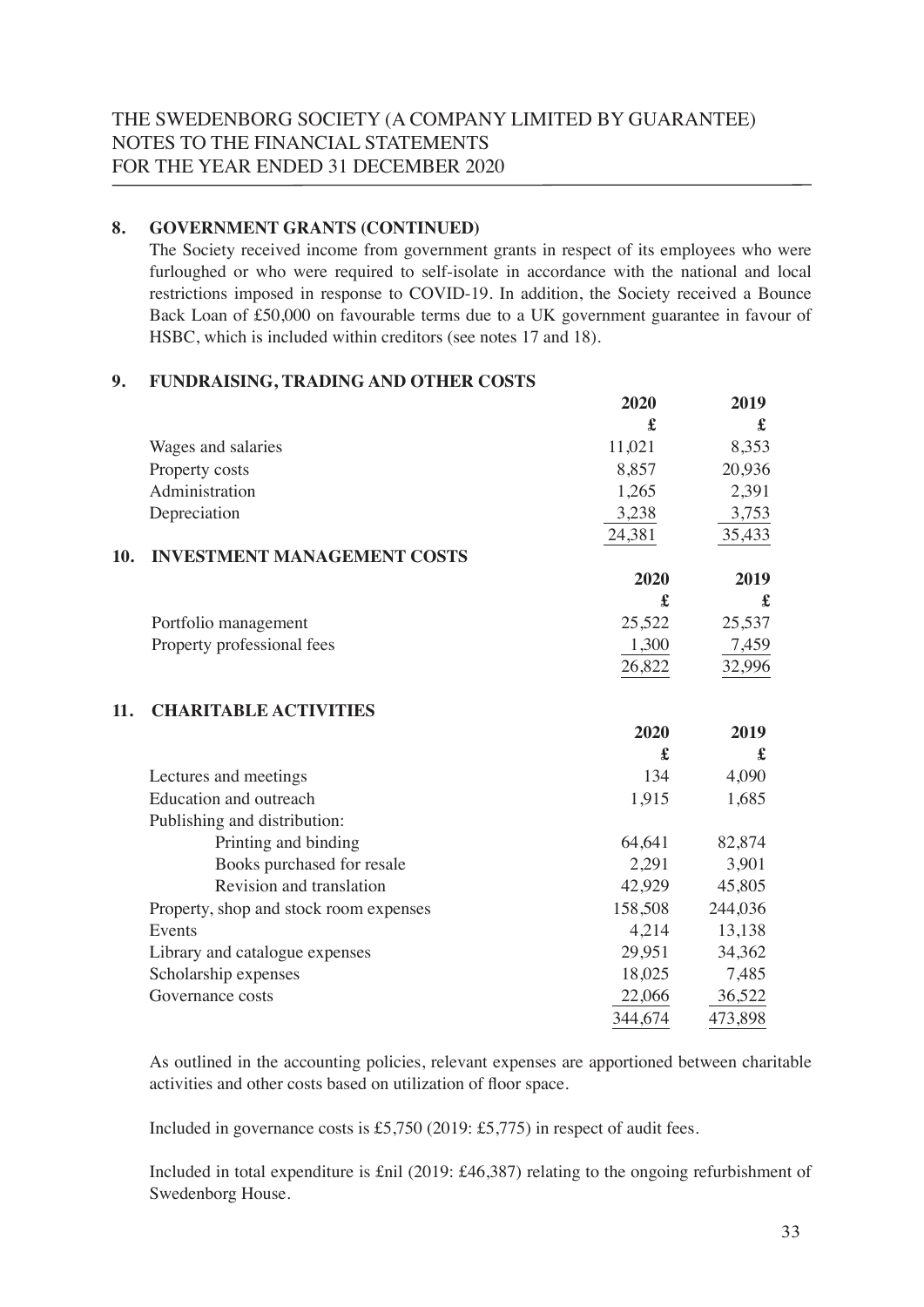## 8. GOVERNMENT GRANTS (CONTINUED)

The Society received income from government grants in respect of its employees who were furloughed or who were required to self-isolate in accordance with the national and local restrictions imposed in response to COVID-19. In addition, the Society received a Bounce Back Loan of £50,000 on favourable terms due to a UK government guarantee in favour of HSBC, which is included within creditors (see notes 17 and 18).

## 9. FUNDRAISING, TRADING AND OTHER COSTS

| | 2020 | 2019 |
|---|---|---|
| | £ | £ |
| Wages and salaries | 11,021 | 8,353 |
| Property costs | 8,857 | 20,936 |
| Administration | 1,265 | 2,391 |
| Depreciation | 3,238 | 3,753 |
| | 24,381 | 35,433 |

## 10. INVESTMENT MANAGEMENT COSTS

| | 2020 | 2019 |
|---|---|---|
| | £ | £ |
| Portfolio management | 25,522 | 25,537 |
| Property professional fees | 1,300 | 7,459 |
| | 26,822 | 32,996 |

## 11. CHARITABLE ACTIVITIES

| | 2020 | 2019 |
|---|---|---|
| | £ | £ |
| Lectures and meetings | 134 | 4,090 |
| Education and outreach | 1,915 | 1,685 |
| Publishing and distribution: | | |
| Printing and binding | 64,641 | 82,874 |
| Books purchased for resale | 2,291 | 3,901 |
| Revision and translation | 42,929 | 45,805 |
| Property, shop and stock room expenses | 158,508 | 244,036 |
| Events | 4,214 | 13,138 |
| Library and catalogue expenses | 29,951 | 34,362 |
| Scholarship expenses | 18,025 | 7,485 |
| Governance costs | 22,066 | 36,522 |
| | 344,674 | 473,898 |

As outlined in the accounting policies, relevant expenses are apportioned between charitable activities and other costs based on utilization of floor space.

Included in governance costs is £5,750 (2019: £5,775) in respect of audit fees.

Included in total expenditure is £nil (2019: £46,387) relating to the ongoing refurbishment of Swedenborg House.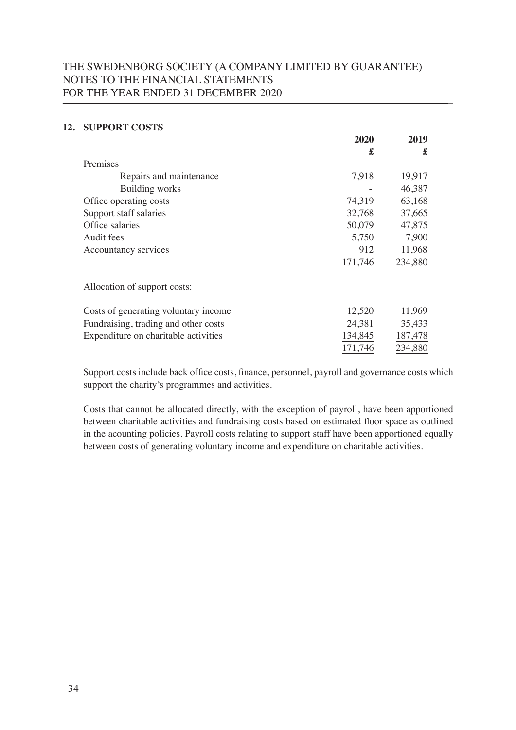THE SWEDENBORG SOCIETY (A COMPANY LIMITED BY GUARANTEE)
NOTES TO THE FINANCIAL STATEMENTS
FOR THE YEAR ENDED 31 DECEMBER 2020

## 12. SUPPORT COSTS

| | 2020 | 2019 |
|---|---|---|
| | £ | £ |
| Premises | | |
| Repairs and maintenance | 7,918 | 19,917 |
| Building works | - | 46,387 |
| Office operating costs | 74,319 | 63,168 |
| Support staff salaries | 32,768 | 37,665 |
| Office salaries | 50,079 | 47,875 |
| Audit fees | 5,750 | 7,900 |
| Accountancy services | 912 | 11,968 |
| | 171,746 | 234,880 |
| Allocation of support costs: | | |
| Costs of generating voluntary income | 12,520 | 11,969 |
| Fundraising, trading and other costs | 24,381 | 35,433 |
| Expenditure on charitable activities | 134,845 | 187,478 |
| | 171,746 | 234,880 |

Support costs include back office costs, finance, personnel, payroll and governance costs which support the charity's programmes and activities.

Costs that cannot be allocated directly, with the exception of payroll, have been apportioned between charitable activities and fundraising costs based on estimated floor space as outlined in the acounting policies. Payroll costs relating to support staff have been apportioned equally between costs of generating voluntary income and expenditure on charitable activities.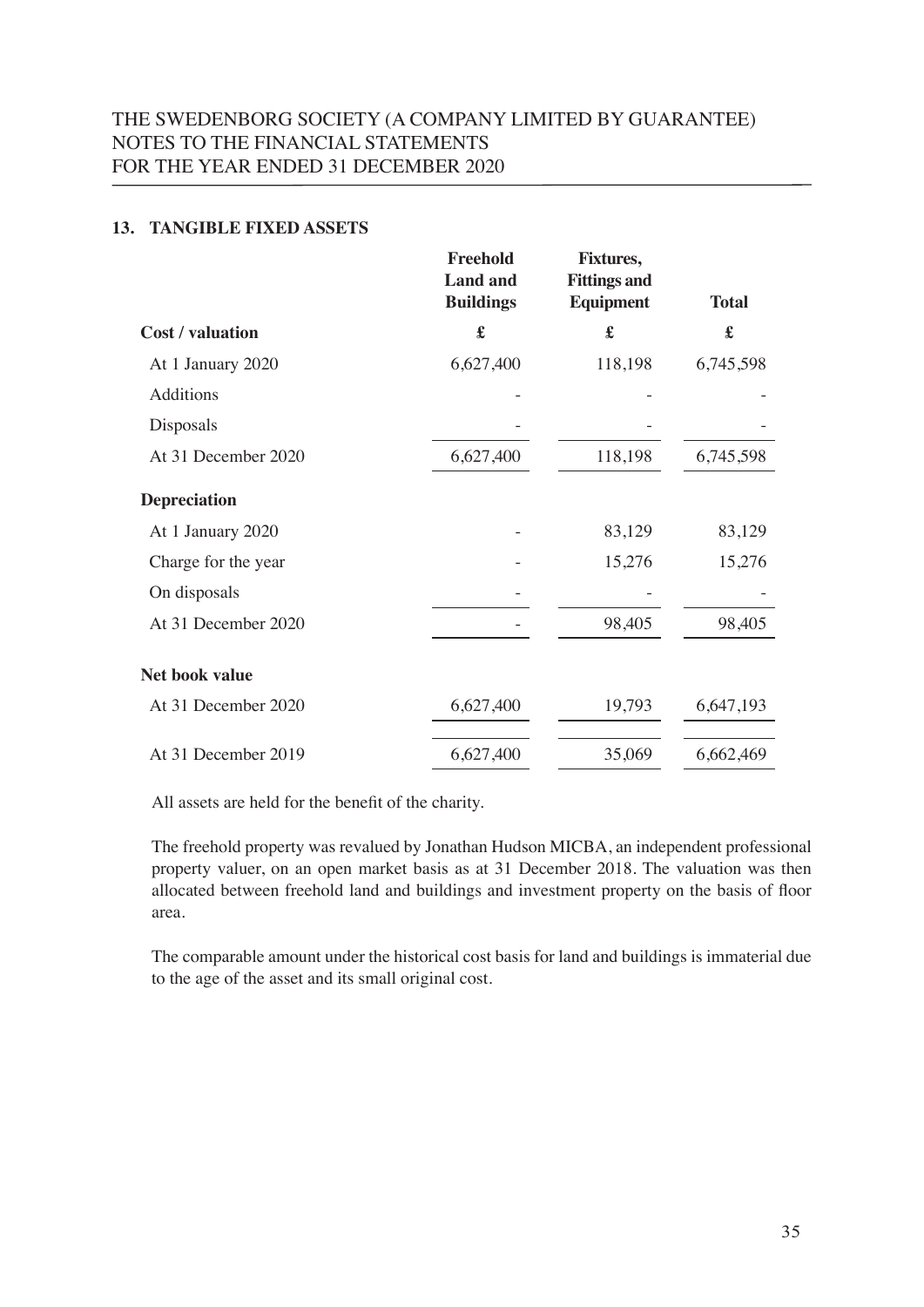## 13. TANGIBLE FIXED ASSETS

| | Freehold Land and Buildings | Fixtures, Fittings and Equipment | Total |
|---|---|---|---|
| **Cost / valuation** | **£** | **£** | **£** |
| At 1 January 2020 | 6,627,400 | 118,198 | 6,745,598 |
| Additions | - | - | - |
| Disposals | - | - | - |
| At 31 December 2020 | 6,627,400 | 118,198 | 6,745,598 |
| **Depreciation** | | | |
| At 1 January 2020 | - | 83,129 | 83,129 |
| Charge for the year | - | 15,276 | 15,276 |
| On disposals | - | - | - |
| At 31 December 2020 | - | 98,405 | 98,405 |
| **Net book value** | | | |
| At 31 December 2020 | 6,627,400 | 19,793 | 6,647,193 |
| At 31 December 2019 | 6,627,400 | 35,069 | 6,662,469 |

All assets are held for the benefit of the charity.

The freehold property was revalued by Jonathan Hudson MICBA, an independent professional property valuer, on an open market basis as at 31 December 2018. The valuation was then allocated between freehold land and buildings and investment property on the basis of floor area.

The comparable amount under the historical cost basis for land and buildings is immaterial due to the age of the asset and its small original cost.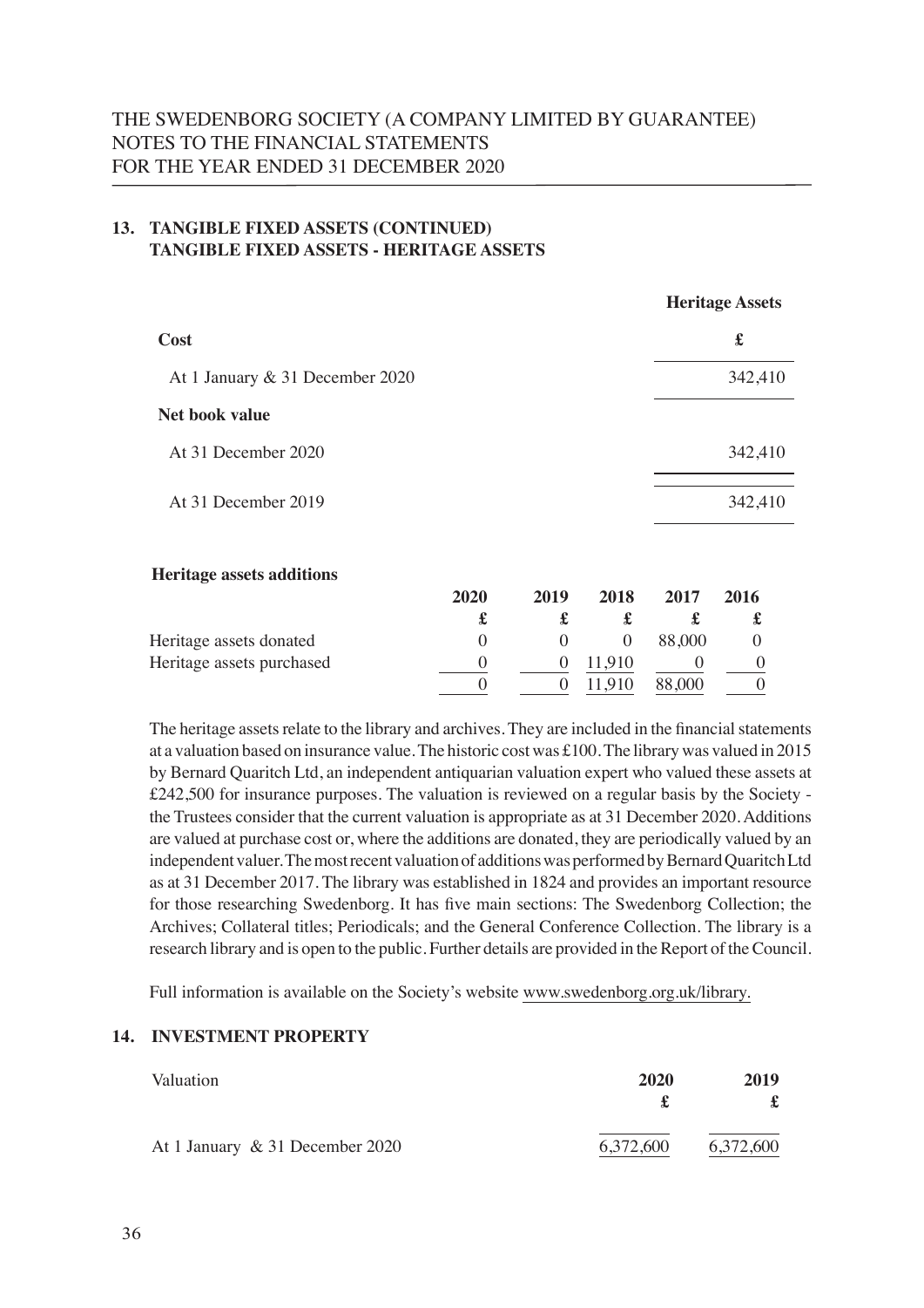## 13. TANGIBLE FIXED ASSETS (CONTINUED)
### TANGIBLE FIXED ASSETS - HERITAGE ASSETS

| | Heritage Assets |
|---|---|
| **Cost** | **£** |
| At 1 January & 31 December 2020 | 342,410 |
| **Net book value** | |
| At 31 December 2020 | 342,410 |
| At 31 December 2019 | 342,410 |

**Heritage assets additions**

| | 2020 | 2019 | 2018 | 2017 | 2016 |
|---|---|---|---|---|---|
| | £ | £ | £ | £ | £ |
| Heritage assets donated | 0 | 0 | 0 | 88,000 | 0 |
| Heritage assets purchased | 0 | 0 | 11,910 | 0 | 0 |
| | 0 | 0 | 11,910 | 88,000 | 0 |

The heritage assets relate to the library and archives. They are included in the financial statements at a valuation based on insurance value. The historic cost was £100. The library was valued in 2015 by Bernard Quaritch Ltd, an independent antiquarian valuation expert who valued these assets at £242,500 for insurance purposes. The valuation is reviewed on a regular basis by the Society - the Trustees consider that the current valuation is appropriate as at 31 December 2020. Additions are valued at purchase cost or, where the additions are donated, they are periodically valued by an independent valuer. The most recent valuation of additions was performed by Bernard Quaritch Ltd as at 31 December 2017. The library was established in 1824 and provides an important resource for those researching Swedenborg. It has five main sections: The Swedenborg Collection; the Archives; Collateral titles; Periodicals; and the General Conference Collection. The library is a research library and is open to the public. Further details are provided in the Report of the Council.

Full information is available on the Society's website www.swedenborg.org.uk/library.

## 14. INVESTMENT PROPERTY

| Valuation | 2020 | 2019 |
|---|---|---|
| | £ | £ |
| At 1 January & 31 December 2020 | 6,372,600 | 6,372,600 |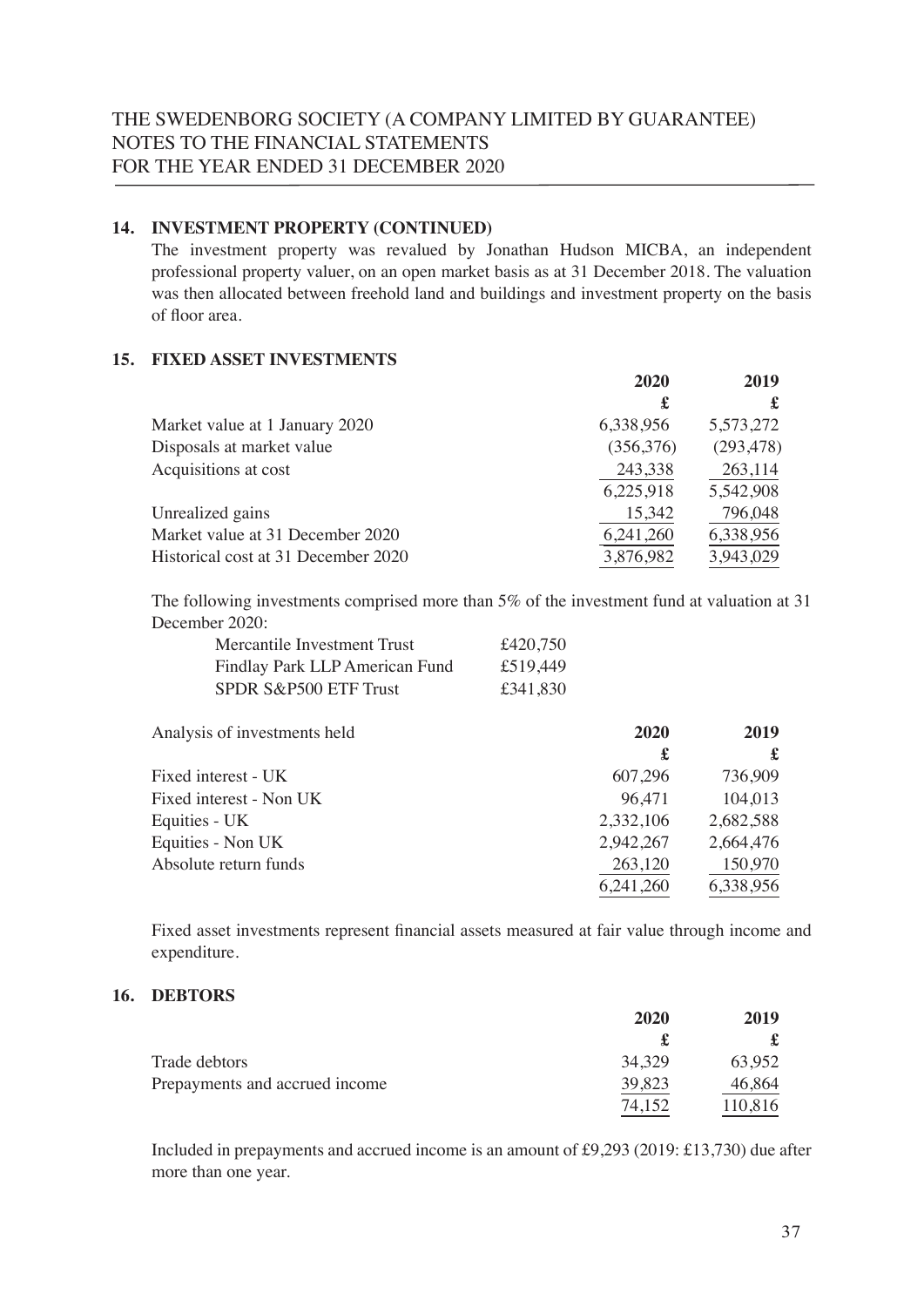## 14. INVESTMENT PROPERTY (CONTINUED)

The investment property was revalued by Jonathan Hudson MICBA, an independent professional property valuer, on an open market basis as at 31 December 2018. The valuation was then allocated between freehold land and buildings and investment property on the basis of floor area.

## 15. FIXED ASSET INVESTMENTS

| | 2020 | 2019 |
|---|---|---|
| | £ | £ |
| Market value at 1 January 2020 | 6,338,956 | 5,573,272 |
| Disposals at market value | (356,376) | (293,478) |
| Acquisitions at cost | 243,338 | 263,114 |
| | 6,225,918 | 5,542,908 |
| Unrealized gains | 15,342 | 796,048 |
| Market value at 31 December 2020 | 6,241,260 | 6,338,956 |
| Historical cost at 31 December 2020 | 3,876,982 | 3,943,029 |

The following investments comprised more than 5% of the investment fund at valuation at 31 December 2020:

| | |
|---|---|
| Mercantile Investment Trust | £420,750 |
| Findlay Park LLP American Fund | £519,449 |
| SPDR S&P500 ETF Trust | £341,830 |

| Analysis of investments held | 2020 | 2019 |
|---|---|---|
| | £ | £ |
| Fixed interest - UK | 607,296 | 736,909 |
| Fixed interest - Non UK | 96,471 | 104,013 |
| Equities - UK | 2,332,106 | 2,682,588 |
| Equities - Non UK | 2,942,267 | 2,664,476 |
| Absolute return funds | 263,120 | 150,970 |
| | 6,241,260 | 6,338,956 |

Fixed asset investments represent financial assets measured at fair value through income and expenditure.

## 16. DEBTORS

| | 2020 | 2019 |
|---|---|---|
| | £ | £ |
| Trade debtors | 34,329 | 63,952 |
| Prepayments and accrued income | 39,823 | 46,864 |
| | 74,152 | 110,816 |

Included in prepayments and accrued income is an amount of £9,293 (2019: £13,730) due after more than one year.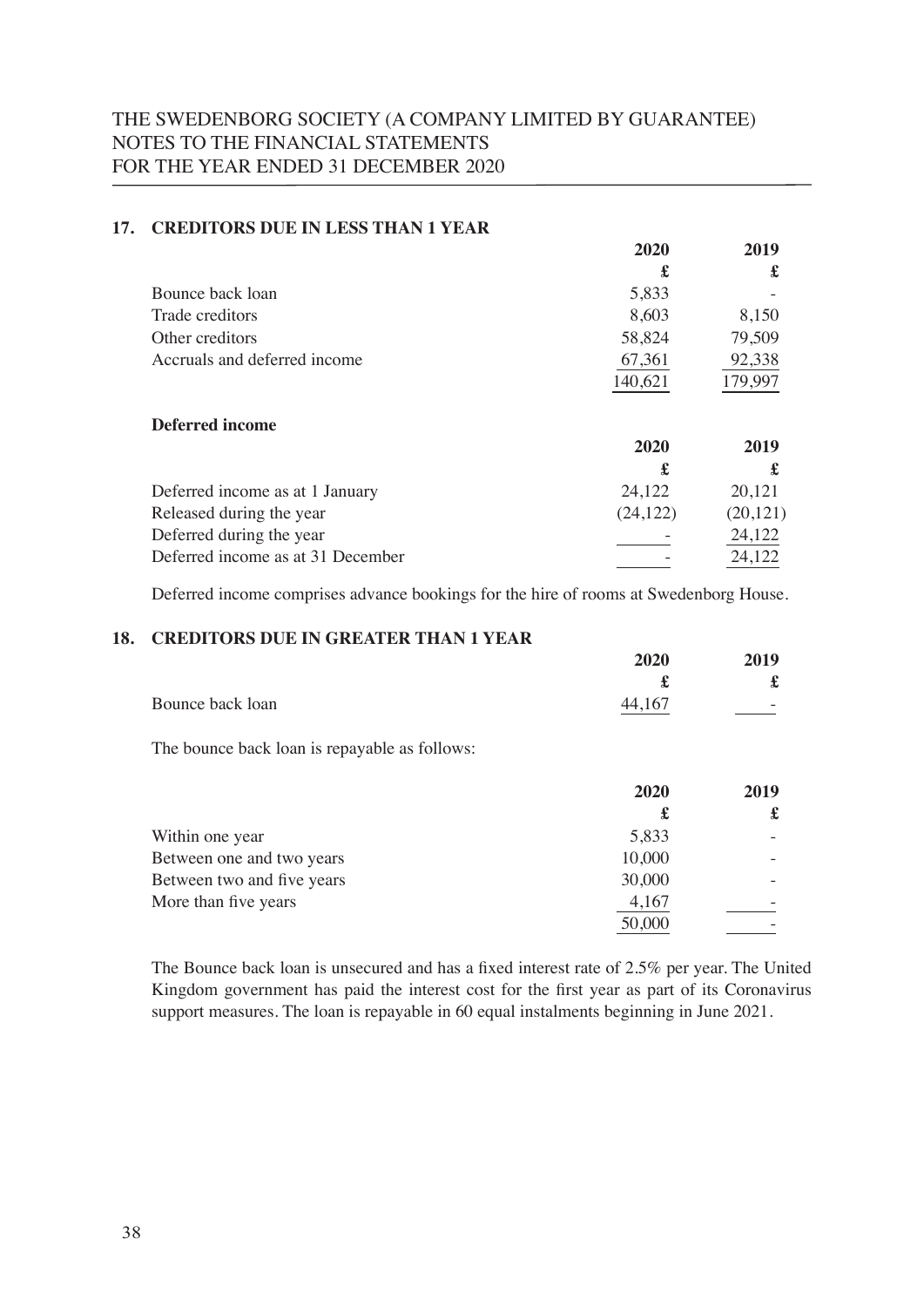THE SWEDENBORG SOCIETY (A COMPANY LIMITED BY GUARANTEE)
NOTES TO THE FINANCIAL STATEMENTS
FOR THE YEAR ENDED 31 DECEMBER 2020

## 17. CREDITORS DUE IN LESS THAN 1 YEAR

| | 2020 | 2019 |
|---|---|---|
| | £ | £ |
| Bounce back loan | 5,833 | - |
| Trade creditors | 8,603 | 8,150 |
| Other creditors | 58,824 | 79,509 |
| Accruals and deferred income | 67,361 | 92,338 |
| | 140,621 | 179,997 |

### Deferred income

| | 2020 | 2019 |
|---|---|---|
| | £ | £ |
| Deferred income as at 1 January | 24,122 | 20,121 |
| Released during the year | (24,122) | (20,121) |
| Deferred during the year | - | 24,122 |
| Deferred income as at 31 December | - | 24,122 |

Deferred income comprises advance bookings for the hire of rooms at Swedenborg House.

## 18. CREDITORS DUE IN GREATER THAN 1 YEAR

| | 2020 | 2019 |
|---|---|---|
| | £ | £ |
| Bounce back loan | 44,167 | - |

The bounce back loan is repayable as follows:

| | 2020 | 2019 |
|---|---|---|
| | £ | £ |
| Within one year | 5,833 | - |
| Between one and two years | 10,000 | - |
| Between two and five years | 30,000 | - |
| More than five years | 4,167 | - |
| | 50,000 | - |

The Bounce back loan is unsecured and has a fixed interest rate of 2.5% per year. The United Kingdom government has paid the interest cost for the first year as part of its Coronavirus support measures. The loan is repayable in 60 equal instalments beginning in June 2021.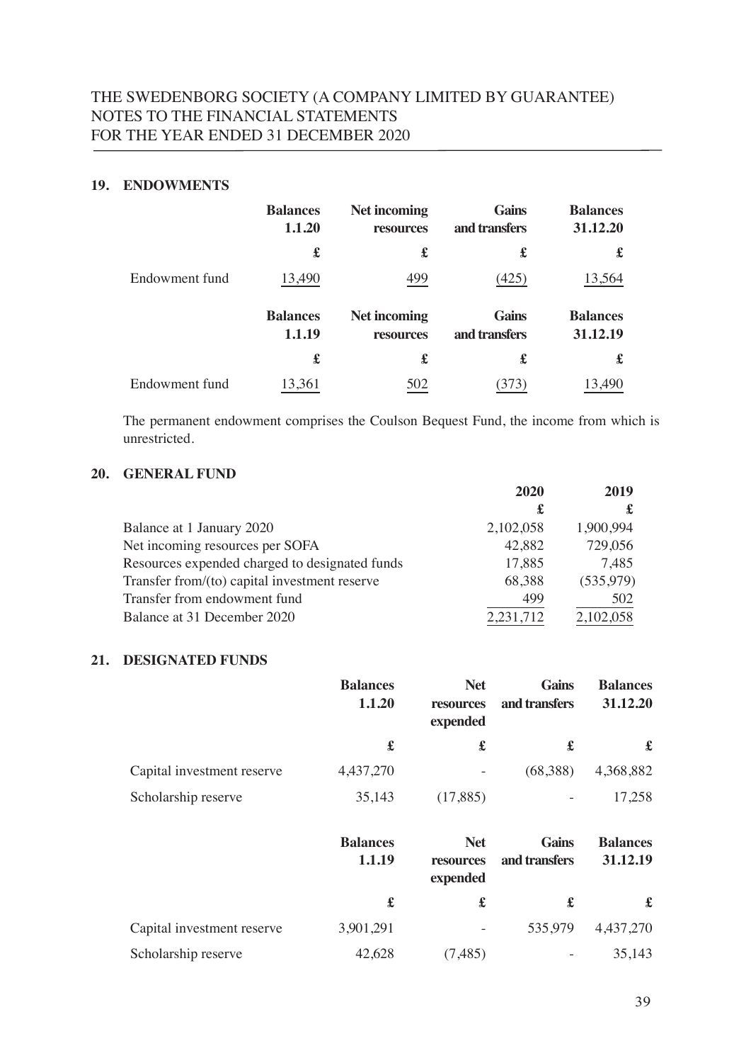## 19. ENDOWMENTS

| | Balances 1.1.20 | Net incoming resources | Gains and transfers | Balances 31.12.20 |
|---|---|---|---|---|
| | £ | £ | £ | £ |
| Endowment fund | 13,490 | 499 | (425) | 13,564 |

| | Balances 1.1.19 | Net incoming resources | Gains and transfers | Balances 31.12.19 |
|---|---|---|---|---|
| | £ | £ | £ | £ |
| Endowment fund | 13,361 | 502 | (373) | 13,490 |

The permanent endowment comprises the Coulson Bequest Fund, the income from which is unrestricted.

## 20. GENERAL FUND

| | 2020 | 2019 |
|---|---|---|
| | £ | £ |
| Balance at 1 January 2020 | 2,102,058 | 1,900,994 |
| Net incoming resources per SOFA | 42,882 | 729,056 |
| Resources expended charged to designated funds | 17,885 | 7,485 |
| Transfer from/(to) capital investment reserve | 68,388 | (535,979) |
| Transfer from endowment fund | 499 | 502 |
| Balance at 31 December 2020 | 2,231,712 | 2,102,058 |

## 21. DESIGNATED FUNDS

| | Balances 1.1.20 | Net resources expended | Gains and transfers | Balances 31.12.20 |
|---|---|---|---|---|
| | £ | £ | £ | £ |
| Capital investment reserve | 4,437,270 | - | (68,388) | 4,368,882 |
| Scholarship reserve | 35,143 | (17,885) | - | 17,258 |

| | Balances 1.1.19 | Net resources expended | Gains and transfers | Balances 31.12.19 |
|---|---|---|---|---|
| | £ | £ | £ | £ |
| Capital investment reserve | 3,901,291 | - | 535,979 | 4,437,270 |
| Scholarship reserve | 42,628 | (7,485) | - | 35,143 |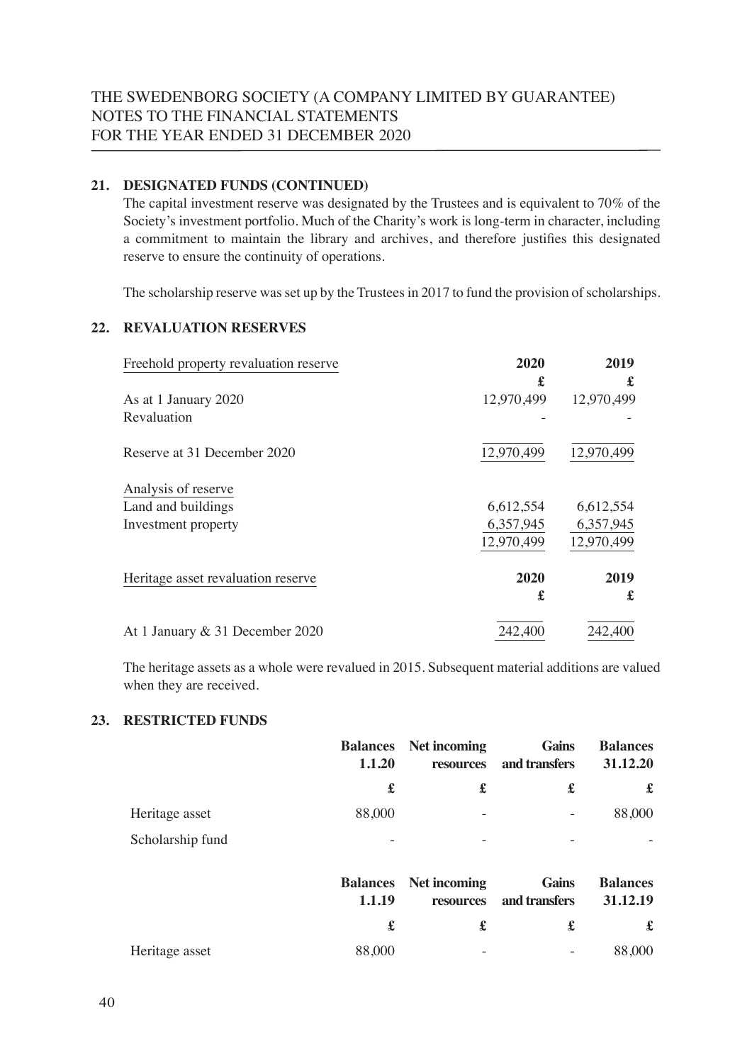### 21. DESIGNATED FUNDS (CONTINUED)

The capital investment reserve was designated by the Trustees and is equivalent to 70% of the Society's investment portfolio. Much of the Charity's work is long-term in character, including a commitment to maintain the library and archives, and therefore justifies this designated reserve to ensure the continuity of operations.

The scholarship reserve was set up by the Trustees in 2017 to fund the provision of scholarships.

### 22. REVALUATION RESERVES

| Freehold property revaluation reserve | 2020 | 2019 |
|---|---|---|
| | £ | £ |
| As at 1 January 2020 | 12,970,499 | 12,970,499 |
| Revaluation | - | - |
| Reserve at 31 December 2020 | 12,970,499 | 12,970,499 |
| Analysis of reserve | | |
| Land and buildings | 6,612,554 | 6,612,554 |
| Investment property | 6,357,945 | 6,357,945 |
| | 12,970,499 | 12,970,499 |

| Heritage asset revaluation reserve | 2020 | 2019 |
|---|---|---|
| | £ | £ |
| At 1 January & 31 December 2020 | 242,400 | 242,400 |

The heritage assets as a whole were revalued in 2015. Subsequent material additions are valued when they are received.

### 23. RESTRICTED FUNDS

| | Balances 1.1.20 | Net incoming resources | Gains and transfers | Balances 31.12.20 |
|---|---|---|---|---|
| | £ | £ | £ | £ |
| Heritage asset | 88,000 | - | - | 88,000 |
| Scholarship fund | - | - | - | - |

| | Balances 1.1.19 | Net incoming resources | Gains and transfers | Balances 31.12.19 |
|---|---|---|---|---|
| | £ | £ | £ | £ |
| Heritage asset | 88,000 | - | - | 88,000 |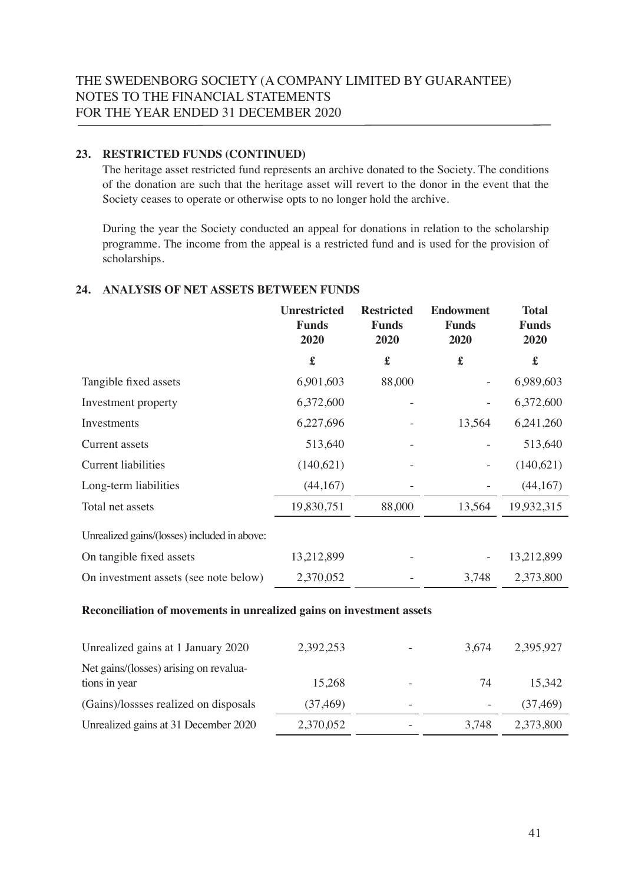## 23. RESTRICTED FUNDS (CONTINUED)

The heritage asset restricted fund represents an archive donated to the Society. The conditions of the donation are such that the heritage asset will revert to the donor in the event that the Society ceases to operate or otherwise opts to no longer hold the archive.

During the year the Society conducted an appeal for donations in relation to the scholarship programme. The income from the appeal is a restricted fund and is used for the provision of scholarships.

## 24. ANALYSIS OF NET ASSETS BETWEEN FUNDS

| | Unrestricted Funds 2020 | Restricted Funds 2020 | Endowment Funds 2020 | Total Funds 2020 |
|---|---|---|---|---|
| | £ | £ | £ | £ |
| Tangible fixed assets | 6,901,603 | 88,000 | - | 6,989,603 |
| Investment property | 6,372,600 | - | - | 6,372,600 |
| Investments | 6,227,696 | - | 13,564 | 6,241,260 |
| Current assets | 513,640 | - | - | 513,640 |
| Current liabilities | (140,621) | - | - | (140,621) |
| Long-term liabilities | (44,167) | - | - | (44,167) |
| Total net assets | 19,830,751 | 88,000 | 13,564 | 19,932,315 |
| Unrealized gains/(losses) included in above: | | | | |
| On tangible fixed assets | 13,212,899 | - | - | 13,212,899 |
| On investment assets (see note below) | 2,370,052 | - | 3,748 | 2,373,800 |

**Reconciliation of movements in unrealized gains on investment assets**

| | | | | |
|---|---|---|---|---|
| Unrealized gains at 1 January 2020 | 2,392,253 | - | 3,674 | 2,395,927 |
| Net gains/(losses) arising on revaluations in year | 15,268 | - | 74 | 15,342 |
| (Gains)/lossses realized on disposals | (37,469) | - | - | (37,469) |
| Unrealized gains at 31 December 2020 | 2,370,052 | - | 3,748 | 2,373,800 |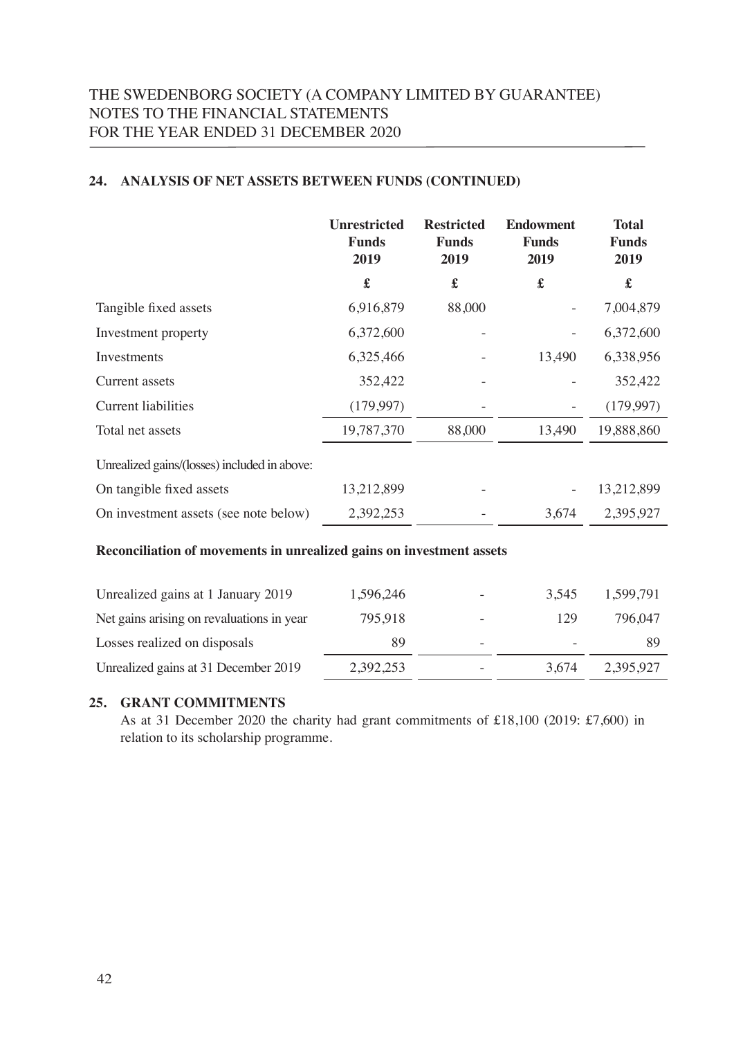THE SWEDENBORG SOCIETY (A COMPANY LIMITED BY GUARANTEE)
NOTES TO THE FINANCIAL STATEMENTS
FOR THE YEAR ENDED 31 DECEMBER 2020

## 24. ANALYSIS OF NET ASSETS BETWEEN FUNDS (CONTINUED)

| | Unrestricted Funds 2019 | Restricted Funds 2019 | Endowment Funds 2019 | Total Funds 2019 |
|---|---|---|---|---|
| | £ | £ | £ | £ |
| Tangible fixed assets | 6,916,879 | 88,000 | - | 7,004,879 |
| Investment property | 6,372,600 | - | - | 6,372,600 |
| Investments | 6,325,466 | - | 13,490 | 6,338,956 |
| Current assets | 352,422 | - | - | 352,422 |
| Current liabilities | (179,997) | - | - | (179,997) |
| Total net assets | 19,787,370 | 88,000 | 13,490 | 19,888,860 |
| Unrealized gains/(losses) included in above: | | | | |
| On tangible fixed assets | 13,212,899 | - | - | 13,212,899 |
| On investment assets (see note below) | 2,392,253 | - | 3,674 | 2,395,927 |

**Reconciliation of movements in unrealized gains on investment assets**

| | | | | |
|---|---|---|---|---|
| Unrealized gains at 1 January 2019 | 1,596,246 | - | 3,545 | 1,599,791 |
| Net gains arising on revaluations in year | 795,918 | - | 129 | 796,047 |
| Losses realized on disposals | 89 | - | - | 89 |
| Unrealized gains at 31 December 2019 | 2,392,253 | - | 3,674 | 2,395,927 |

## 25. GRANT COMMITMENTS

As at 31 December 2020 the charity had grant commitments of £18,100 (2019: £7,600) in relation to its scholarship programme.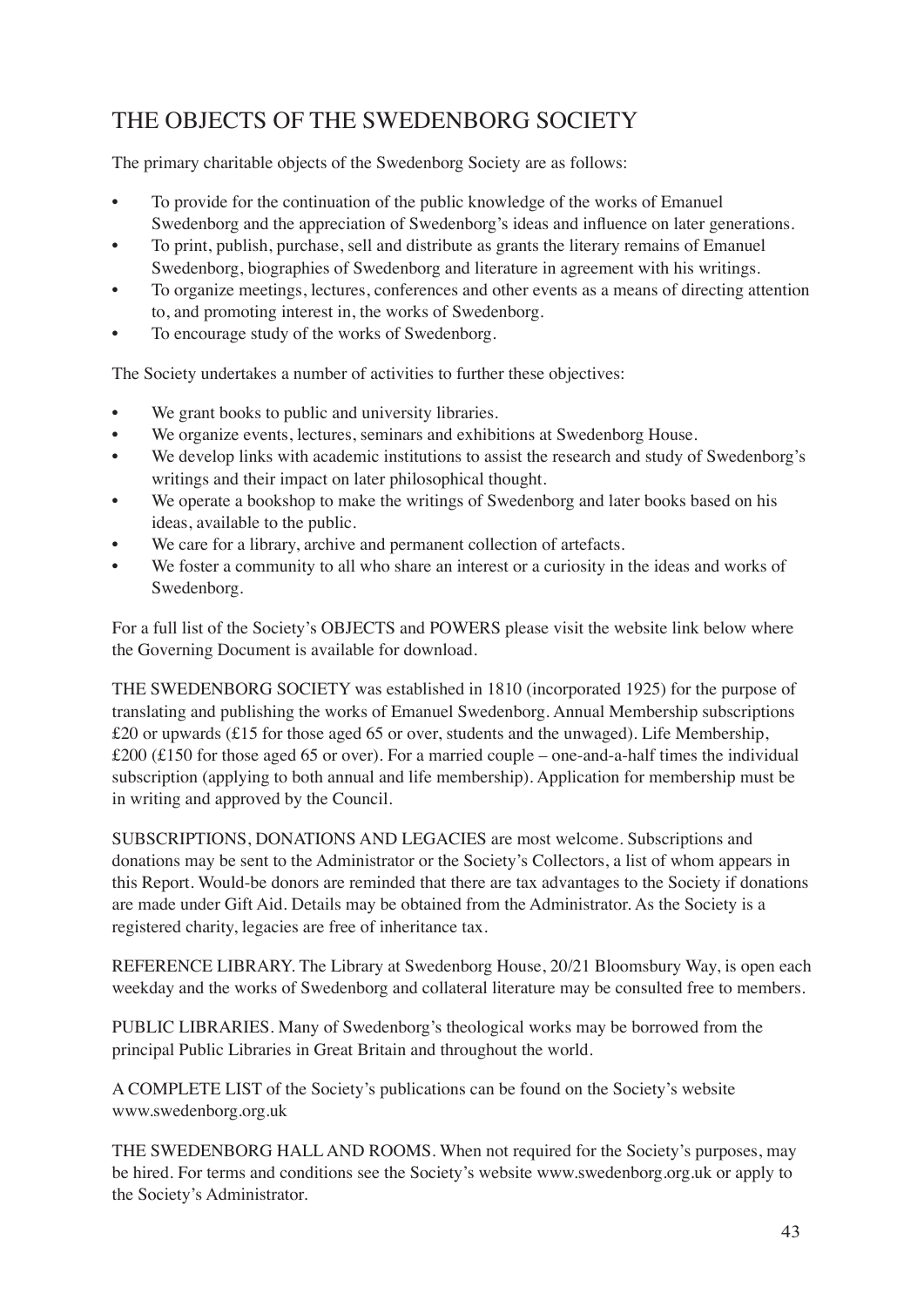# THE OBJECTS OF THE SWEDENBORG SOCIETY

The primary charitable objects of the Swedenborg Society are as follows:

- To provide for the continuation of the public knowledge of the works of Emanuel Swedenborg and the appreciation of Swedenborg's ideas and influence on later generations.
- To print, publish, purchase, sell and distribute as grants the literary remains of Emanuel Swedenborg, biographies of Swedenborg and literature in agreement with his writings.
- To organize meetings, lectures, conferences and other events as a means of directing attention to, and promoting interest in, the works of Swedenborg.
- To encourage study of the works of Swedenborg.

The Society undertakes a number of activities to further these objectives:

- We grant books to public and university libraries.
- We organize events, lectures, seminars and exhibitions at Swedenborg House.
- We develop links with academic institutions to assist the research and study of Swedenborg's writings and their impact on later philosophical thought.
- We operate a bookshop to make the writings of Swedenborg and later books based on his ideas, available to the public.
- We care for a library, archive and permanent collection of artefacts.
- We foster a community to all who share an interest or a curiosity in the ideas and works of Swedenborg.

For a full list of the Society's OBJECTS and POWERS please visit the website link below where the Governing Document is available for download.

THE SWEDENBORG SOCIETY was established in 1810 (incorporated 1925) for the purpose of translating and publishing the works of Emanuel Swedenborg. Annual Membership subscriptions £20 or upwards (£15 for those aged 65 or over, students and the unwaged). Life Membership, £200 (£150 for those aged 65 or over). For a married couple – one-and-a-half times the individual subscription (applying to both annual and life membership). Application for membership must be in writing and approved by the Council.

SUBSCRIPTIONS, DONATIONS AND LEGACIES are most welcome. Subscriptions and donations may be sent to the Administrator or the Society's Collectors, a list of whom appears in this Report. Would-be donors are reminded that there are tax advantages to the Society if donations are made under Gift Aid. Details may be obtained from the Administrator. As the Society is a registered charity, legacies are free of inheritance tax.

REFERENCE LIBRARY. The Library at Swedenborg House, 20/21 Bloomsbury Way, is open each weekday and the works of Swedenborg and collateral literature may be consulted free to members.

PUBLIC LIBRARIES. Many of Swedenborg's theological works may be borrowed from the principal Public Libraries in Great Britain and throughout the world.

A COMPLETE LIST of the Society's publications can be found on the Society's website www.swedenborg.org.uk

THE SWEDENBORG HALL AND ROOMS. When not required for the Society's purposes, may be hired. For terms and conditions see the Society's website www.swedenborg.org.uk or apply to the Society's Administrator.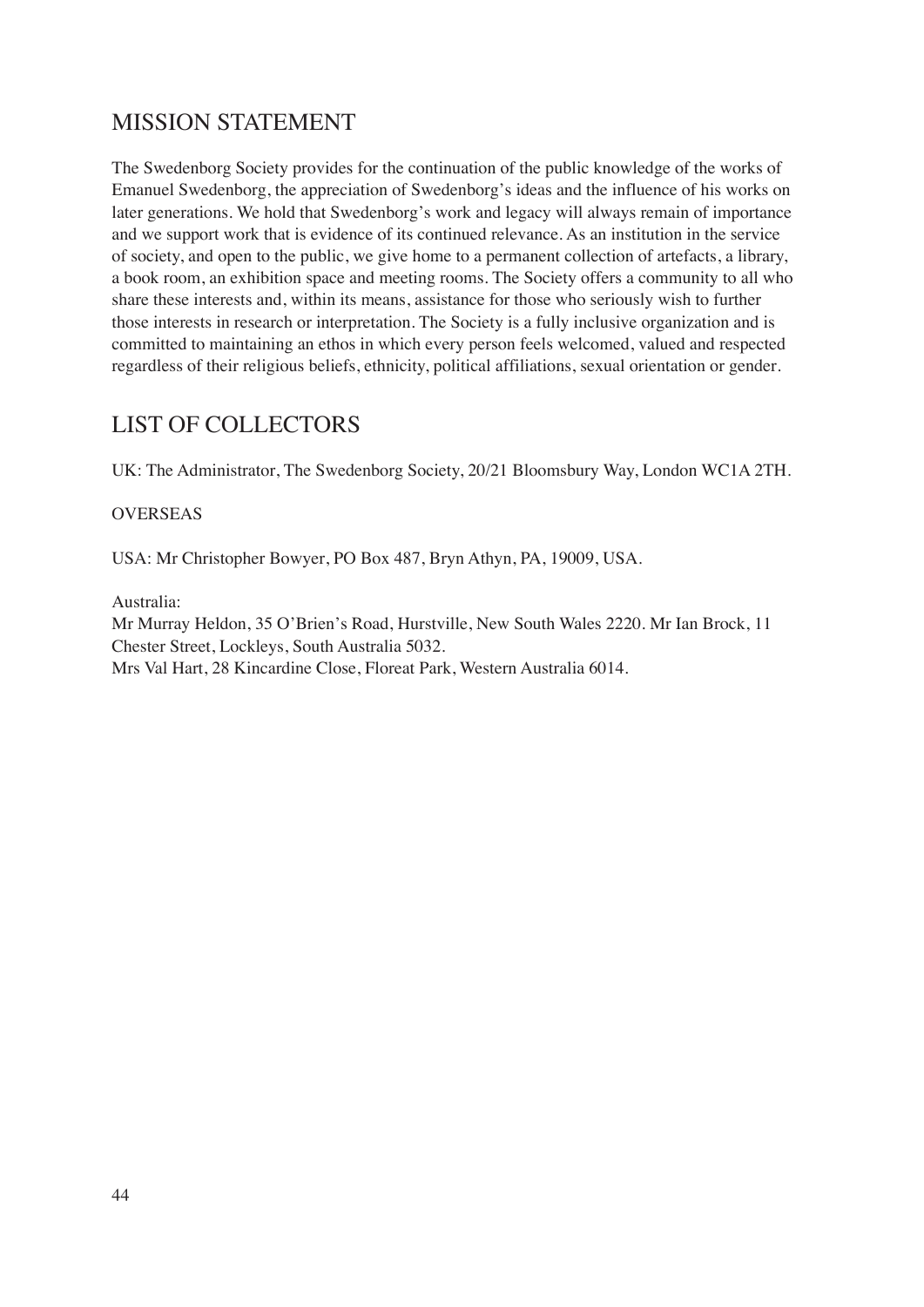## MISSION STATEMENT

The Swedenborg Society provides for the continuation of the public knowledge of the works of Emanuel Swedenborg, the appreciation of Swedenborg's ideas and the influence of his works on later generations. We hold that Swedenborg's work and legacy will always remain of importance and we support work that is evidence of its continued relevance. As an institution in the service of society, and open to the public, we give home to a permanent collection of artefacts, a library, a book room, an exhibition space and meeting rooms. The Society offers a community to all who share these interests and, within its means, assistance for those who seriously wish to further those interests in research or interpretation. The Society is a fully inclusive organization and is committed to maintaining an ethos in which every person feels welcomed, valued and respected regardless of their religious beliefs, ethnicity, political affiliations, sexual orientation or gender.

## LIST OF COLLECTORS

UK: The Administrator, The Swedenborg Society, 20/21 Bloomsbury Way, London WC1A 2TH.

OVERSEAS

USA: Mr Christopher Bowyer, PO Box 487, Bryn Athyn, PA, 19009, USA.

Australia:
Mr Murray Heldon, 35 O'Brien's Road, Hurstville, New South Wales 2220. Mr Ian Brock, 11 Chester Street, Lockleys, South Australia 5032.
Mrs Val Hart, 28 Kincardine Close, Floreat Park, Western Australia 6014.